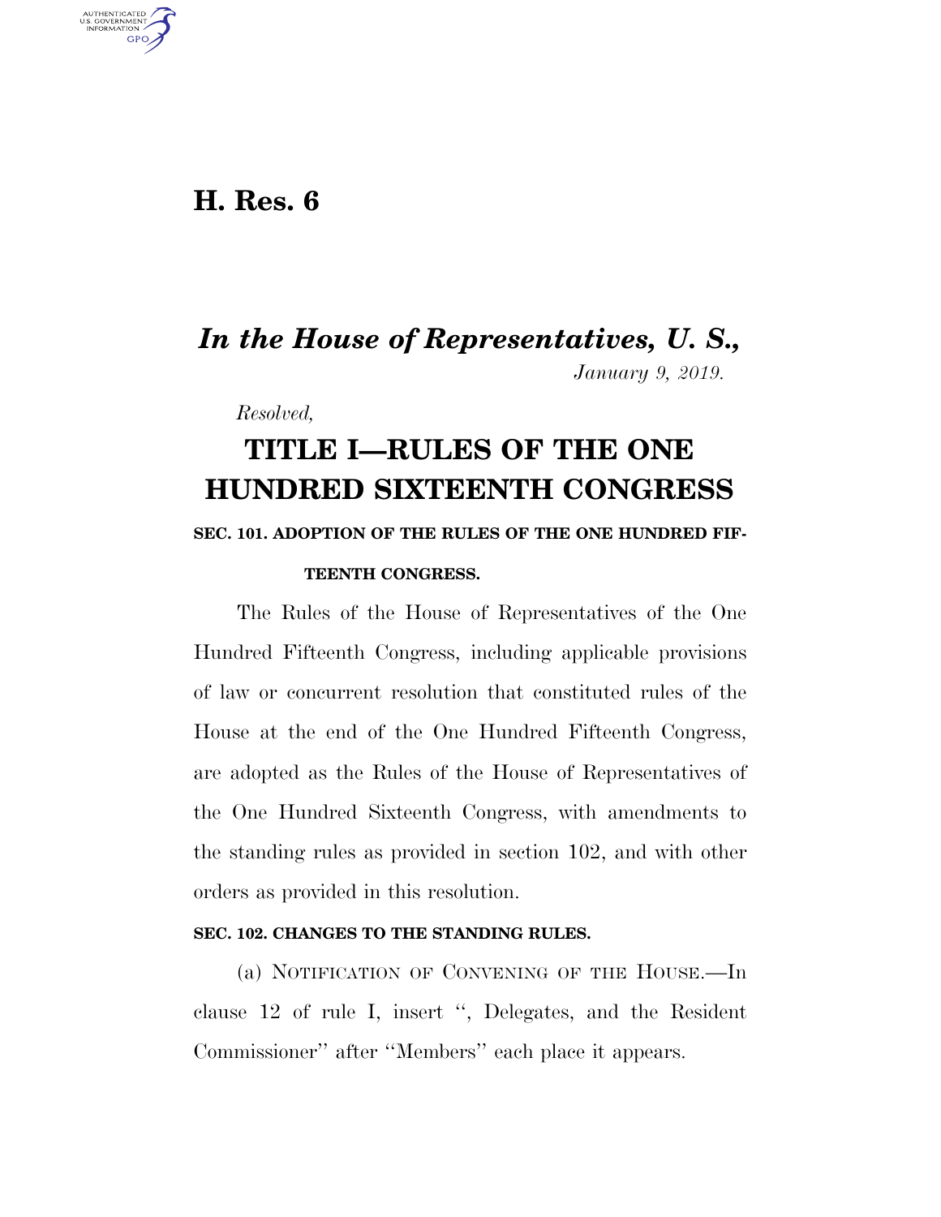# H. Res. 6

## *In the House of Representatives, U. S.,*

*January 9, 2019.*

*Resolved,*

# TITLE I—RULES OF THE ONE HUNDRED SIXTEENTH CONGRESS

### SEC. 101. ADOPTION OF THE RULES OF THE ONE HUNDRED FIFTEENTH CONGRESS.

The Rules of the House of Representatives of the One Hundred Fifteenth Congress, including applicable provisions of law or concurrent resolution that constituted rules of the House at the end of the One Hundred Fifteenth Congress, are adopted as the Rules of the House of Representatives of the One Hundred Sixteenth Congress, with amendments to the standing rules as provided in section 102, and with other orders as provided in this resolution.

### SEC. 102. CHANGES TO THE STANDING RULES.

(a) NOTIFICATION OF CONVENING OF THE HOUSE.—In clause 12 of rule I, insert '', Delegates, and the Resident Commissioner'' after ''Members'' each place it appears.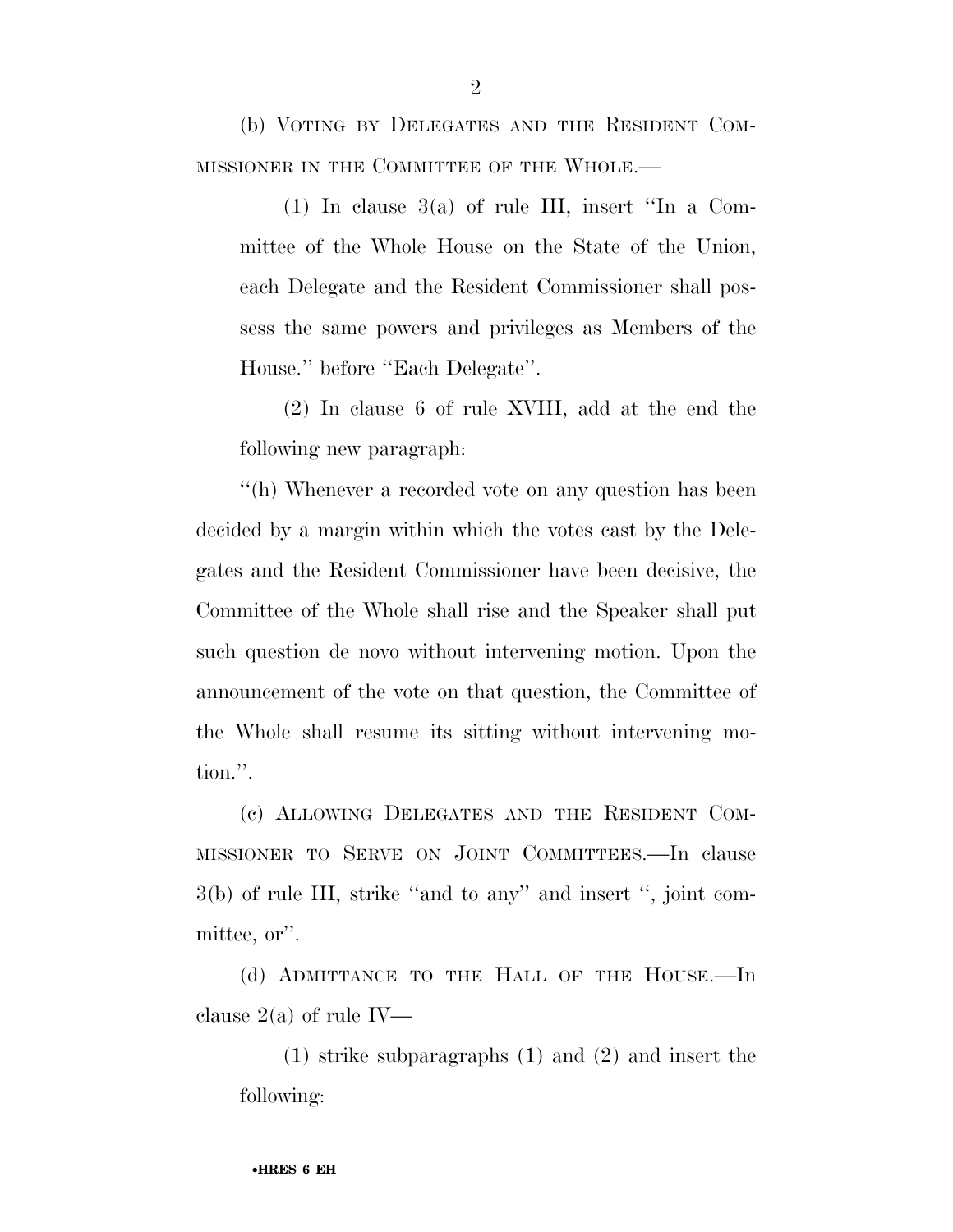(b) VOTING BY DELEGATES AND THE RESIDENT COMMISSIONER IN THE COMMITTEE OF THE WHOLE.—

(1) In clause 3(a) of rule III, insert "In a Committee of the Whole House on the State of the Union, each Delegate and the Resident Commissioner shall possess the same powers and privileges as Members of the House." before "Each Delegate".

(2) In clause 6 of rule XVIII, add at the end the following new paragraph:

"(h) Whenever a recorded vote on any question has been decided by a margin within which the votes cast by the Delegates and the Resident Commissioner have been decisive, the Committee of the Whole shall rise and the Speaker shall put such question de novo without intervening motion. Upon the announcement of the vote on that question, the Committee of the Whole shall resume its sitting without intervening motion.".

(c) ALLOWING DELEGATES AND THE RESIDENT COMMISSIONER TO SERVE ON JOINT COMMITTEES.—In clause 3(b) of rule III, strike "and to any" and insert ", joint committee, or".

(d) ADMITTANCE TO THE HALL OF THE HOUSE.—In clause 2(a) of rule IV—

(1) strike subparagraphs (1) and (2) and insert the following: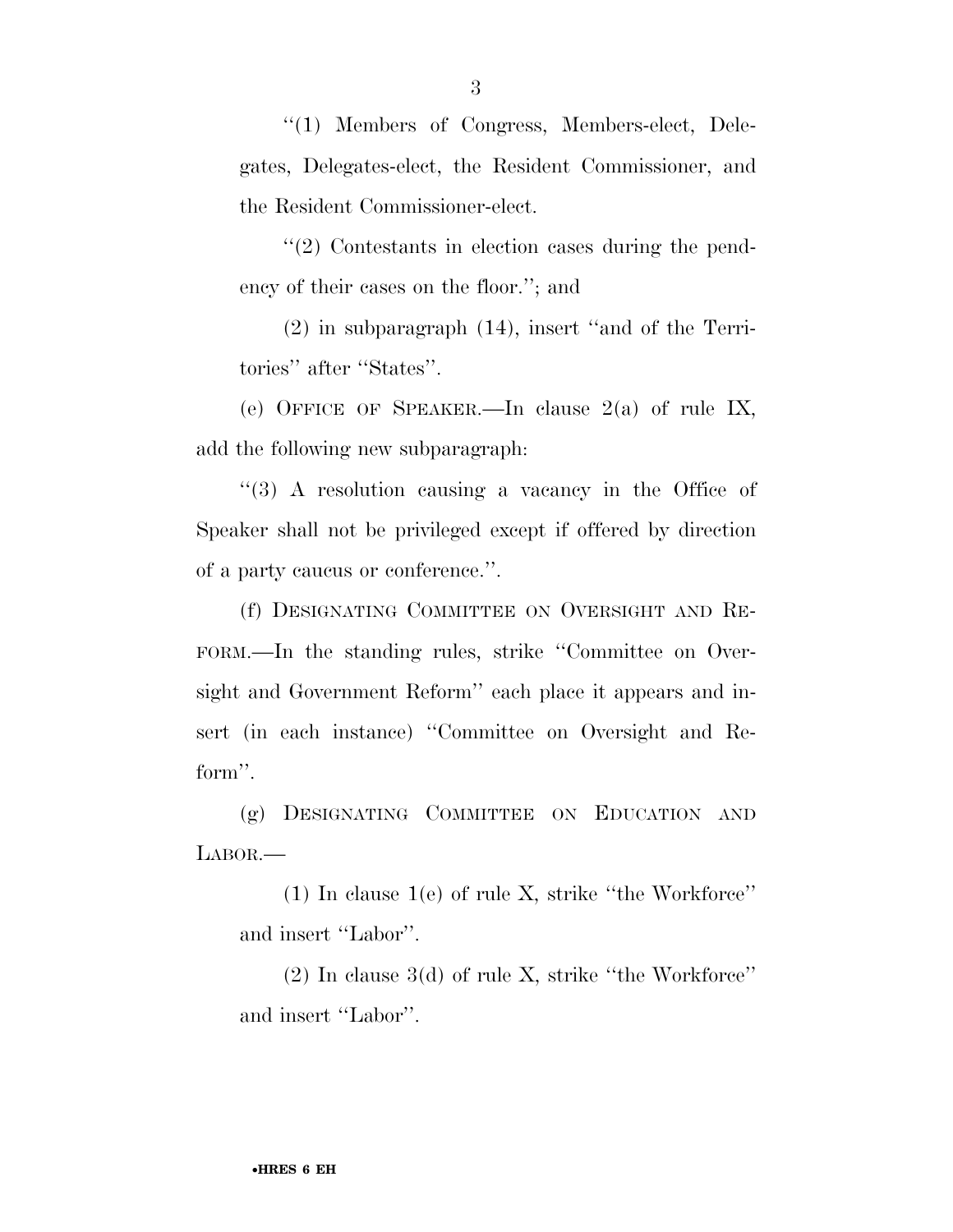''(1) Members of Congress, Members-elect, Delegates, Delegates-elect, the Resident Commissioner, and the Resident Commissioner-elect.

''(2) Contestants in election cases during the pendency of their cases on the floor.''; and

(2) in subparagraph (14), insert ''and of the Territories'' after ''States''.

(e) OFFICE OF SPEAKER.—In clause 2(a) of rule IX, add the following new subparagraph:

''(3) A resolution causing a vacancy in the Office of Speaker shall not be privileged except if offered by direction of a party caucus or conference.''.

(f) DESIGNATING COMMITTEE ON OVERSIGHT AND REFORM.—In the standing rules, strike ''Committee on Oversight and Government Reform'' each place it appears and insert (in each instance) ''Committee on Oversight and Reform''.

(g) DESIGNATING COMMITTEE ON EDUCATION AND LABOR.—

(1) In clause 1(e) of rule X, strike ''the Workforce'' and insert ''Labor''.

(2) In clause 3(d) of rule X, strike ''the Workforce'' and insert ''Labor''.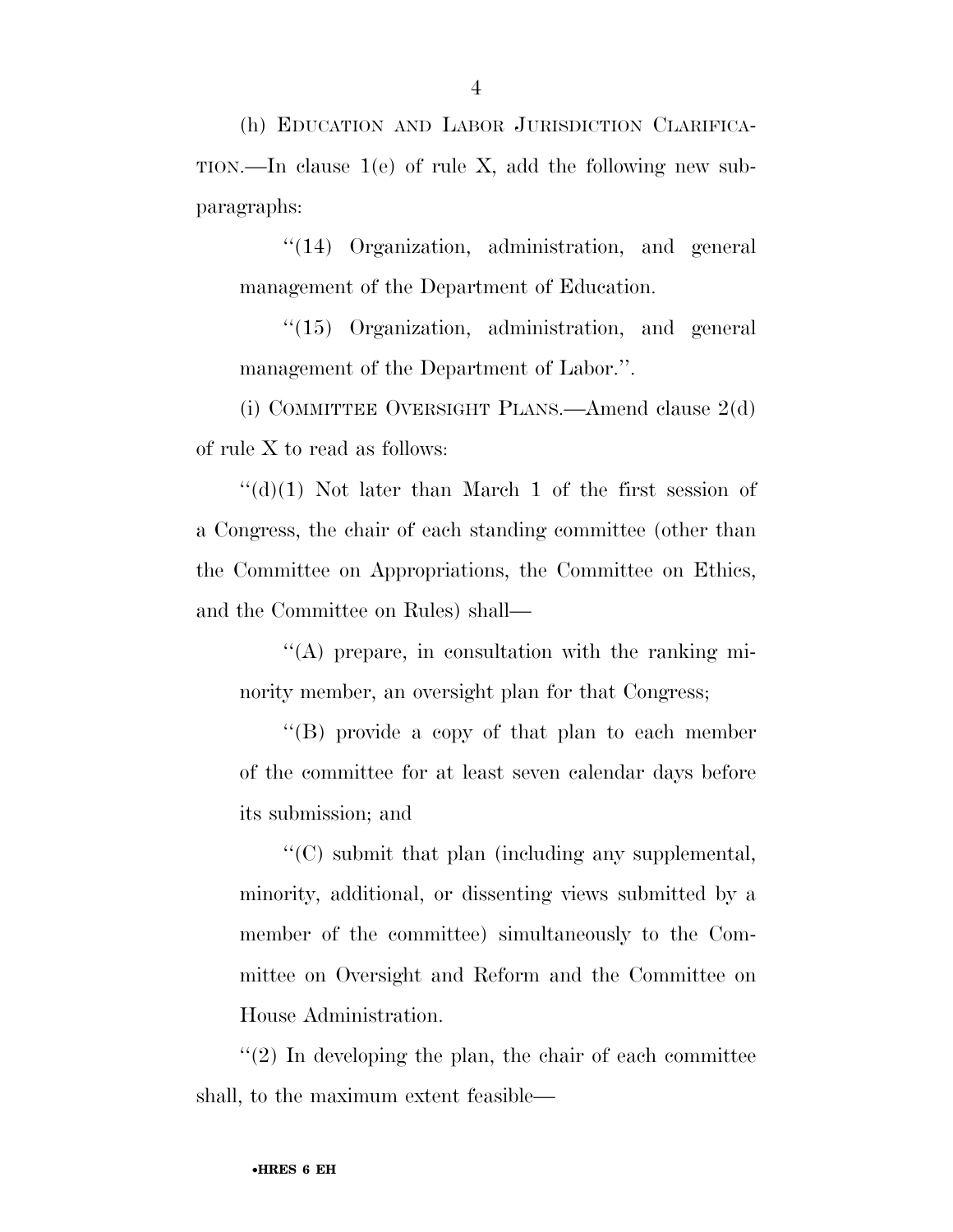(h) Education and Labor Jurisdiction Clarification.—In clause 1(e) of rule X, add the following new subparagraphs:

''(14) Organization, administration, and general management of the Department of Education.

''(15) Organization, administration, and general management of the Department of Labor.''.

(i) Committee Oversight Plans.—Amend clause 2(d) of rule X to read as follows:

''(d)(1) Not later than March 1 of the first session of a Congress, the chair of each standing committee (other than the Committee on Appropriations, the Committee on Ethics, and the Committee on Rules) shall—

''(A) prepare, in consultation with the ranking minority member, an oversight plan for that Congress;

''(B) provide a copy of that plan to each member of the committee for at least seven calendar days before its submission; and

''(C) submit that plan (including any supplemental, minority, additional, or dissenting views submitted by a member of the committee) simultaneously to the Committee on Oversight and Reform and the Committee on House Administration.

''(2) In developing the plan, the chair of each committee shall, to the maximum extent feasible—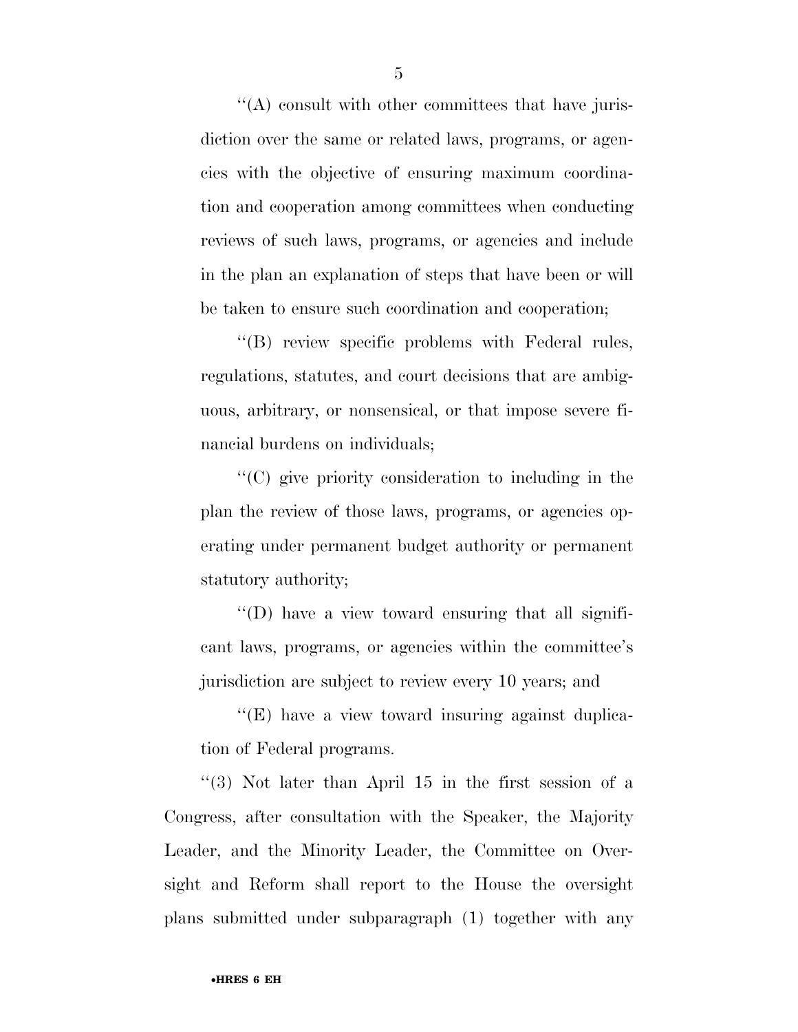''(A) consult with other committees that have jurisdiction over the same or related laws, programs, or agencies with the objective of ensuring maximum coordination and cooperation among committees when conducting reviews of such laws, programs, or agencies and include in the plan an explanation of steps that have been or will be taken to ensure such coordination and cooperation;

''(B) review specific problems with Federal rules, regulations, statutes, and court decisions that are ambiguous, arbitrary, or nonsensical, or that impose severe financial burdens on individuals;

''(C) give priority consideration to including in the plan the review of those laws, programs, or agencies operating under permanent budget authority or permanent statutory authority;

''(D) have a view toward ensuring that all significant laws, programs, or agencies within the committee's jurisdiction are subject to review every 10 years; and

''(E) have a view toward insuring against duplication of Federal programs.

''(3) Not later than April 15 in the first session of a Congress, after consultation with the Speaker, the Majority Leader, and the Minority Leader, the Committee on Oversight and Reform shall report to the House the oversight plans submitted under subparagraph (1) together with any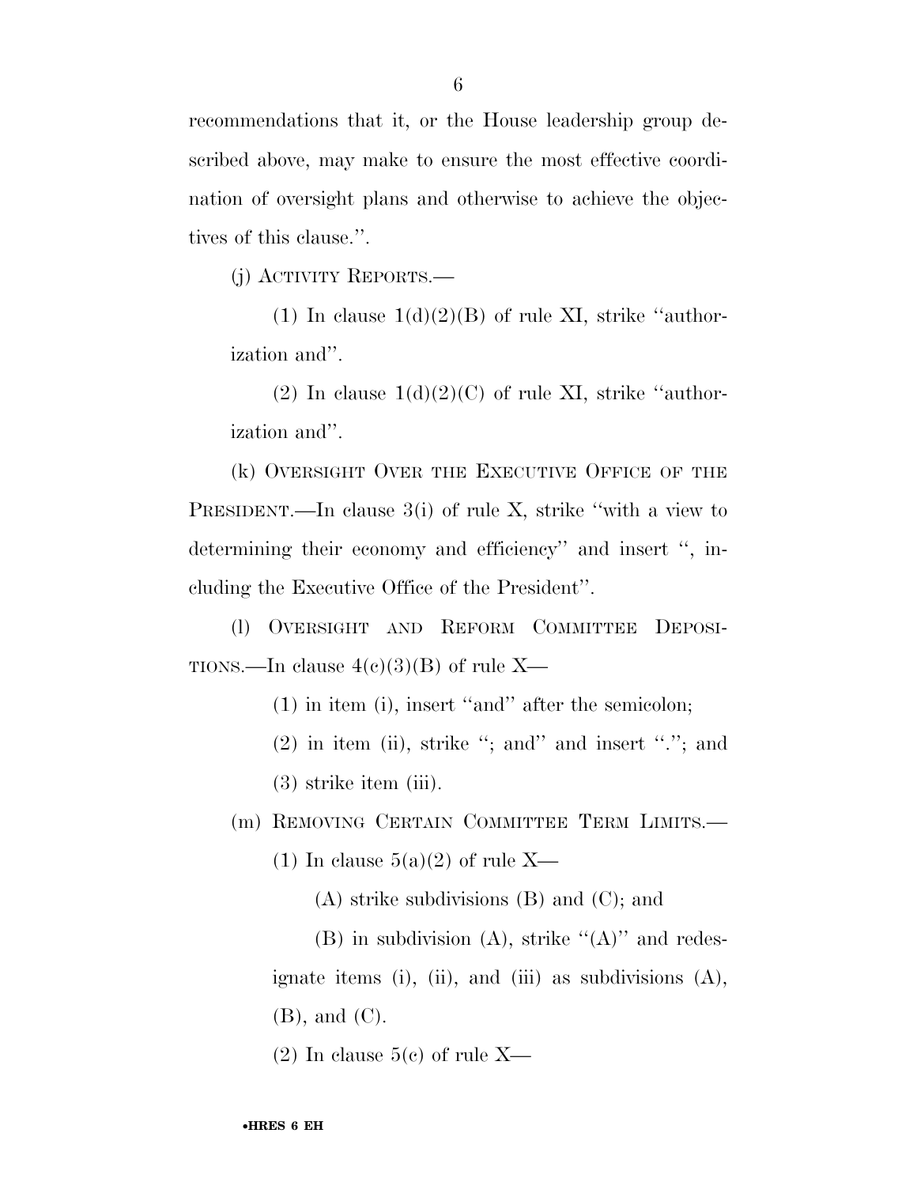recommendations that it, or the House leadership group described above, may make to ensure the most effective coordination of oversight plans and otherwise to achieve the objectives of this clause.''.

(j) ACTIVITY REPORTS.—

(1) In clause 1(d)(2)(B) of rule XI, strike ''authorization and''.

(2) In clause 1(d)(2)(C) of rule XI, strike ''authorization and''.

(k) OVERSIGHT OVER THE EXECUTIVE OFFICE OF THE PRESIDENT.—In clause 3(i) of rule X, strike ''with a view to determining their economy and efficiency'' and insert '', including the Executive Office of the President''.

(l) OVERSIGHT AND REFORM COMMITTEE DEPOSITIONS.—In clause 4(c)(3)(B) of rule X—

(1) in item (i), insert ''and'' after the semicolon;

(2) in item (ii), strike ''; and'' and insert ''.''; and

(3) strike item (iii).

(m) REMOVING CERTAIN COMMITTEE TERM LIMITS.—

(1) In clause 5(a)(2) of rule X—

(A) strike subdivisions (B) and (C); and

(B) in subdivision (A), strike ''(A)'' and redesignate items (i), (ii), and (iii) as subdivisions (A), (B), and (C).

(2) In clause 5(c) of rule X—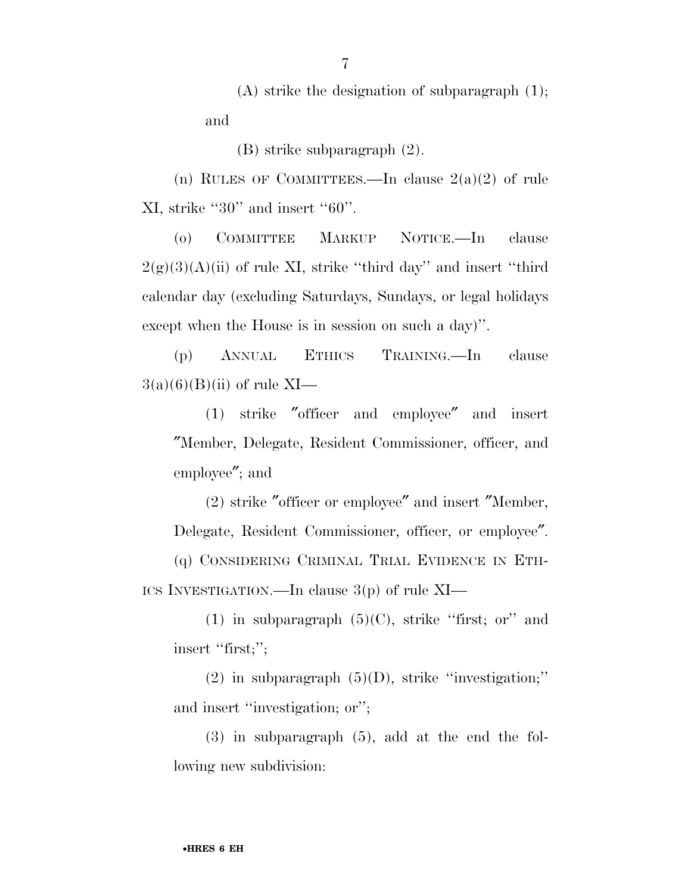(A) strike the designation of subparagraph (1); and

(B) strike subparagraph (2).

(n) RULES OF COMMITTEES.—In clause 2(a)(2) of rule XI, strike ''30'' and insert ''60''.

(o) COMMITTEE MARKUP NOTICE.—In clause 2(g)(3)(A)(ii) of rule XI, strike ''third day'' and insert ''third calendar day (excluding Saturdays, Sundays, or legal holidays except when the House is in session on such a day)''.

(p) ANNUAL ETHICS TRAINING.—In clause 3(a)(6)(B)(ii) of rule XI—

(1) strike "officer and employee" and insert "Member, Delegate, Resident Commissioner, officer, and employee"; and

(2) strike "officer or employee" and insert "Member, Delegate, Resident Commissioner, officer, or employee".

(q) CONSIDERING CRIMINAL TRIAL EVIDENCE IN ETHICS INVESTIGATION.—In clause 3(p) of rule XI—

(1) in subparagraph (5)(C), strike ''first; or'' and insert ''first;'';

(2) in subparagraph (5)(D), strike ''investigation;'' and insert ''investigation; or'';

(3) in subparagraph (5), add at the end the following new subdivision: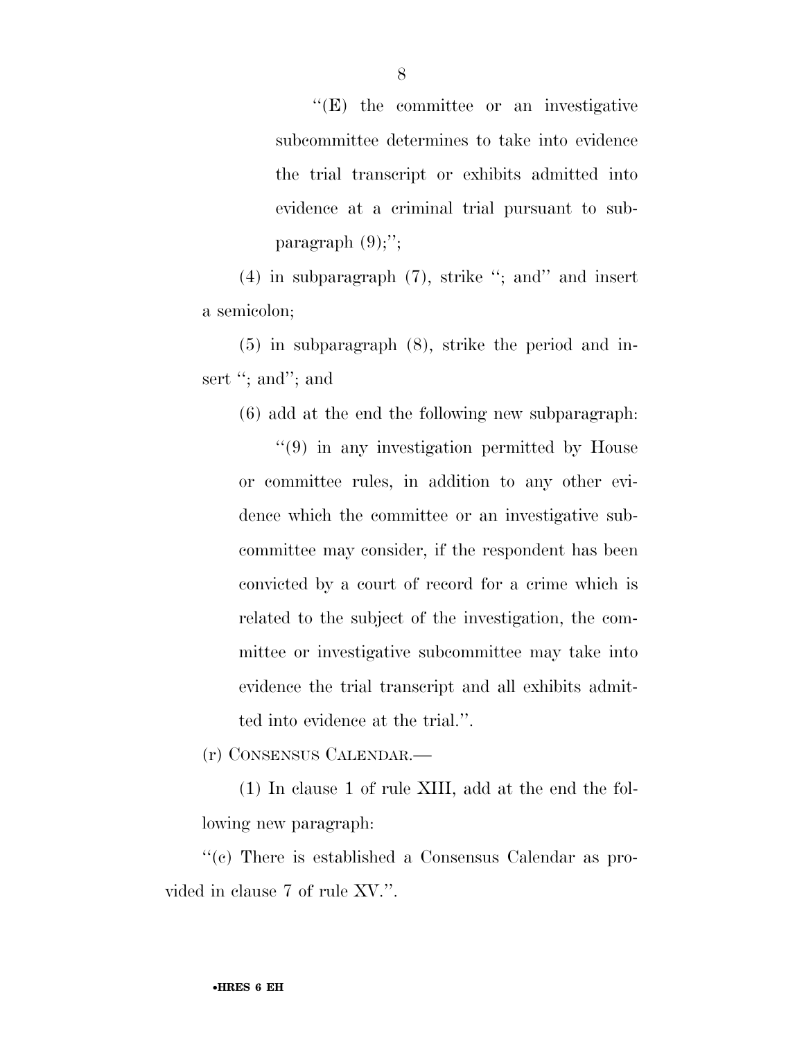"(E) the committee or an investigative subcommittee determines to take into evidence the trial transcript or exhibits admitted into evidence at a criminal trial pursuant to subparagraph (9);";

(4) in subparagraph (7), strike "; and" and insert a semicolon;

(5) in subparagraph (8), strike the period and insert "; and"; and

(6) add at the end the following new subparagraph:

"(9) in any investigation permitted by House or committee rules, in addition to any other evidence which the committee or an investigative subcommittee may consider, if the respondent has been convicted by a court of record for a crime which is related to the subject of the investigation, the committee or investigative subcommittee may take into evidence the trial transcript and all exhibits admitted into evidence at the trial.".

(r) CONSENSUS CALENDAR.—

(1) In clause 1 of rule XIII, add at the end the following new paragraph:

"(c) There is established a Consensus Calendar as provided in clause 7 of rule XV.".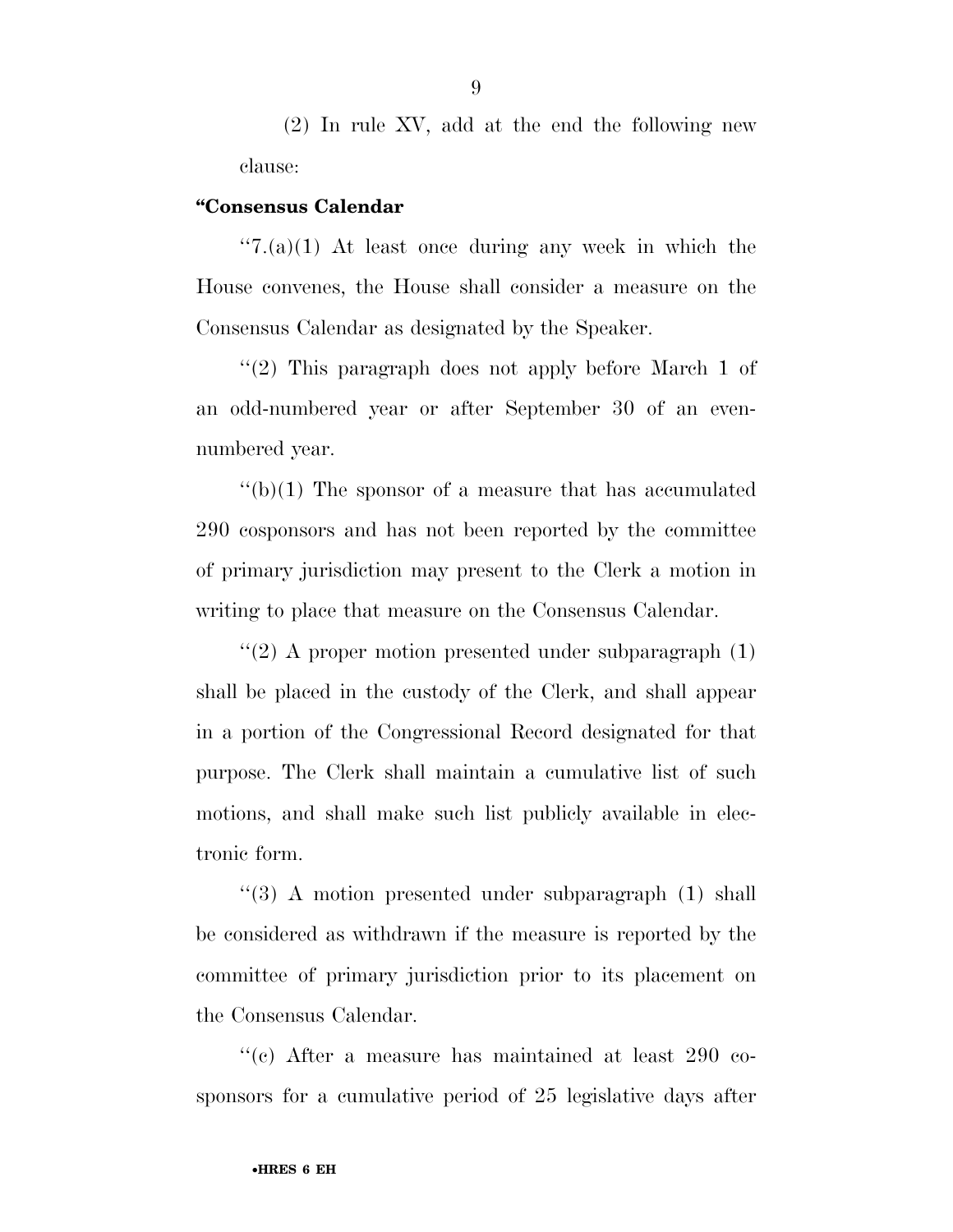(2) In rule XV, add at the end the following new clause:

**"Consensus Calendar**

"7.(a)(1) At least once during any week in which the House convenes, the House shall consider a measure on the Consensus Calendar as designated by the Speaker.

"(2) This paragraph does not apply before March 1 of an odd-numbered year or after September 30 of an even-numbered year.

"(b)(1) The sponsor of a measure that has accumulated 290 cosponsors and has not been reported by the committee of primary jurisdiction may present to the Clerk a motion in writing to place that measure on the Consensus Calendar.

"(2) A proper motion presented under subparagraph (1) shall be placed in the custody of the Clerk, and shall appear in a portion of the Congressional Record designated for that purpose. The Clerk shall maintain a cumulative list of such motions, and shall make such list publicly available in electronic form.

"(3) A motion presented under subparagraph (1) shall be considered as withdrawn if the measure is reported by the committee of primary jurisdiction prior to its placement on the Consensus Calendar.

"(c) After a measure has maintained at least 290 cosponsors for a cumulative period of 25 legislative days after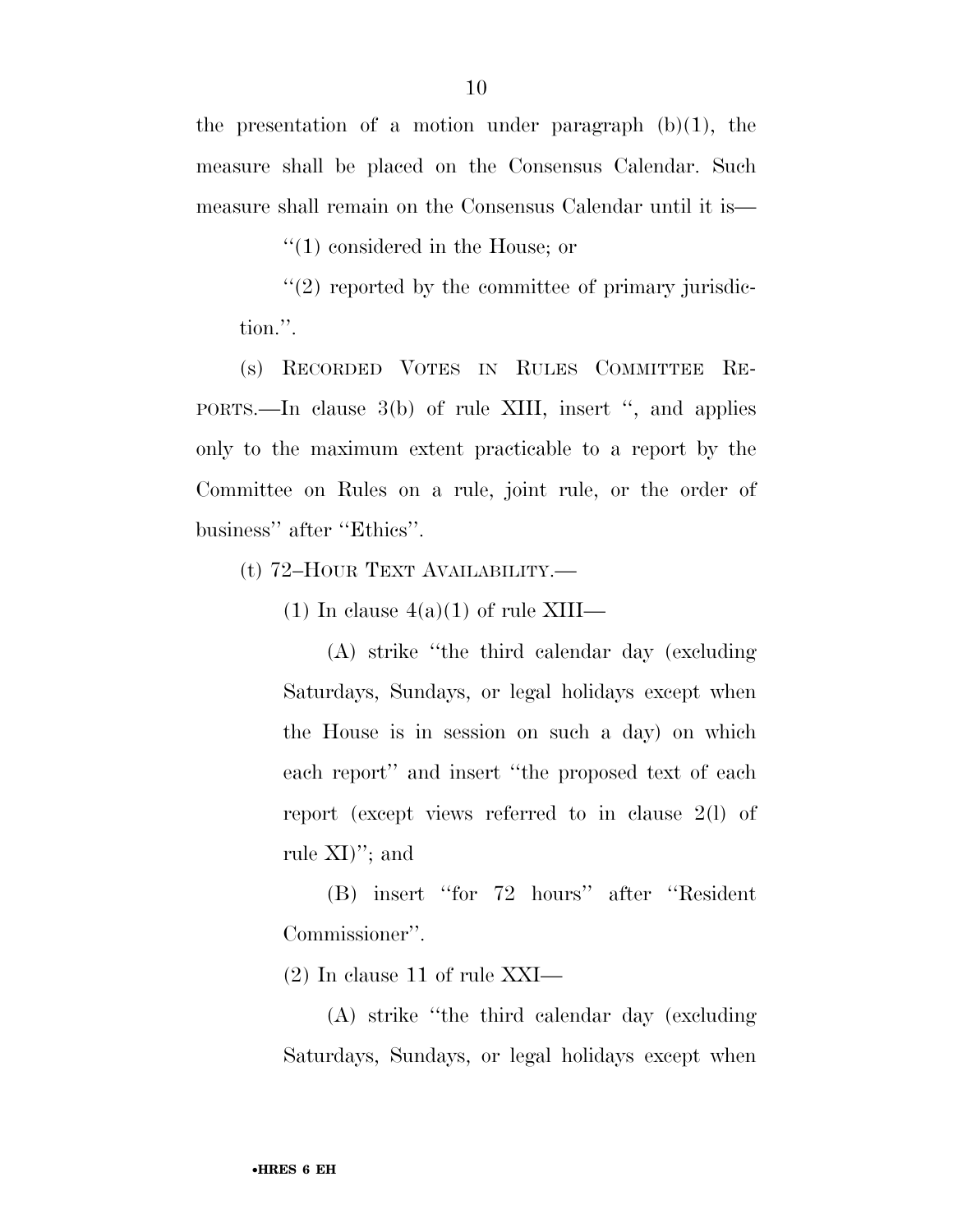the presentation of a motion under paragraph (b)(1), the measure shall be placed on the Consensus Calendar. Such measure shall remain on the Consensus Calendar until it is—

''(1) considered in the House; or

''(2) reported by the committee of primary jurisdiction.''.

(s) RECORDED VOTES IN RULES COMMITTEE REPORTS.—In clause 3(b) of rule XIII, insert '', and applies only to the maximum extent practicable to a report by the Committee on Rules on a rule, joint rule, or the order of business'' after ''Ethics''.

(t) 72–HOUR TEXT AVAILABILITY.—

(1) In clause 4(a)(1) of rule XIII—

(A) strike ''the third calendar day (excluding Saturdays, Sundays, or legal holidays except when the House is in session on such a day) on which each report'' and insert ''the proposed text of each report (except views referred to in clause 2(l) of rule XI)''; and

(B) insert ''for 72 hours'' after ''Resident Commissioner''.

(2) In clause 11 of rule XXI—

(A) strike ''the third calendar day (excluding Saturdays, Sundays, or legal holidays except when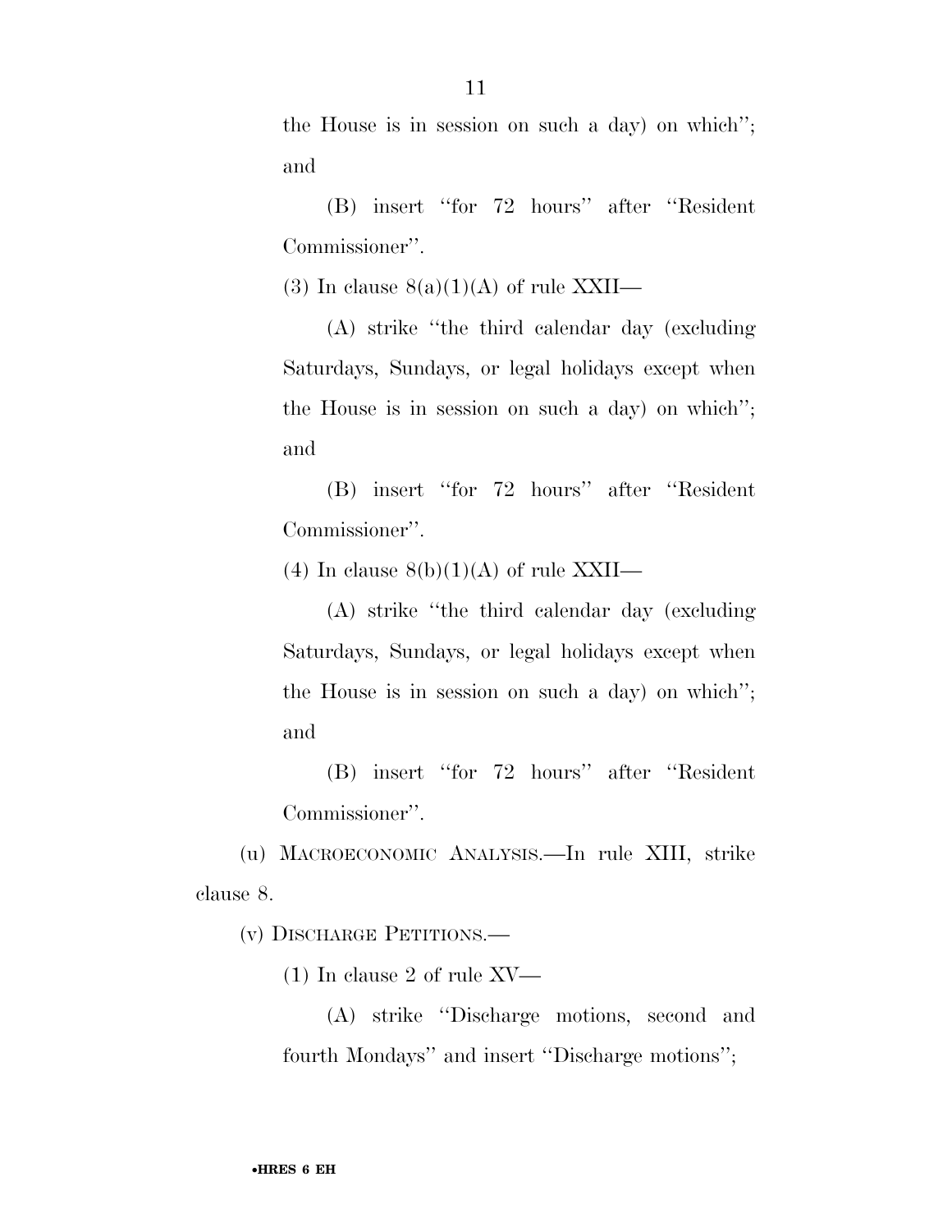the House is in session on such a day) on which''; and

(B) insert ''for 72 hours'' after ''Resident Commissioner''.

(3) In clause 8(a)(1)(A) of rule XXII—

(A) strike ''the third calendar day (excluding Saturdays, Sundays, or legal holidays except when the House is in session on such a day) on which''; and

(B) insert ''for 72 hours'' after ''Resident Commissioner''.

(4) In clause 8(b)(1)(A) of rule XXII—

(A) strike ''the third calendar day (excluding Saturdays, Sundays, or legal holidays except when the House is in session on such a day) on which''; and

(B) insert ''for 72 hours'' after ''Resident Commissioner''.

(u) MACROECONOMIC ANALYSIS.—In rule XIII, strike clause 8.

(v) DISCHARGE PETITIONS.—

(1) In clause 2 of rule XV—

(A) strike ''Discharge motions, second and fourth Mondays'' and insert ''Discharge motions'';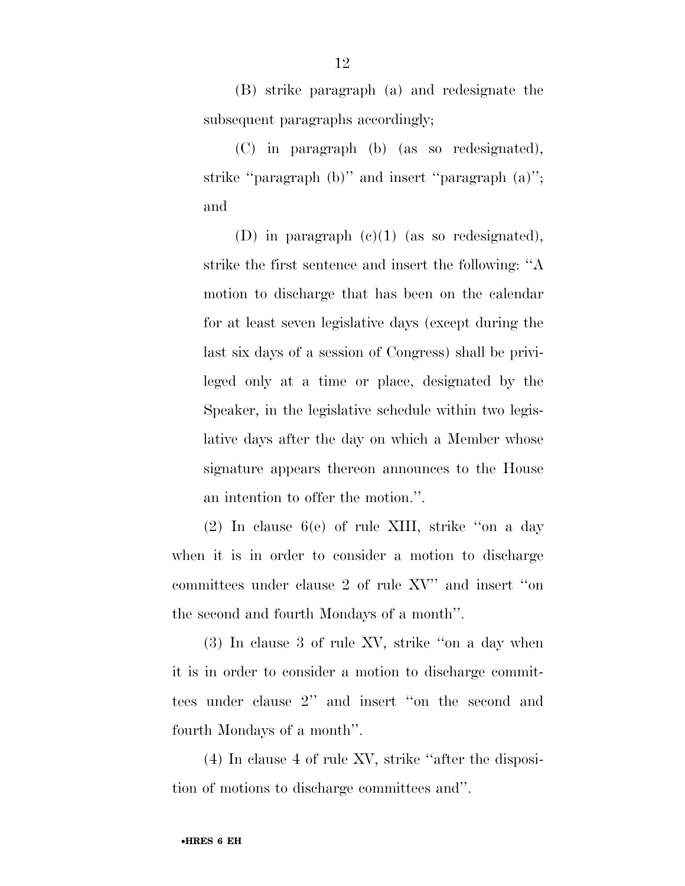(B) strike paragraph (a) and redesignate the subsequent paragraphs accordingly;

(C) in paragraph (b) (as so redesignated), strike ''paragraph (b)'' and insert ''paragraph (a)''; and

(D) in paragraph (c)(1) (as so redesignated), strike the first sentence and insert the following: ''A motion to discharge that has been on the calendar for at least seven legislative days (except during the last six days of a session of Congress) shall be privileged only at a time or place, designated by the Speaker, in the legislative schedule within two legislative days after the day on which a Member whose signature appears thereon announces to the House an intention to offer the motion.''.

(2) In clause 6(e) of rule XIII, strike ''on a day when it is in order to consider a motion to discharge committees under clause 2 of rule XV'' and insert ''on the second and fourth Mondays of a month''.

(3) In clause 3 of rule XV, strike ''on a day when it is in order to consider a motion to discharge committees under clause 2'' and insert ''on the second and fourth Mondays of a month''.

(4) In clause 4 of rule XV, strike ''after the disposition of motions to discharge committees and''.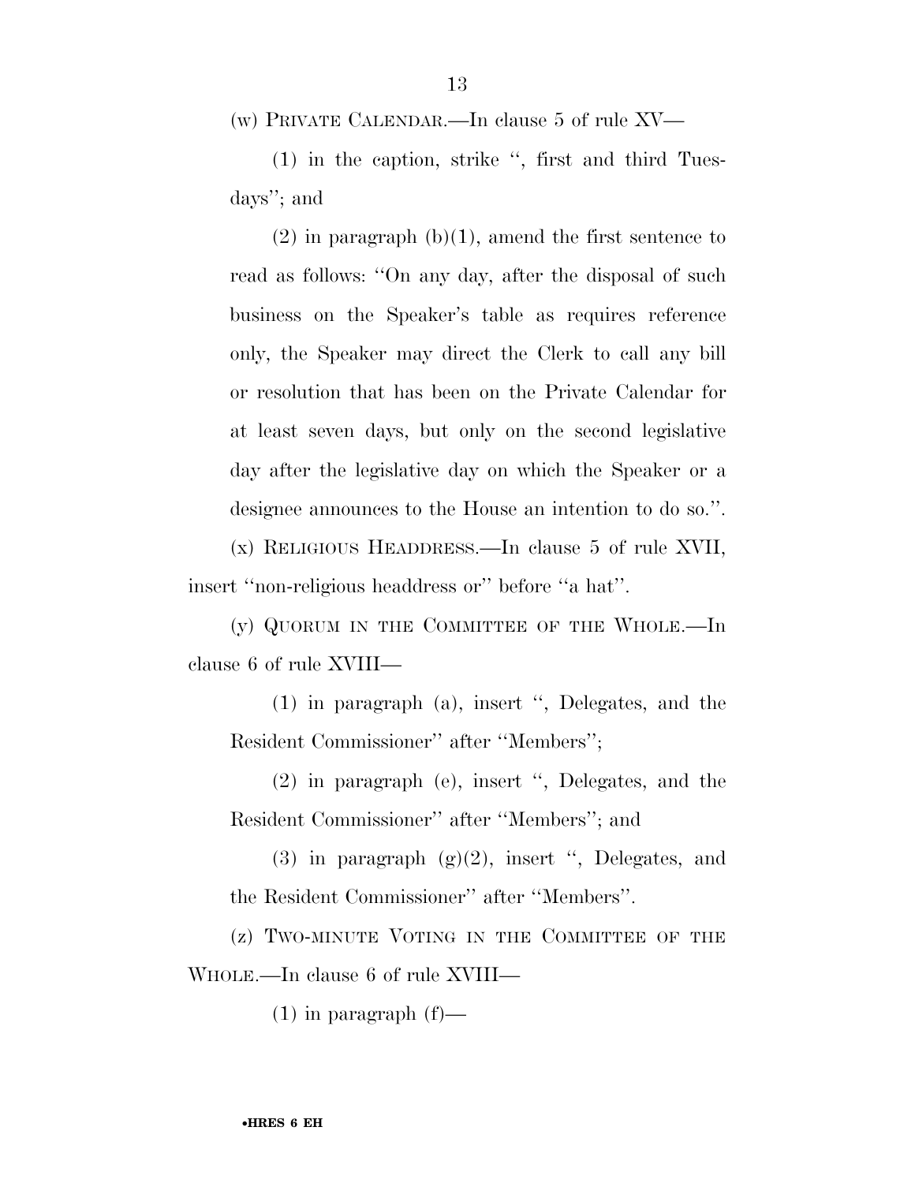(w) PRIVATE CALENDAR.—In clause 5 of rule XV—

(1) in the caption, strike ", first and third Tuesdays"; and

(2) in paragraph (b)(1), amend the first sentence to read as follows: "On any day, after the disposal of such business on the Speaker's table as requires reference only, the Speaker may direct the Clerk to call any bill or resolution that has been on the Private Calendar for at least seven days, but only on the second legislative day after the legislative day on which the Speaker or a designee announces to the House an intention to do so.".

(x) RELIGIOUS HEADDRESS.—In clause 5 of rule XVII, insert "non-religious headdress or" before "a hat".

(y) QUORUM IN THE COMMITTEE OF THE WHOLE.—In clause 6 of rule XVIII—

(1) in paragraph (a), insert ", Delegates, and the Resident Commissioner" after "Members";

(2) in paragraph (e), insert ", Delegates, and the Resident Commissioner" after "Members"; and

(3) in paragraph (g)(2), insert ", Delegates, and the Resident Commissioner" after "Members".

(z) TWO-MINUTE VOTING IN THE COMMITTEE OF THE WHOLE.—In clause 6 of rule XVIII—

(1) in paragraph (f)—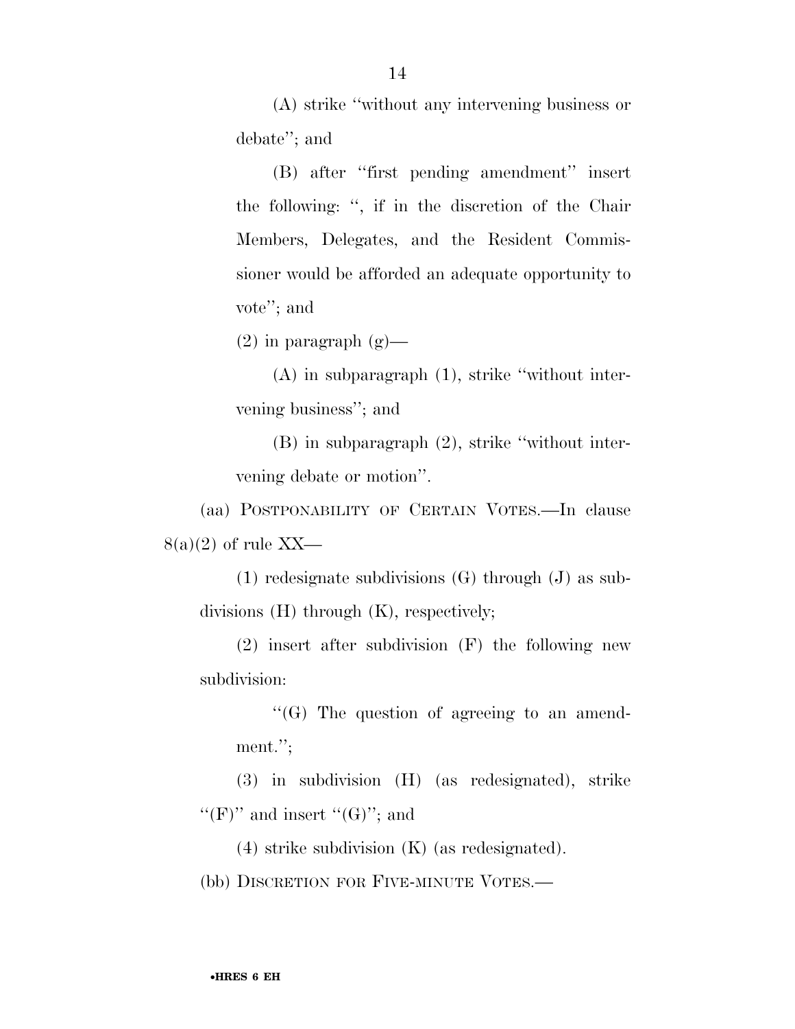(A) strike "without any intervening business or debate"; and

(B) after "first pending amendment" insert the following: ", if in the discretion of the Chair Members, Delegates, and the Resident Commissioner would be afforded an adequate opportunity to vote"; and

(2) in paragraph (g)—

(A) in subparagraph (1), strike "without intervening business"; and

(B) in subparagraph (2), strike "without intervening debate or motion".

(aa) POSTPONABILITY OF CERTAIN VOTES.—In clause 8(a)(2) of rule XX—

(1) redesignate subdivisions (G) through (J) as subdivisions (H) through (K), respectively;

(2) insert after subdivision (F) the following new subdivision:

"(G) The question of agreeing to an amendment.";

(3) in subdivision (H) (as redesignated), strike "(F)" and insert "(G)"; and

(4) strike subdivision (K) (as redesignated).

(bb) DISCRETION FOR FIVE-MINUTE VOTES.—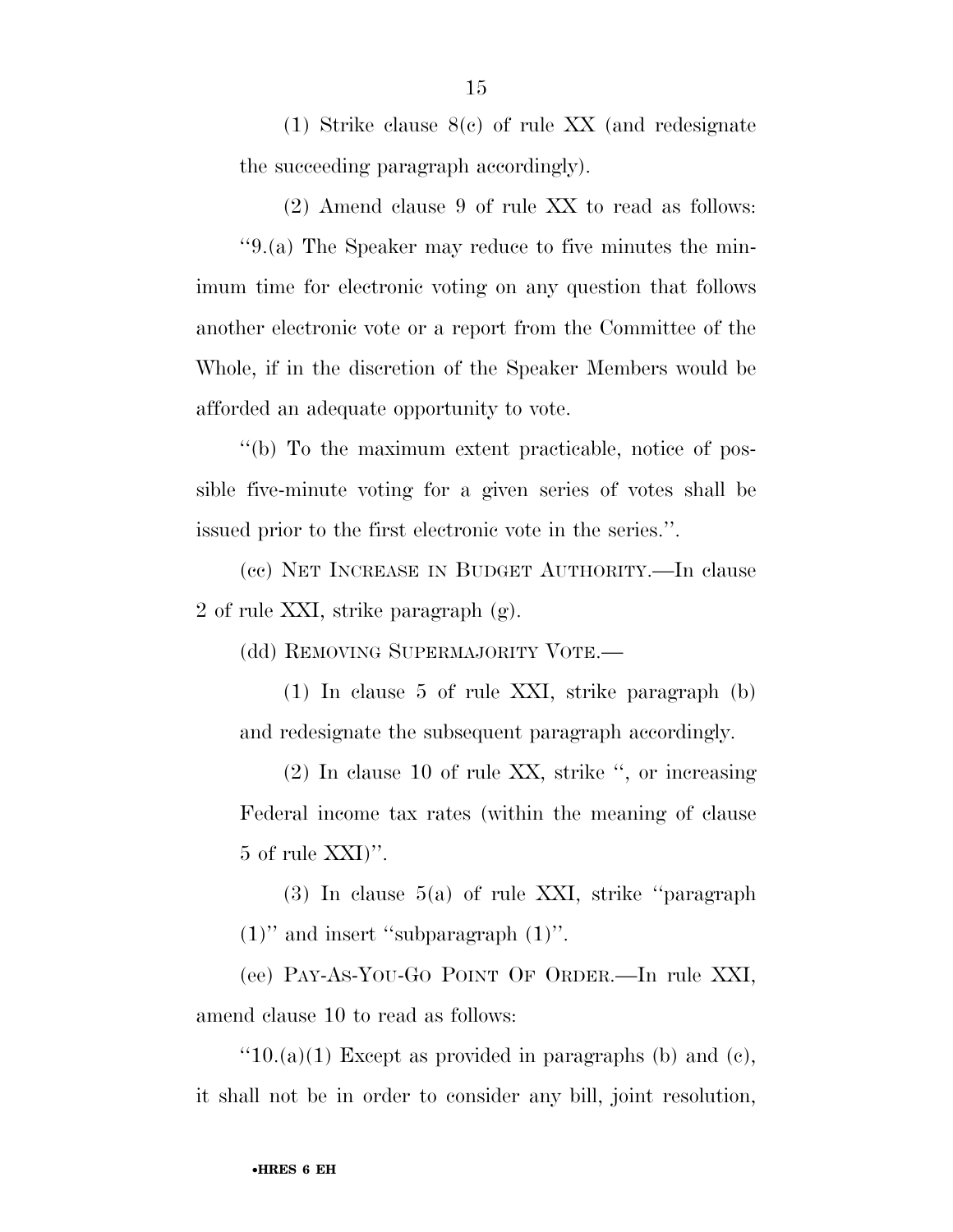(1) Strike clause 8(c) of rule XX (and redesignate the succeeding paragraph accordingly).

(2) Amend clause 9 of rule XX to read as follows:

''9.(a) The Speaker may reduce to five minutes the minimum time for electronic voting on any question that follows another electronic vote or a report from the Committee of the Whole, if in the discretion of the Speaker Members would be afforded an adequate opportunity to vote.

''(b) To the maximum extent practicable, notice of possible five-minute voting for a given series of votes shall be issued prior to the first electronic vote in the series.''.

(cc) NET INCREASE IN BUDGET AUTHORITY.—In clause 2 of rule XXI, strike paragraph (g).

(dd) REMOVING SUPERMAJORITY VOTE.—

(1) In clause 5 of rule XXI, strike paragraph (b) and redesignate the subsequent paragraph accordingly.

(2) In clause 10 of rule XX, strike '', or increasing Federal income tax rates (within the meaning of clause 5 of rule XXI)''.

(3) In clause 5(a) of rule XXI, strike ''paragraph (1)'' and insert ''subparagraph (1)''.

(ee) PAY-AS-YOU-GO POINT OF ORDER.—In rule XXI, amend clause 10 to read as follows:

''10.(a)(1) Except as provided in paragraphs (b) and (c), it shall not be in order to consider any bill, joint resolution,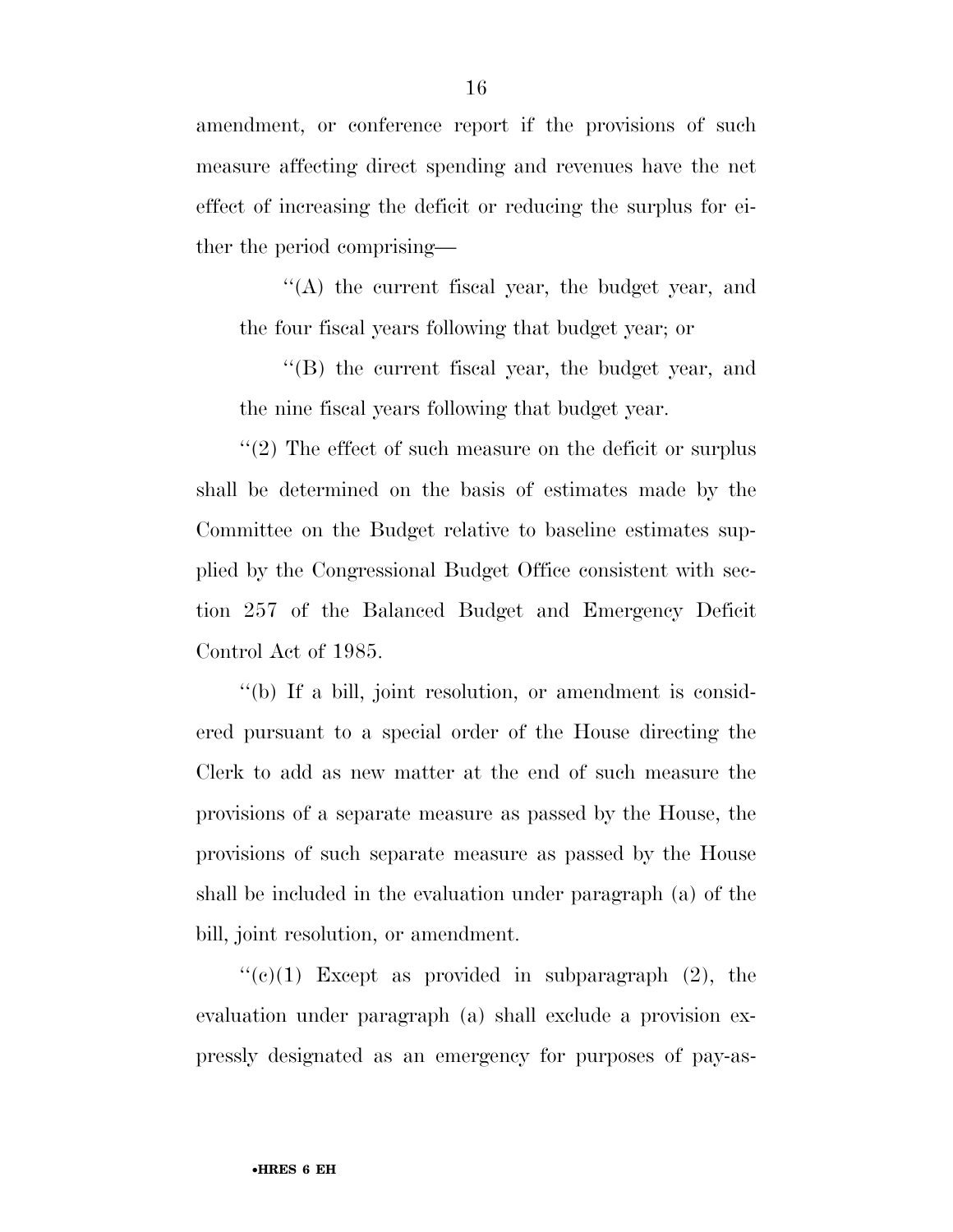amendment, or conference report if the provisions of such measure affecting direct spending and revenues have the net effect of increasing the deficit or reducing the surplus for either the period comprising—

''(A) the current fiscal year, the budget year, and the four fiscal years following that budget year; or

''(B) the current fiscal year, the budget year, and the nine fiscal years following that budget year.

''(2) The effect of such measure on the deficit or surplus shall be determined on the basis of estimates made by the Committee on the Budget relative to baseline estimates supplied by the Congressional Budget Office consistent with section 257 of the Balanced Budget and Emergency Deficit Control Act of 1985.

''(b) If a bill, joint resolution, or amendment is considered pursuant to a special order of the House directing the Clerk to add as new matter at the end of such measure the provisions of a separate measure as passed by the House, the provisions of such separate measure as passed by the House shall be included in the evaluation under paragraph (a) of the bill, joint resolution, or amendment.

''(c)(1) Except as provided in subparagraph (2), the evaluation under paragraph (a) shall exclude a provision expressly designated as an emergency for purposes of pay-as-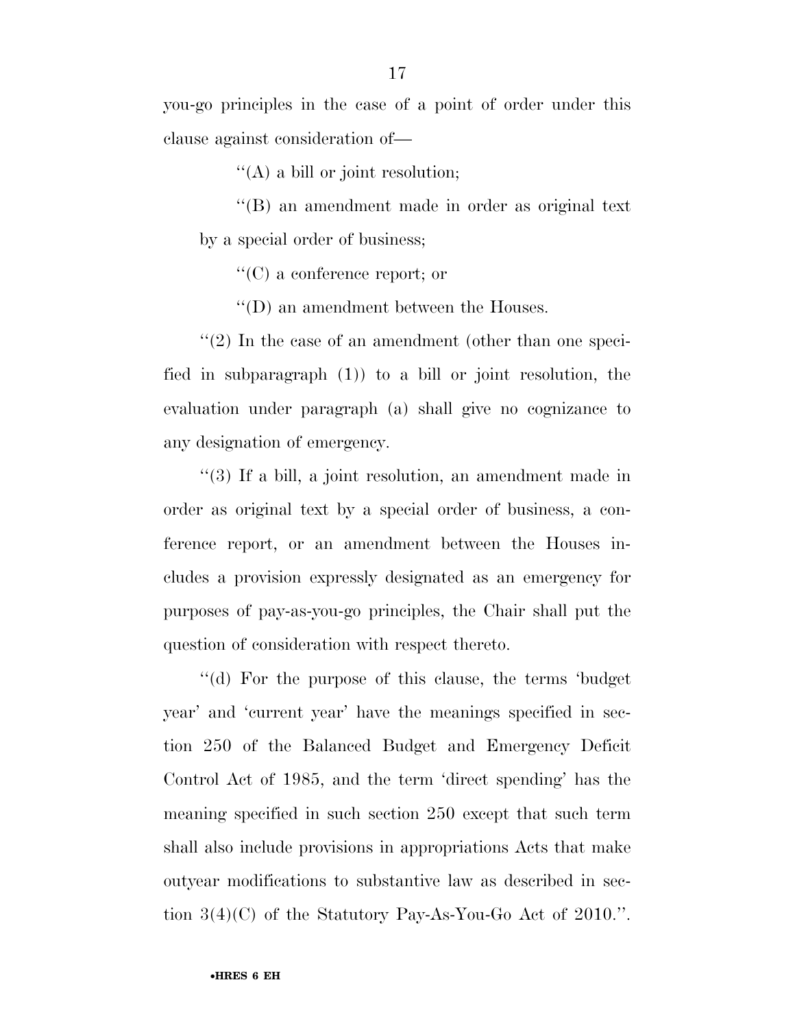you-go principles in the case of a point of order under this clause against consideration of—

''(A) a bill or joint resolution;

''(B) an amendment made in order as original text by a special order of business;

''(C) a conference report; or

''(D) an amendment between the Houses.

''(2) In the case of an amendment (other than one specified in subparagraph (1)) to a bill or joint resolution, the evaluation under paragraph (a) shall give no cognizance to any designation of emergency.

''(3) If a bill, a joint resolution, an amendment made in order as original text by a special order of business, a conference report, or an amendment between the Houses includes a provision expressly designated as an emergency for purposes of pay-as-you-go principles, the Chair shall put the question of consideration with respect thereto.

''(d) For the purpose of this clause, the terms 'budget year' and 'current year' have the meanings specified in section 250 of the Balanced Budget and Emergency Deficit Control Act of 1985, and the term 'direct spending' has the meaning specified in such section 250 except that such term shall also include provisions in appropriations Acts that make outyear modifications to substantive law as described in section 3(4)(C) of the Statutory Pay-As-You-Go Act of 2010.''.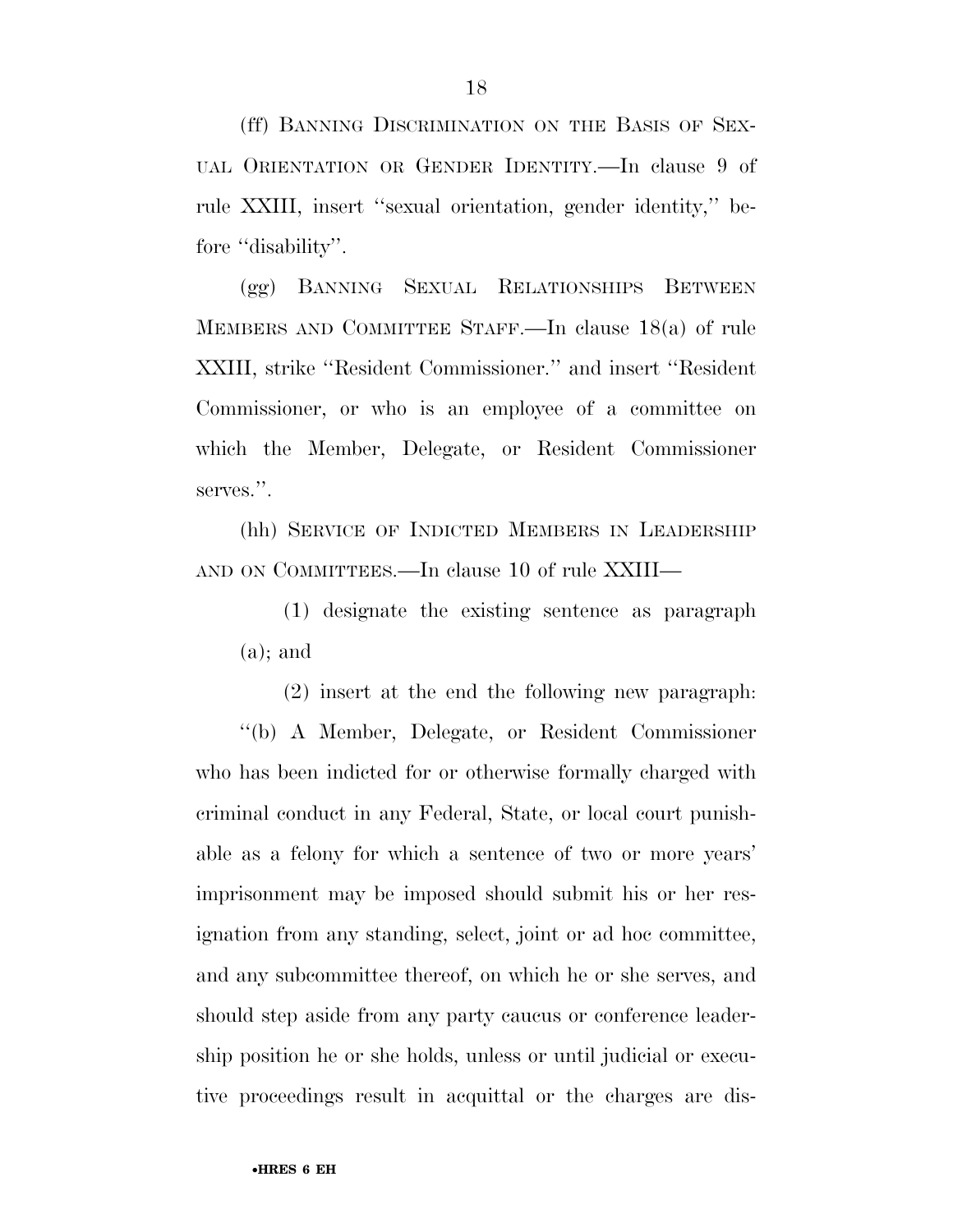(ff) BANNING DISCRIMINATION ON THE BASIS OF SEXUAL ORIENTATION OR GENDER IDENTITY.—In clause 9 of rule XXIII, insert ''sexual orientation, gender identity,'' before ''disability''.

(gg) BANNING SEXUAL RELATIONSHIPS BETWEEN MEMBERS AND COMMITTEE STAFF.—In clause 18(a) of rule XXIII, strike ''Resident Commissioner.'' and insert ''Resident Commissioner, or who is an employee of a committee on which the Member, Delegate, or Resident Commissioner serves.''.

(hh) SERVICE OF INDICTED MEMBERS IN LEADERSHIP AND ON COMMITTEES.—In clause 10 of rule XXIII—

(1) designate the existing sentence as paragraph (a); and

(2) insert at the end the following new paragraph:

''(b) A Member, Delegate, or Resident Commissioner who has been indicted for or otherwise formally charged with criminal conduct in any Federal, State, or local court punishable as a felony for which a sentence of two or more years' imprisonment may be imposed should submit his or her resignation from any standing, select, joint or ad hoc committee, and any subcommittee thereof, on which he or she serves, and should step aside from any party caucus or conference leadership position he or she holds, unless or until judicial or executive proceedings result in acquittal or the charges are dis-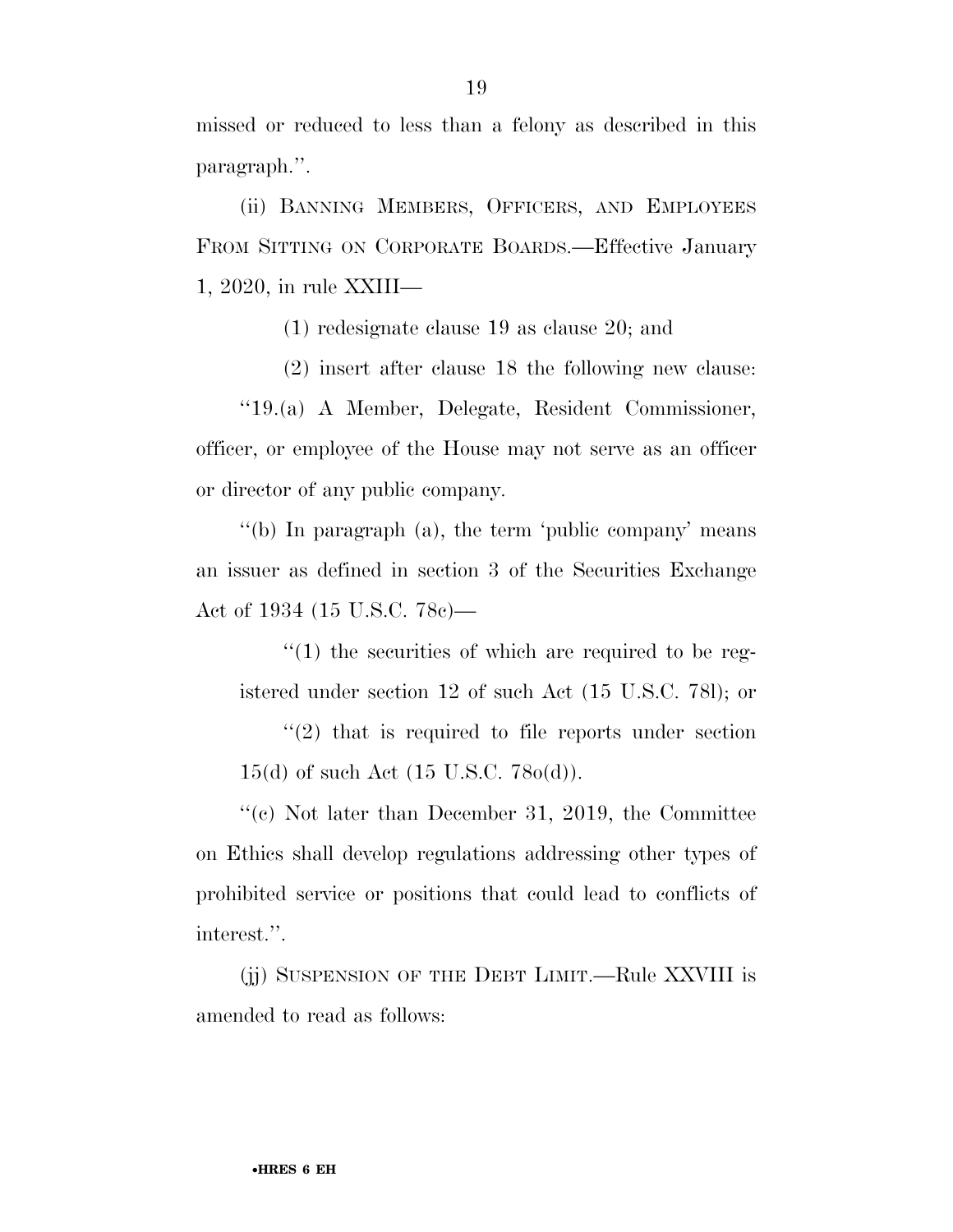missed or reduced to less than a felony as described in this paragraph.''.

(ii) BANNING MEMBERS, OFFICERS, AND EMPLOYEES FROM SITTING ON CORPORATE BOARDS.—Effective January 1, 2020, in rule XXIII—

(1) redesignate clause 19 as clause 20; and

(2) insert after clause 18 the following new clause:

''19.(a) A Member, Delegate, Resident Commissioner, officer, or employee of the House may not serve as an officer or director of any public company.

''(b) In paragraph (a), the term 'public company' means an issuer as defined in section 3 of the Securities Exchange Act of 1934 (15 U.S.C. 78c)—

''(1) the securities of which are required to be registered under section 12 of such Act (15 U.S.C. 78l); or

''(2) that is required to file reports under section 15(d) of such Act (15 U.S.C. 78o(d)).

''(c) Not later than December 31, 2019, the Committee on Ethics shall develop regulations addressing other types of prohibited service or positions that could lead to conflicts of interest.''.

(jj) SUSPENSION OF THE DEBT LIMIT.—Rule XXVIII is amended to read as follows: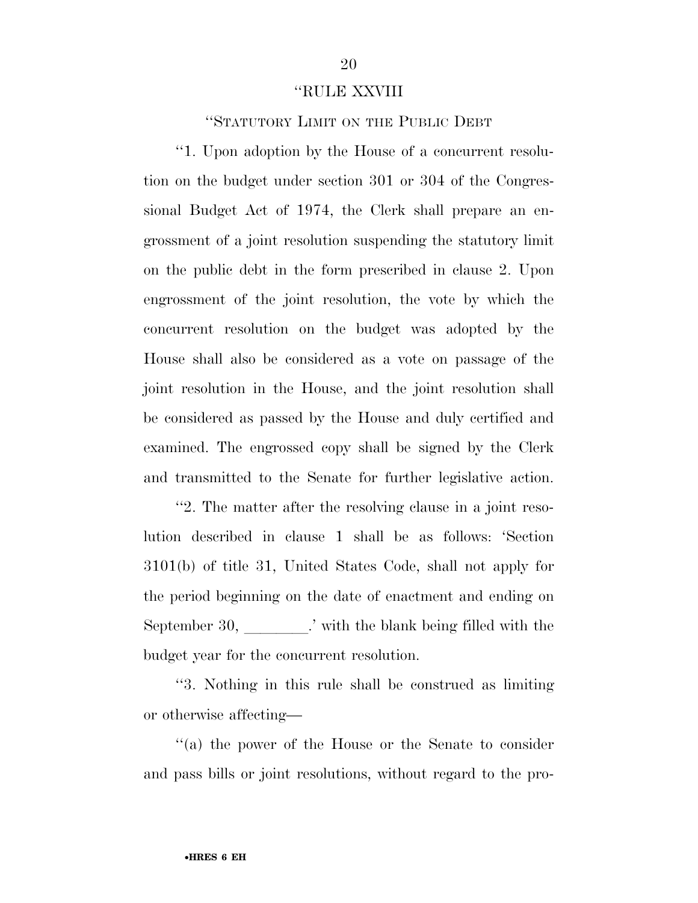"RULE XXVIII

"STATUTORY LIMIT ON THE PUBLIC DEBT

"1. Upon adoption by the House of a concurrent resolution on the budget under section 301 or 304 of the Congressional Budget Act of 1974, the Clerk shall prepare an engrossment of a joint resolution suspending the statutory limit on the public debt in the form prescribed in clause 2. Upon engrossment of the joint resolution, the vote by which the concurrent resolution on the budget was adopted by the House shall also be considered as a vote on passage of the joint resolution in the House, and the joint resolution shall be considered as passed by the House and duly certified and examined. The engrossed copy shall be signed by the Clerk and transmitted to the Senate for further legislative action.

"2. The matter after the resolving clause in a joint resolution described in clause 1 shall be as follows: 'Section 3101(b) of title 31, United States Code, shall not apply for the period beginning on the date of enactment and ending on September 30, ________.' with the blank being filled with the budget year for the concurrent resolution.

"3. Nothing in this rule shall be construed as limiting or otherwise affecting—

"(a) the power of the House or the Senate to consider and pass bills or joint resolutions, without regard to the pro-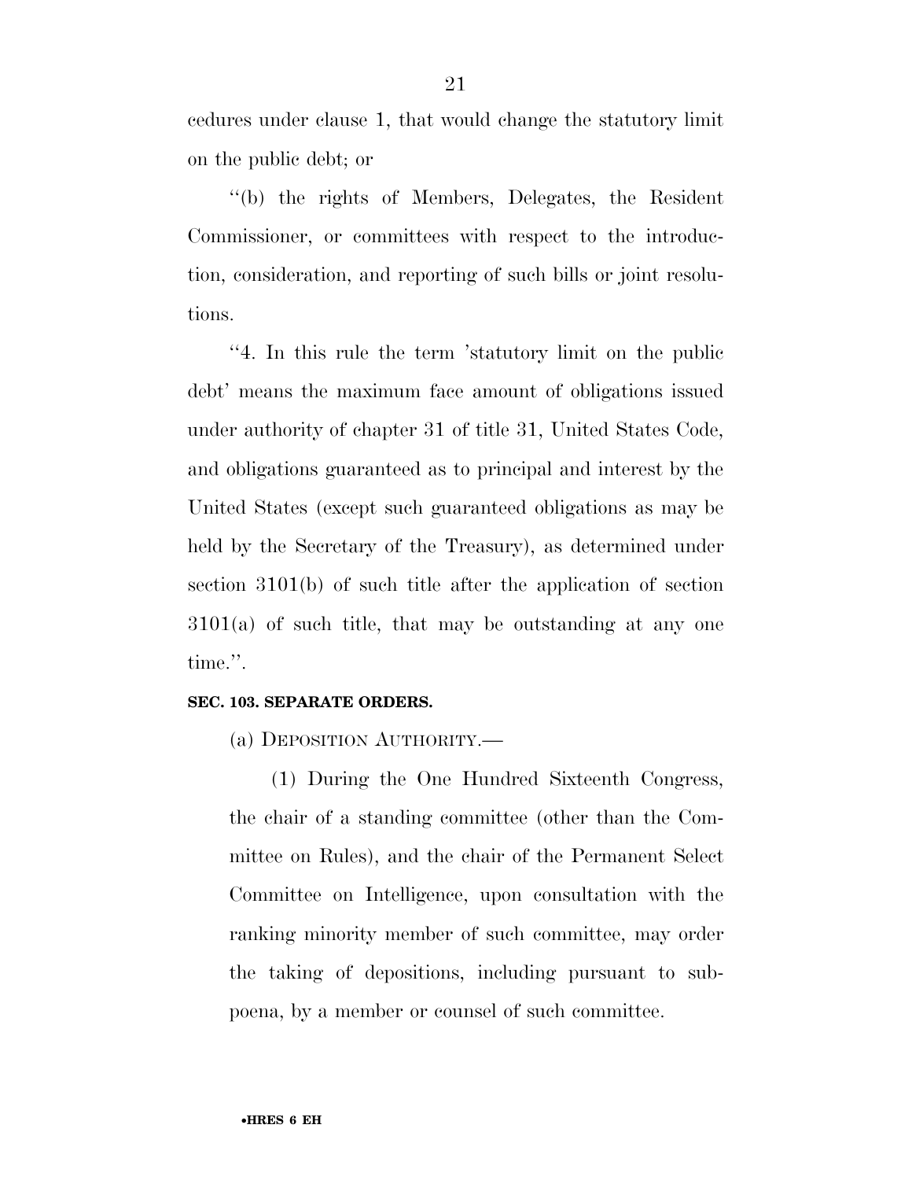cedures under clause 1, that would change the statutory limit on the public debt; or

''(b) the rights of Members, Delegates, the Resident Commissioner, or committees with respect to the introduction, consideration, and reporting of such bills or joint resolutions.

''4. In this rule the term 'statutory limit on the public debt' means the maximum face amount of obligations issued under authority of chapter 31 of title 31, United States Code, and obligations guaranteed as to principal and interest by the United States (except such guaranteed obligations as may be held by the Secretary of the Treasury), as determined under section 3101(b) of such title after the application of section 3101(a) of such title, that may be outstanding at any one time.''.

**SEC. 103. SEPARATE ORDERS.**

(a) DEPOSITION AUTHORITY.—

(1) During the One Hundred Sixteenth Congress, the chair of a standing committee (other than the Committee on Rules), and the chair of the Permanent Select Committee on Intelligence, upon consultation with the ranking minority member of such committee, may order the taking of depositions, including pursuant to subpoena, by a member or counsel of such committee.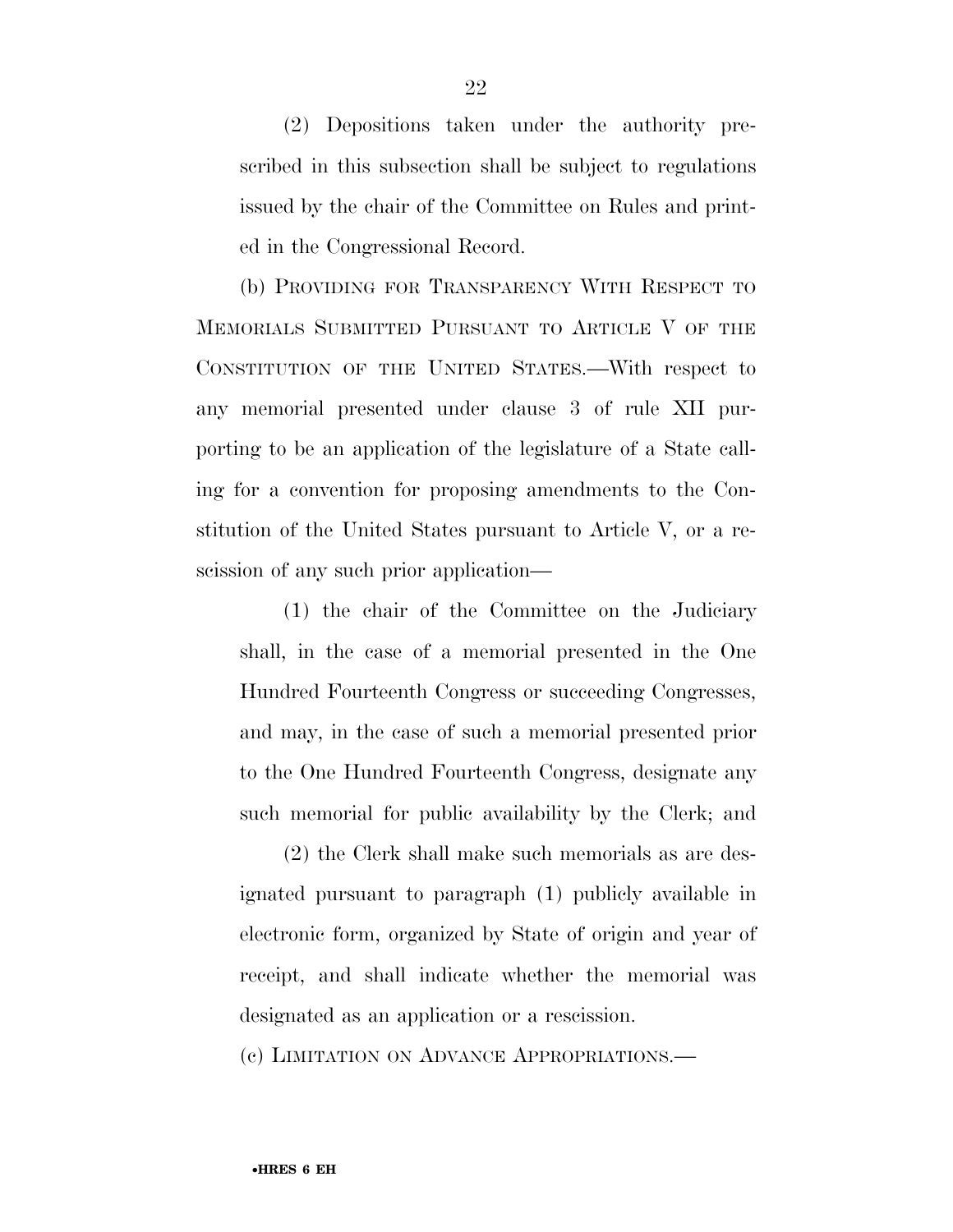(2) Depositions taken under the authority prescribed in this subsection shall be subject to regulations issued by the chair of the Committee on Rules and printed in the Congressional Record.

(b) PROVIDING FOR TRANSPARENCY WITH RESPECT TO MEMORIALS SUBMITTED PURSUANT TO ARTICLE V OF THE CONSTITUTION OF THE UNITED STATES.—With respect to any memorial presented under clause 3 of rule XII purporting to be an application of the legislature of a State calling for a convention for proposing amendments to the Constitution of the United States pursuant to Article V, or a rescission of any such prior application—

(1) the chair of the Committee on the Judiciary shall, in the case of a memorial presented in the One Hundred Fourteenth Congress or succeeding Congresses, and may, in the case of such a memorial presented prior to the One Hundred Fourteenth Congress, designate any such memorial for public availability by the Clerk; and

(2) the Clerk shall make such memorials as are designated pursuant to paragraph (1) publicly available in electronic form, organized by State of origin and year of receipt, and shall indicate whether the memorial was designated as an application or a rescission.

(c) LIMITATION ON ADVANCE APPROPRIATIONS.—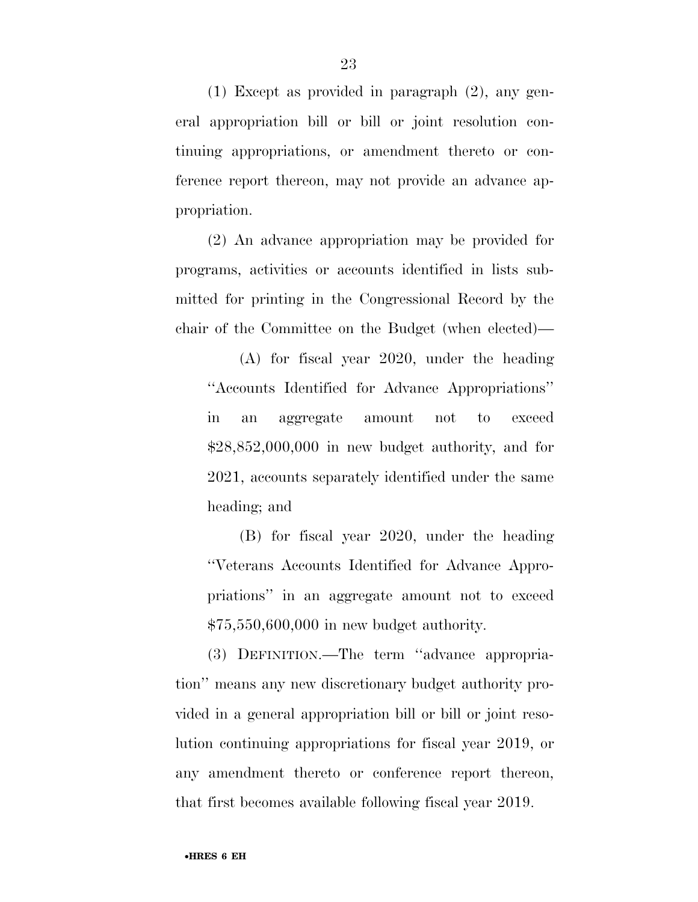(1) Except as provided in paragraph (2), any general appropriation bill or bill or joint resolution continuing appropriations, or amendment thereto or conference report thereon, may not provide an advance appropriation.

(2) An advance appropriation may be provided for programs, activities or accounts identified in lists submitted for printing in the Congressional Record by the chair of the Committee on the Budget (when elected)—

(A) for fiscal year 2020, under the heading ''Accounts Identified for Advance Appropriations'' in an aggregate amount not to exceed $28,852,000,000 in new budget authority, and for 2021, accounts separately identified under the same heading; and

(B) for fiscal year 2020, under the heading ''Veterans Accounts Identified for Advance Appropriations'' in an aggregate amount not to exceed $75,550,600,000 in new budget authority.

(3) DEFINITION.—The term ''advance appropriation'' means any new discretionary budget authority provided in a general appropriation bill or bill or joint resolution continuing appropriations for fiscal year 2019, or any amendment thereto or conference report thereon, that first becomes available following fiscal year 2019.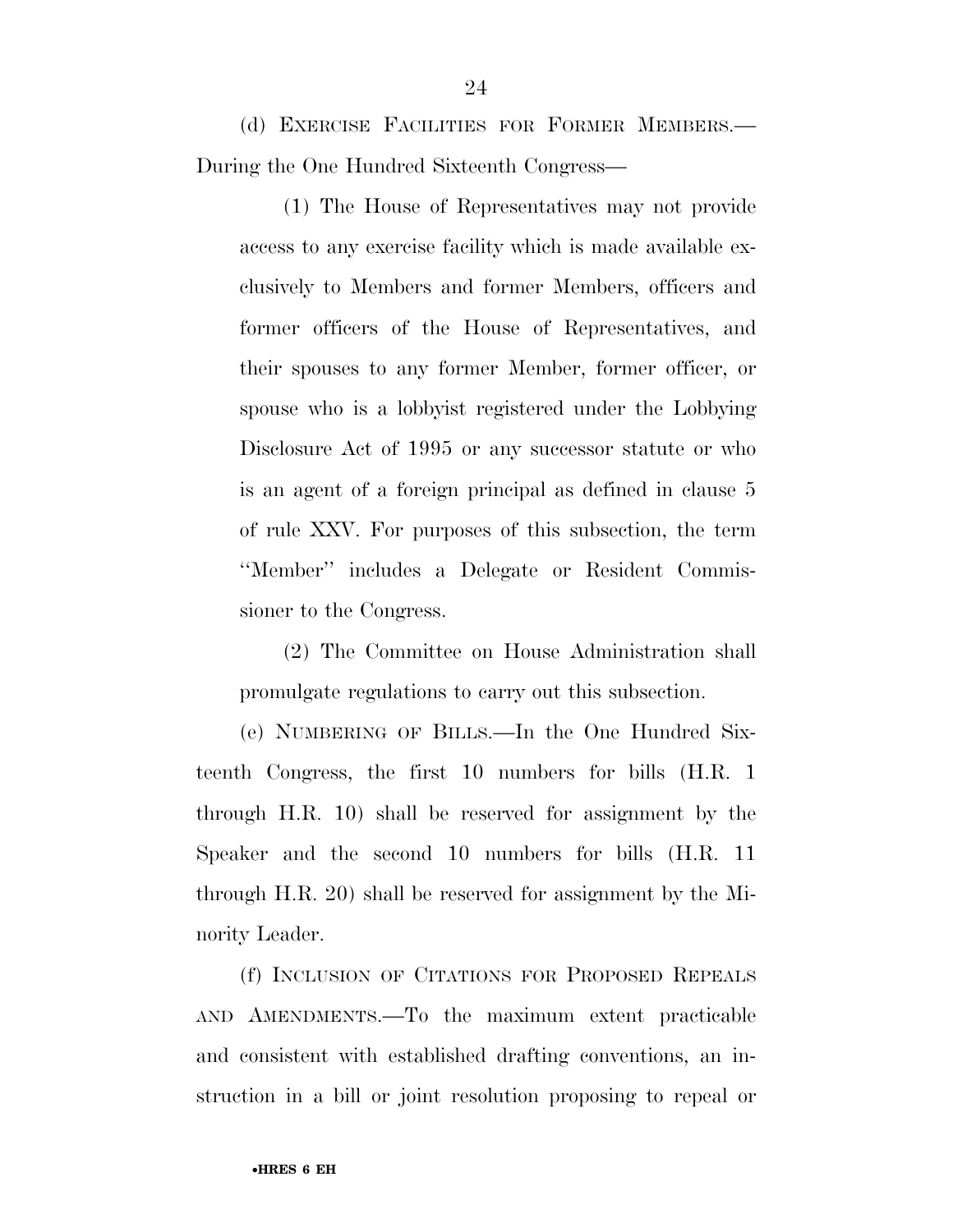(d) EXERCISE FACILITIES FOR FORMER MEMBERS.—During the One Hundred Sixteenth Congress—

(1) The House of Representatives may not provide access to any exercise facility which is made available exclusively to Members and former Members, officers and former officers of the House of Representatives, and their spouses to any former Member, former officer, or spouse who is a lobbyist registered under the Lobbying Disclosure Act of 1995 or any successor statute or who is an agent of a foreign principal as defined in clause 5 of rule XXV. For purposes of this subsection, the term ''Member'' includes a Delegate or Resident Commissioner to the Congress.

(2) The Committee on House Administration shall promulgate regulations to carry out this subsection.

(e) NUMBERING OF BILLS.—In the One Hundred Sixteenth Congress, the first 10 numbers for bills (H.R. 1 through H.R. 10) shall be reserved for assignment by the Speaker and the second 10 numbers for bills (H.R. 11 through H.R. 20) shall be reserved for assignment by the Minority Leader.

(f) INCLUSION OF CITATIONS FOR PROPOSED REPEALS AND AMENDMENTS.—To the maximum extent practicable and consistent with established drafting conventions, an instruction in a bill or joint resolution proposing to repeal or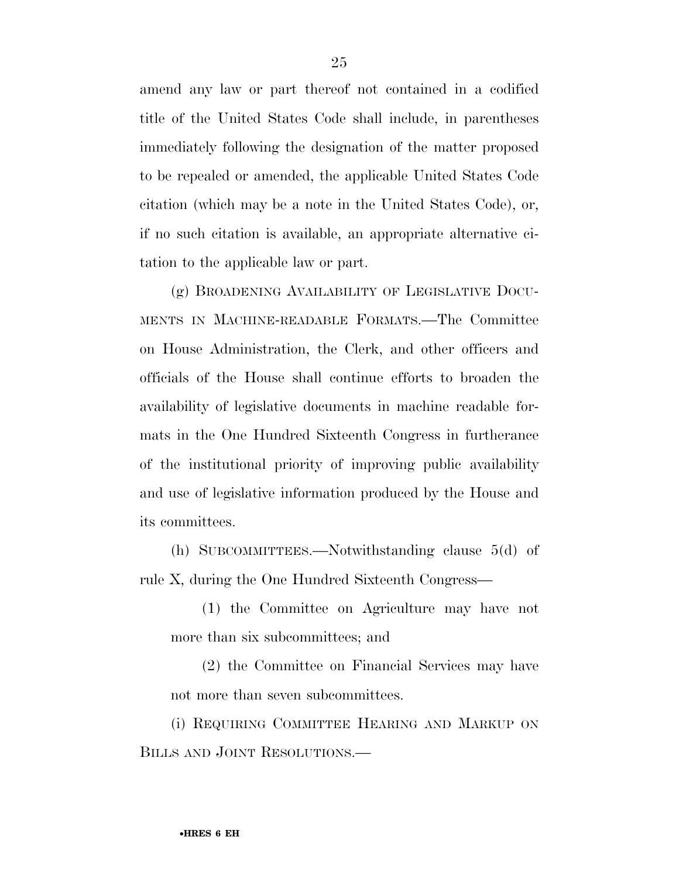amend any law or part thereof not contained in a codified title of the United States Code shall include, in parentheses immediately following the designation of the matter proposed to be repealed or amended, the applicable United States Code citation (which may be a note in the United States Code), or, if no such citation is available, an appropriate alternative citation to the applicable law or part.

(g) BROADENING AVAILABILITY OF LEGISLATIVE DOCUMENTS IN MACHINE-READABLE FORMATS.—The Committee on House Administration, the Clerk, and other officers and officials of the House shall continue efforts to broaden the availability of legislative documents in machine readable formats in the One Hundred Sixteenth Congress in furtherance of the institutional priority of improving public availability and use of legislative information produced by the House and its committees.

(h) SUBCOMMITTEES.—Notwithstanding clause 5(d) of rule X, during the One Hundred Sixteenth Congress—

(1) the Committee on Agriculture may have not more than six subcommittees; and

(2) the Committee on Financial Services may have not more than seven subcommittees.

(i) REQUIRING COMMITTEE HEARING AND MARKUP ON BILLS AND JOINT RESOLUTIONS.—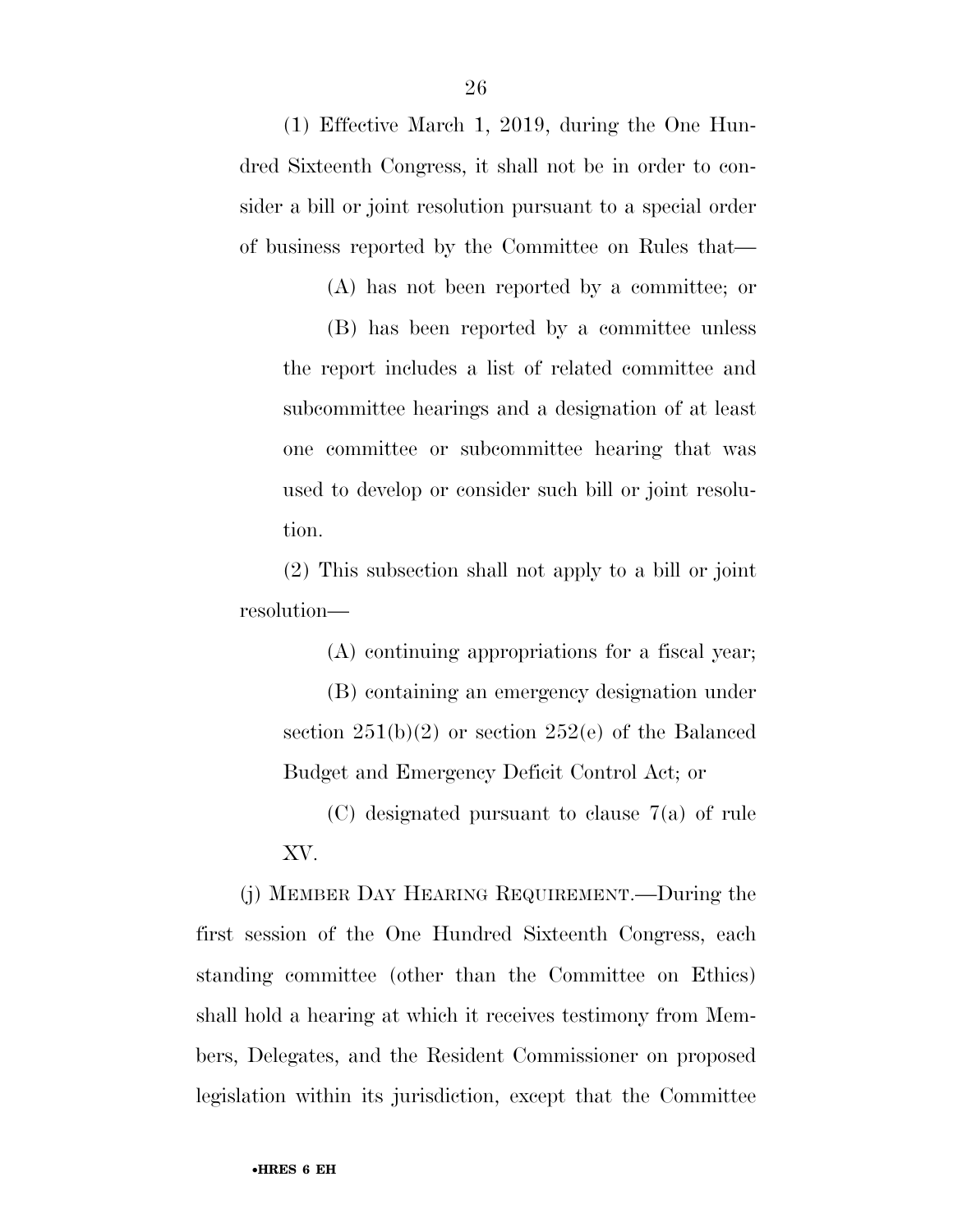(1) Effective March 1, 2019, during the One Hundred Sixteenth Congress, it shall not be in order to consider a bill or joint resolution pursuant to a special order of business reported by the Committee on Rules that—

(A) has not been reported by a committee; or

(B) has been reported by a committee unless the report includes a list of related committee and subcommittee hearings and a designation of at least one committee or subcommittee hearing that was used to develop or consider such bill or joint resolution.

(2) This subsection shall not apply to a bill or joint resolution—

(A) continuing appropriations for a fiscal year;

(B) containing an emergency designation under section 251(b)(2) or section 252(e) of the Balanced Budget and Emergency Deficit Control Act; or

(C) designated pursuant to clause 7(a) of rule XV.

(j) MEMBER DAY HEARING REQUIREMENT.—During the first session of the One Hundred Sixteenth Congress, each standing committee (other than the Committee on Ethics) shall hold a hearing at which it receives testimony from Members, Delegates, and the Resident Commissioner on proposed legislation within its jurisdiction, except that the Committee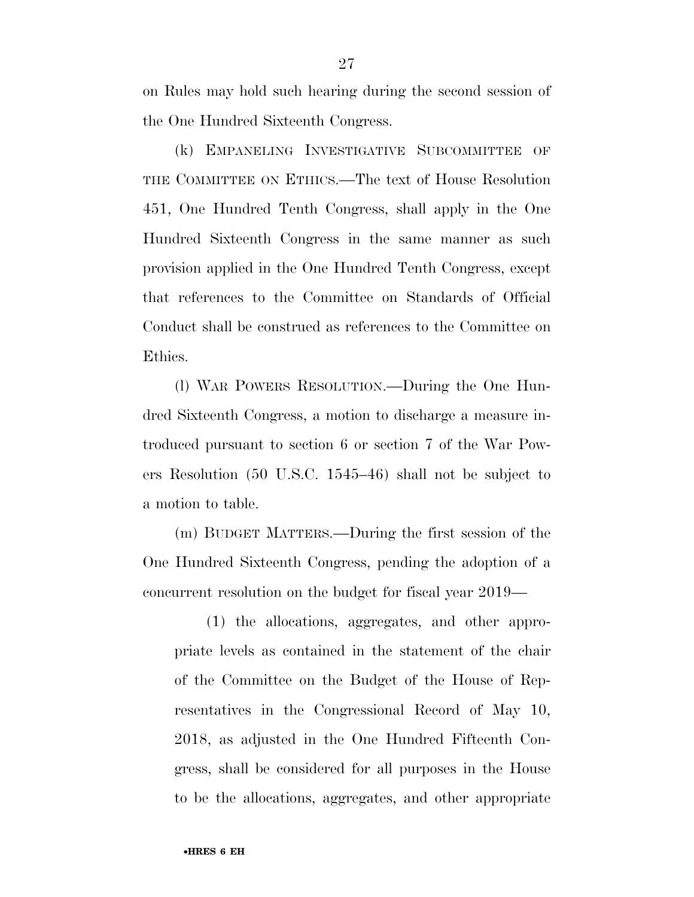on Rules may hold such hearing during the second session of the One Hundred Sixteenth Congress.

(k) EMPANELING INVESTIGATIVE SUBCOMMITTEE OF THE COMMITTEE ON ETHICS.—The text of House Resolution 451, One Hundred Tenth Congress, shall apply in the One Hundred Sixteenth Congress in the same manner as such provision applied in the One Hundred Tenth Congress, except that references to the Committee on Standards of Official Conduct shall be construed as references to the Committee on Ethics.

(l) WAR POWERS RESOLUTION.—During the One Hundred Sixteenth Congress, a motion to discharge a measure introduced pursuant to section 6 or section 7 of the War Powers Resolution (50 U.S.C. 1545–46) shall not be subject to a motion to table.

(m) BUDGET MATTERS.—During the first session of the One Hundred Sixteenth Congress, pending the adoption of a concurrent resolution on the budget for fiscal year 2019—

(1) the allocations, aggregates, and other appropriate levels as contained in the statement of the chair of the Committee on the Budget of the House of Representatives in the Congressional Record of May 10, 2018, as adjusted in the One Hundred Fifteenth Congress, shall be considered for all purposes in the House to be the allocations, aggregates, and other appropriate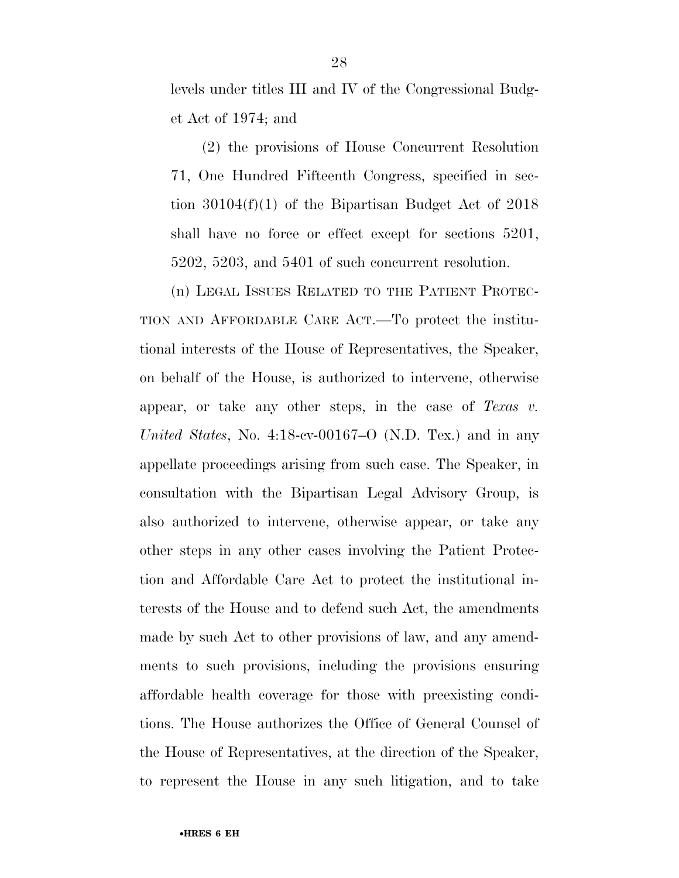levels under titles III and IV of the Congressional Budget Act of 1974; and

(2) the provisions of House Concurrent Resolution 71, One Hundred Fifteenth Congress, specified in section 30104(f)(1) of the Bipartisan Budget Act of 2018 shall have no force or effect except for sections 5201, 5202, 5203, and 5401 of such concurrent resolution.

(n) LEGAL ISSUES RELATED TO THE PATIENT PROTECTION AND AFFORDABLE CARE ACT.—To protect the institutional interests of the House of Representatives, the Speaker, on behalf of the House, is authorized to intervene, otherwise appear, or take any other steps, in the case of *Texas v. United States*, No. 4:18-cv-00167–O (N.D. Tex.) and in any appellate proceedings arising from such case. The Speaker, in consultation with the Bipartisan Legal Advisory Group, is also authorized to intervene, otherwise appear, or take any other steps in any other cases involving the Patient Protection and Affordable Care Act to protect the institutional interests of the House and to defend such Act, the amendments made by such Act to other provisions of law, and any amendments to such provisions, including the provisions ensuring affordable health coverage for those with preexisting conditions. The House authorizes the Office of General Counsel of the House of Representatives, at the direction of the Speaker, to represent the House in any such litigation, and to take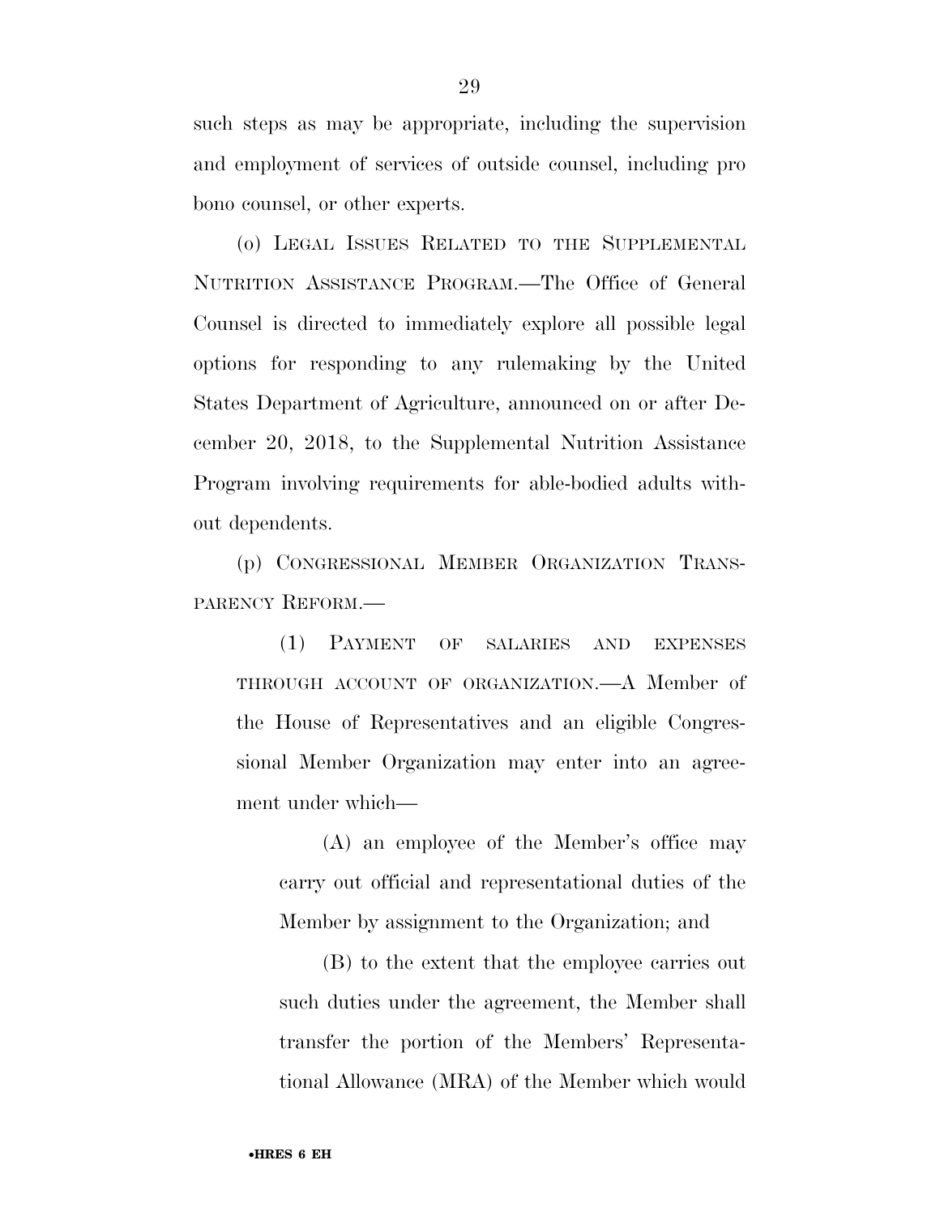such steps as may be appropriate, including the supervision and employment of services of outside counsel, including pro bono counsel, or other experts.

(o) LEGAL ISSUES RELATED TO THE SUPPLEMENTAL NUTRITION ASSISTANCE PROGRAM.—The Office of General Counsel is directed to immediately explore all possible legal options for responding to any rulemaking by the United States Department of Agriculture, announced on or after December 20, 2018, to the Supplemental Nutrition Assistance Program involving requirements for able-bodied adults without dependents.

(p) CONGRESSIONAL MEMBER ORGANIZATION TRANSPARENCY REFORM.—

(1) PAYMENT OF SALARIES AND EXPENSES THROUGH ACCOUNT OF ORGANIZATION.—A Member of the House of Representatives and an eligible Congressional Member Organization may enter into an agreement under which—

(A) an employee of the Member's office may carry out official and representational duties of the Member by assignment to the Organization; and

(B) to the extent that the employee carries out such duties under the agreement, the Member shall transfer the portion of the Members' Representational Allowance (MRA) of the Member which would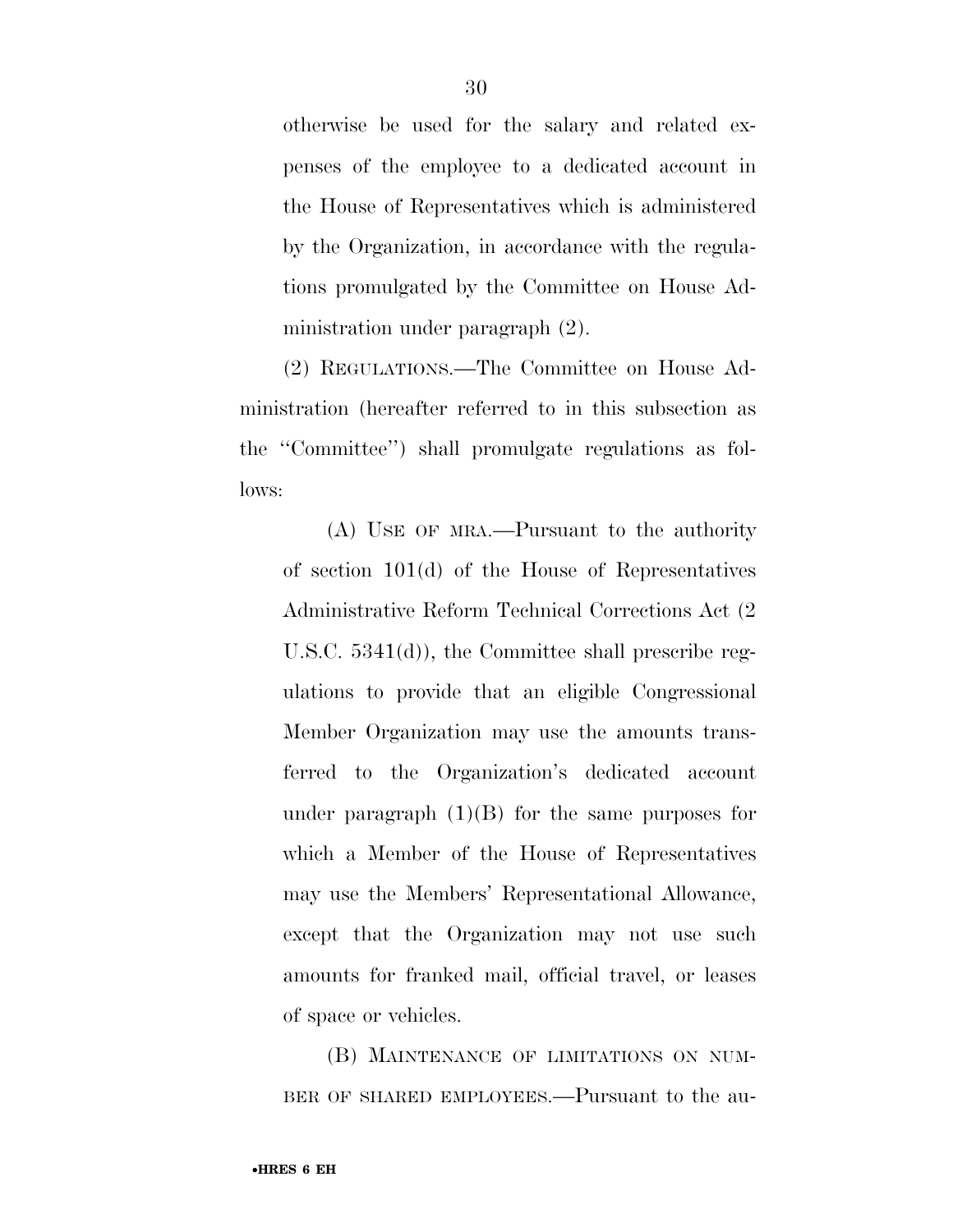otherwise be used for the salary and related expenses of the employee to a dedicated account in the House of Representatives which is administered by the Organization, in accordance with the regulations promulgated by the Committee on House Administration under paragraph (2).

(2) REGULATIONS.—The Committee on House Administration (hereafter referred to in this subsection as the ''Committee'') shall promulgate regulations as follows:

(A) USE OF MRA.—Pursuant to the authority of section 101(d) of the House of Representatives Administrative Reform Technical Corrections Act (2 U.S.C. 5341(d)), the Committee shall prescribe regulations to provide that an eligible Congressional Member Organization may use the amounts transferred to the Organization's dedicated account under paragraph (1)(B) for the same purposes for which a Member of the House of Representatives may use the Members' Representational Allowance, except that the Organization may not use such amounts for franked mail, official travel, or leases of space or vehicles.

(B) MAINTENANCE OF LIMITATIONS ON NUMBER OF SHARED EMPLOYEES.—Pursuant to the au-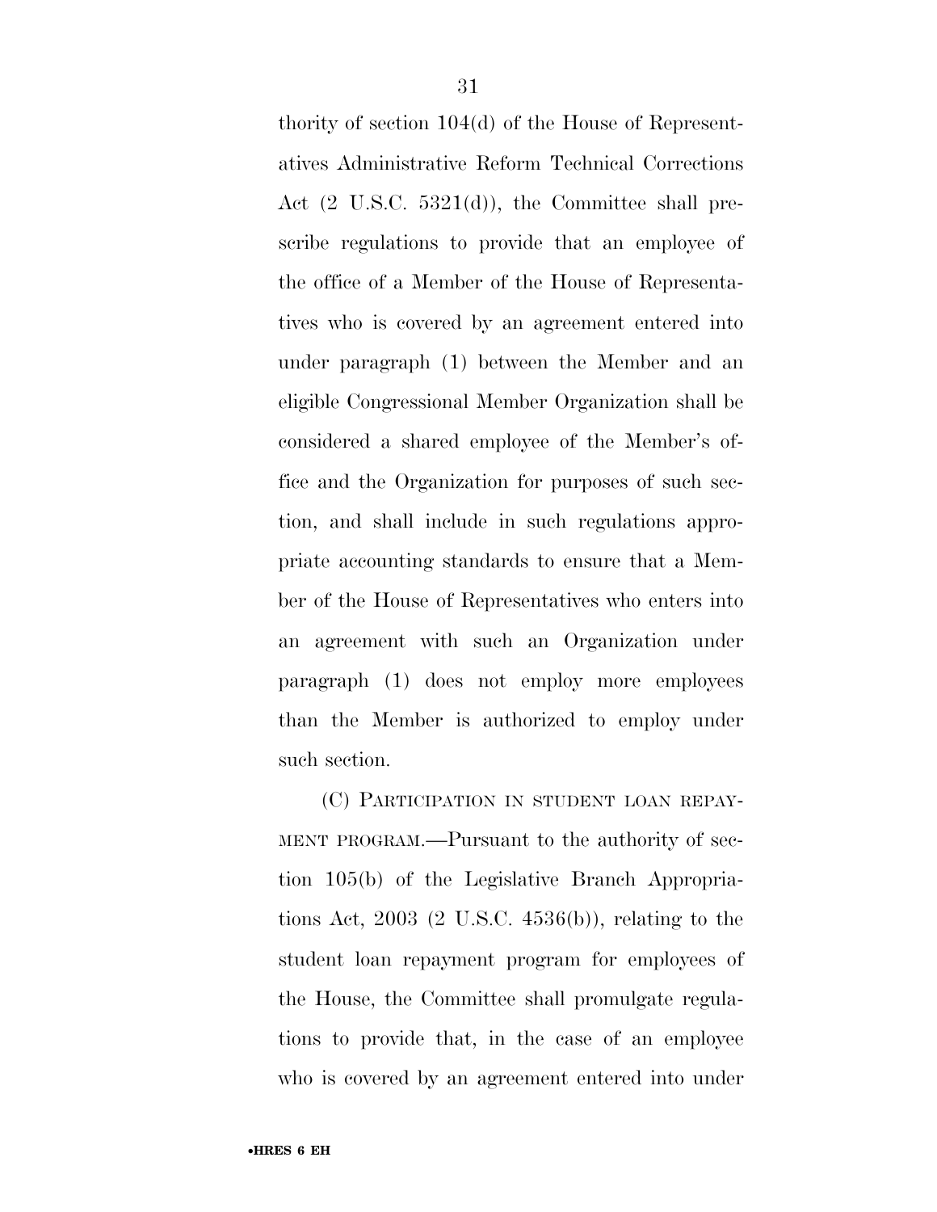thority of section 104(d) of the House of Representatives Administrative Reform Technical Corrections Act (2 U.S.C. 5321(d)), the Committee shall prescribe regulations to provide that an employee of the office of a Member of the House of Representatives who is covered by an agreement entered into under paragraph (1) between the Member and an eligible Congressional Member Organization shall be considered a shared employee of the Member's office and the Organization for purposes of such section, and shall include in such regulations appropriate accounting standards to ensure that a Member of the House of Representatives who enters into an agreement with such an Organization under paragraph (1) does not employ more employees than the Member is authorized to employ under such section.

(C) PARTICIPATION IN STUDENT LOAN REPAYMENT PROGRAM.—Pursuant to the authority of section 105(b) of the Legislative Branch Appropriations Act, 2003 (2 U.S.C. 4536(b)), relating to the student loan repayment program for employees of the House, the Committee shall promulgate regulations to provide that, in the case of an employee who is covered by an agreement entered into under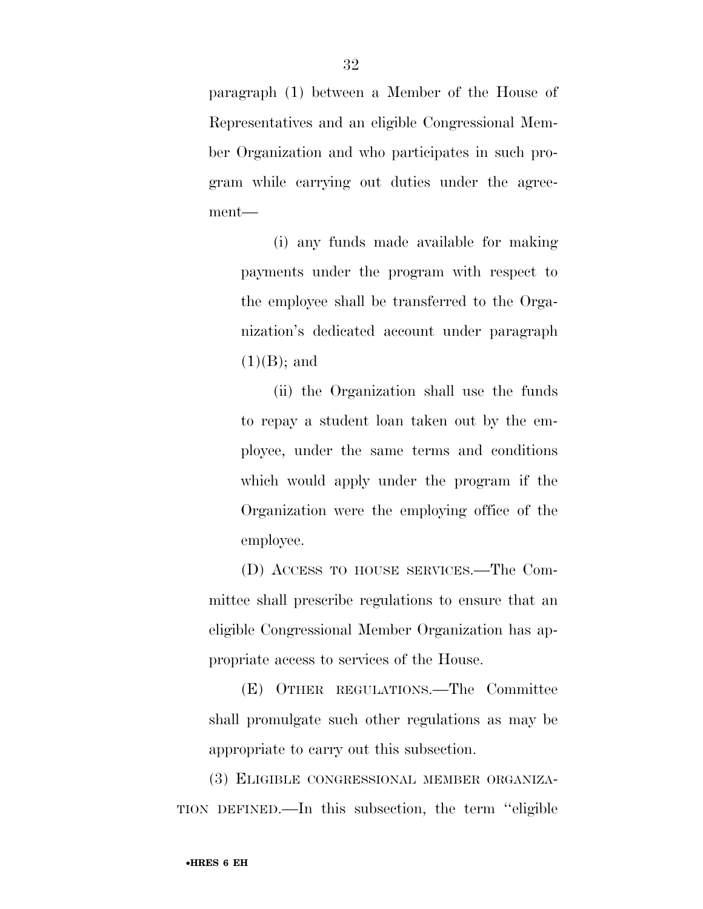paragraph (1) between a Member of the House of Representatives and an eligible Congressional Member Organization and who participates in such program while carrying out duties under the agreement—

(i) any funds made available for making payments under the program with respect to the employee shall be transferred to the Organization's dedicated account under paragraph (1)(B); and

(ii) the Organization shall use the funds to repay a student loan taken out by the employee, under the same terms and conditions which would apply under the program if the Organization were the employing office of the employee.

(D) ACCESS TO HOUSE SERVICES.—The Committee shall prescribe regulations to ensure that an eligible Congressional Member Organization has appropriate access to services of the House.

(E) OTHER REGULATIONS.—The Committee shall promulgate such other regulations as may be appropriate to carry out this subsection.

(3) ELIGIBLE CONGRESSIONAL MEMBER ORGANIZATION DEFINED.—In this subsection, the term ''eligible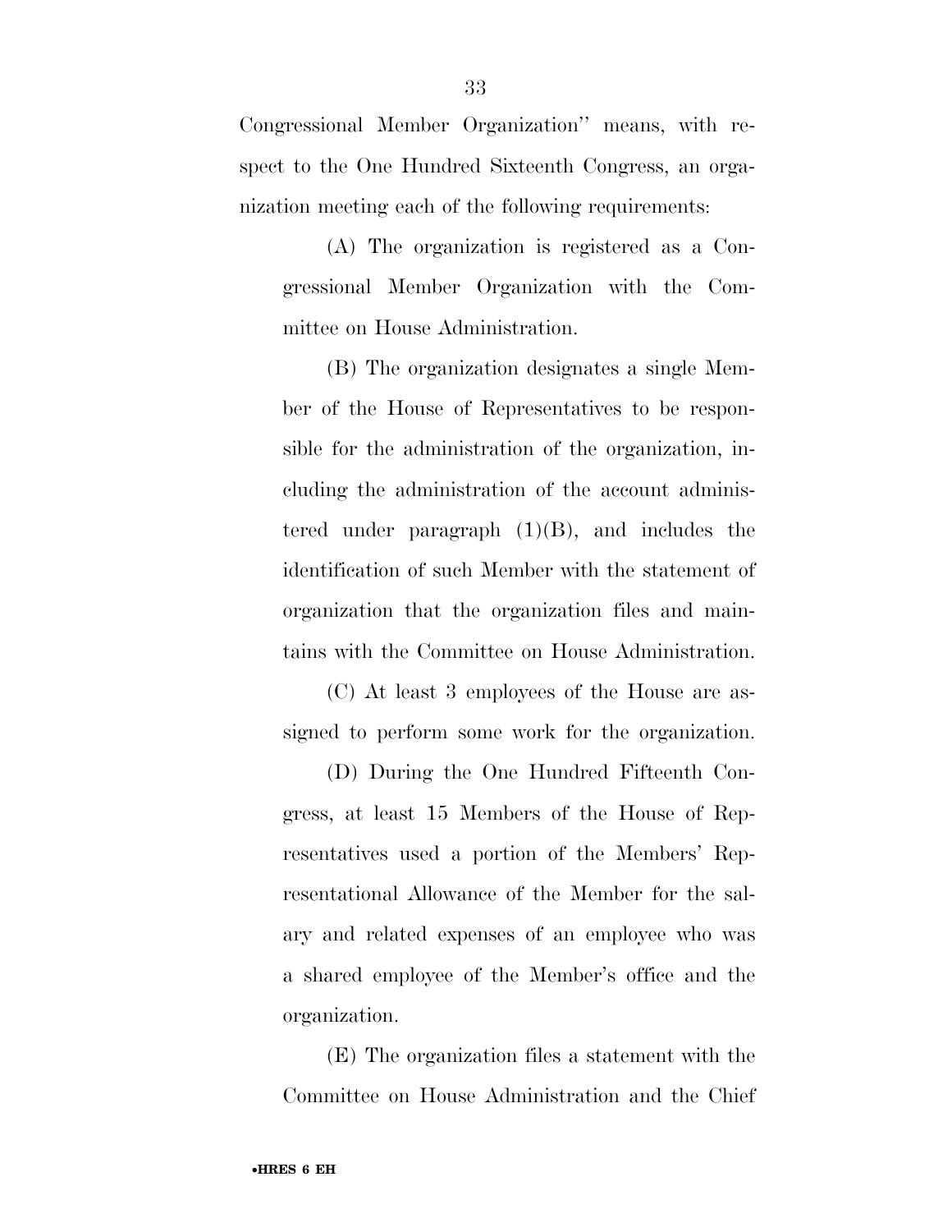Congressional Member Organization'' means, with respect to the One Hundred Sixteenth Congress, an organization meeting each of the following requirements:

(A) The organization is registered as a Congressional Member Organization with the Committee on House Administration.

(B) The organization designates a single Member of the House of Representatives to be responsible for the administration of the organization, including the administration of the account administered under paragraph (1)(B), and includes the identification of such Member with the statement of organization that the organization files and maintains with the Committee on House Administration.

(C) At least 3 employees of the House are assigned to perform some work for the organization.

(D) During the One Hundred Fifteenth Congress, at least 15 Members of the House of Representatives used a portion of the Members' Representational Allowance of the Member for the salary and related expenses of an employee who was a shared employee of the Member's office and the organization.

(E) The organization files a statement with the Committee on House Administration and the Chief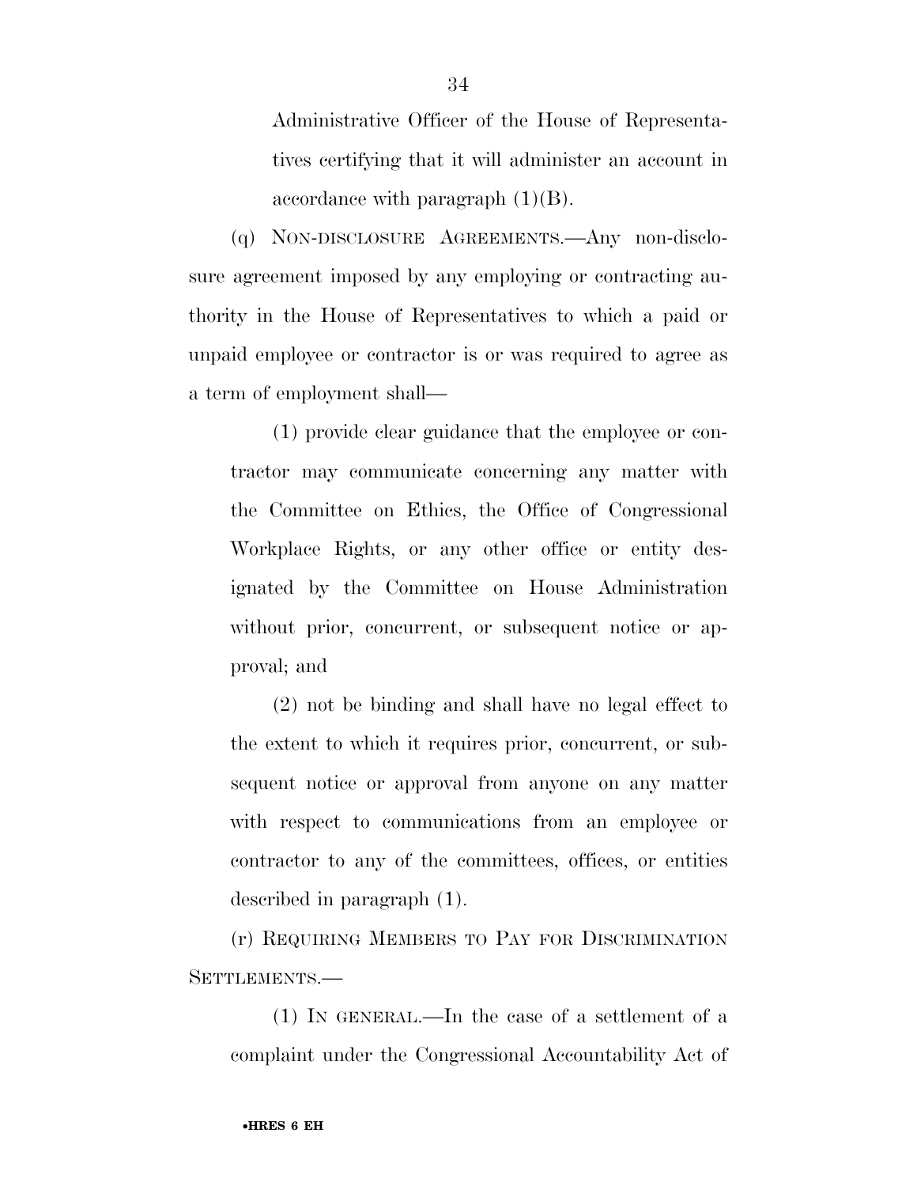Administrative Officer of the House of Representatives certifying that it will administer an account in accordance with paragraph (1)(B).

(q) NON-DISCLOSURE AGREEMENTS.—Any non-disclosure agreement imposed by any employing or contracting authority in the House of Representatives to which a paid or unpaid employee or contractor is or was required to agree as a term of employment shall—

(1) provide clear guidance that the employee or contractor may communicate concerning any matter with the Committee on Ethics, the Office of Congressional Workplace Rights, or any other office or entity designated by the Committee on House Administration without prior, concurrent, or subsequent notice or approval; and

(2) not be binding and shall have no legal effect to the extent to which it requires prior, concurrent, or subsequent notice or approval from anyone on any matter with respect to communications from an employee or contractor to any of the committees, offices, or entities described in paragraph (1).

(r) REQUIRING MEMBERS TO PAY FOR DISCRIMINATION SETTLEMENTS.—

(1) IN GENERAL.—In the case of a settlement of a complaint under the Congressional Accountability Act of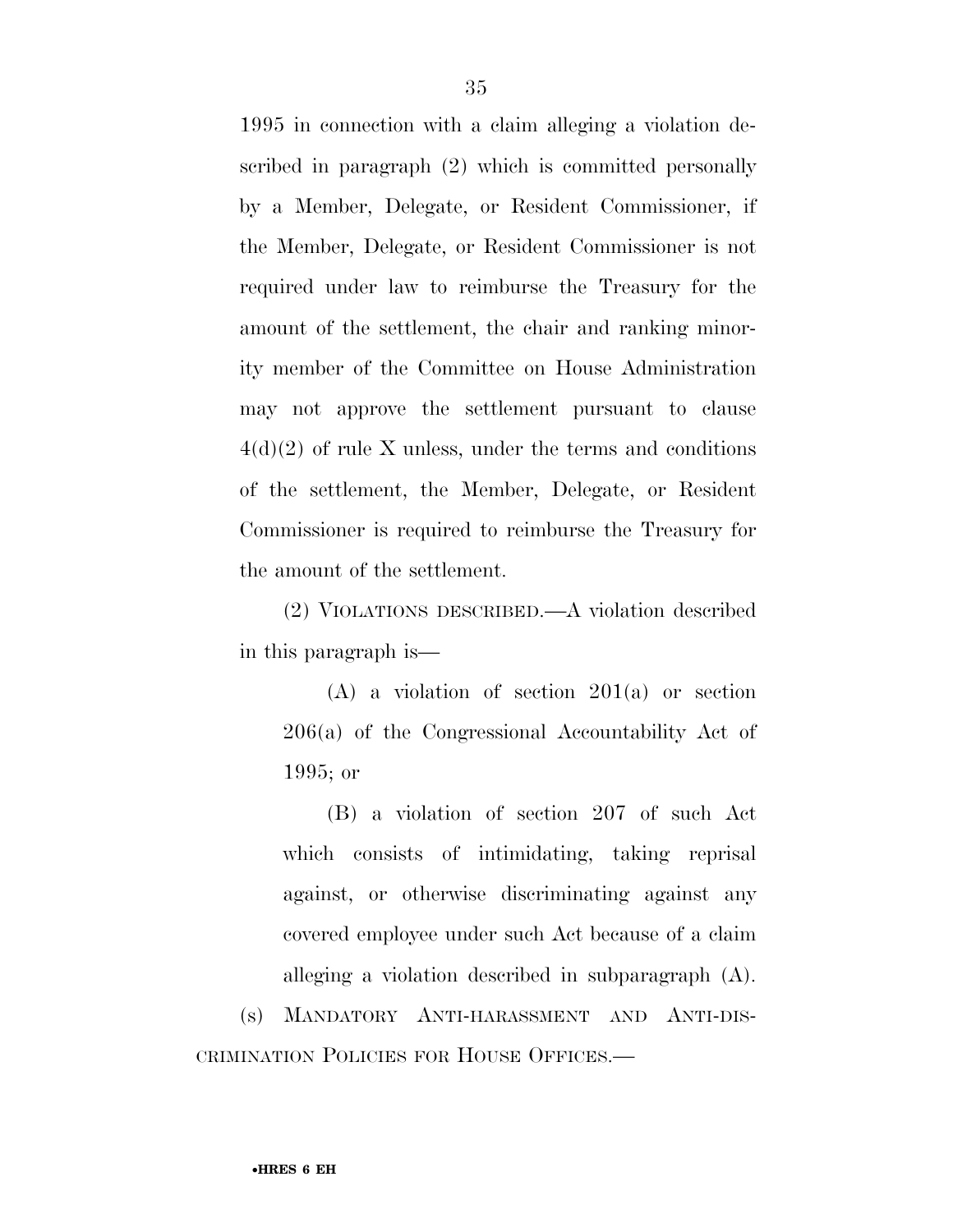1995 in connection with a claim alleging a violation described in paragraph (2) which is committed personally by a Member, Delegate, or Resident Commissioner, if the Member, Delegate, or Resident Commissioner is not required under law to reimburse the Treasury for the amount of the settlement, the chair and ranking minority member of the Committee on House Administration may not approve the settlement pursuant to clause 4(d)(2) of rule X unless, under the terms and conditions of the settlement, the Member, Delegate, or Resident Commissioner is required to reimburse the Treasury for the amount of the settlement.

(2) VIOLATIONS DESCRIBED.—A violation described in this paragraph is—

(A) a violation of section 201(a) or section 206(a) of the Congressional Accountability Act of 1995; or

(B) a violation of section 207 of such Act which consists of intimidating, taking reprisal against, or otherwise discriminating against any covered employee under such Act because of a claim alleging a violation described in subparagraph (A).

(s) MANDATORY ANTI-HARASSMENT AND ANTI-DISCRIMINATION POLICIES FOR HOUSE OFFICES.—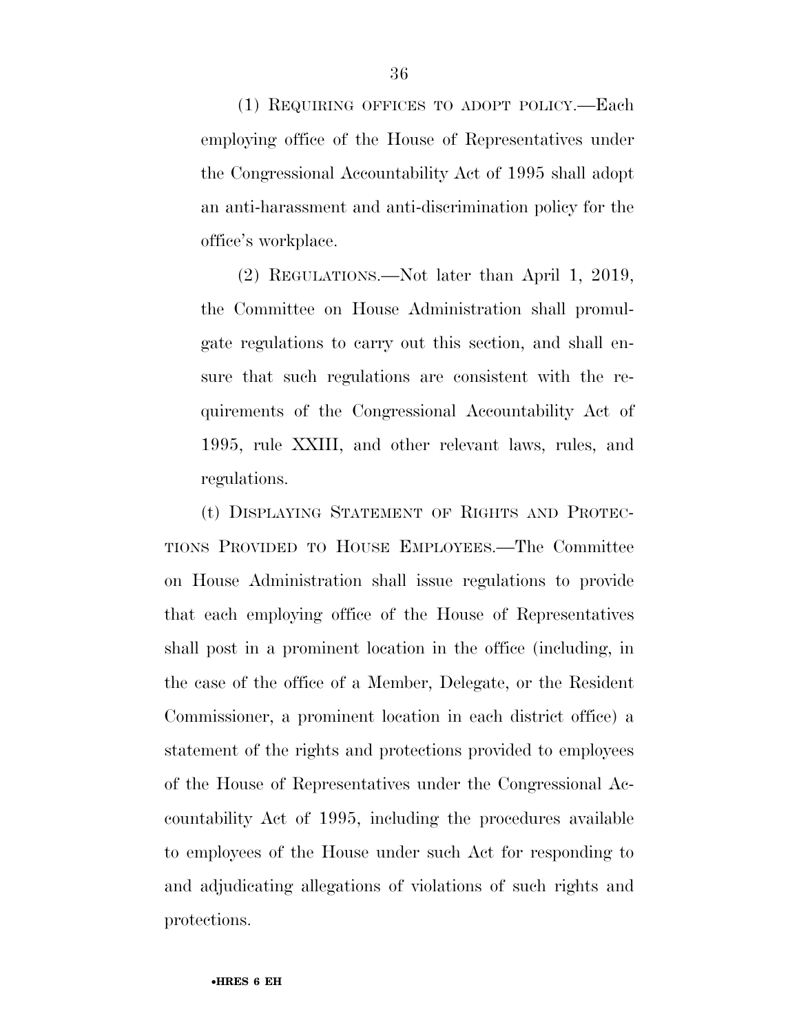(1) REQUIRING OFFICES TO ADOPT POLICY.—Each employing office of the House of Representatives under the Congressional Accountability Act of 1995 shall adopt an anti-harassment and anti-discrimination policy for the office's workplace.

(2) REGULATIONS.—Not later than April 1, 2019, the Committee on House Administration shall promulgate regulations to carry out this section, and shall ensure that such regulations are consistent with the requirements of the Congressional Accountability Act of 1995, rule XXIII, and other relevant laws, rules, and regulations.

(t) DISPLAYING STATEMENT OF RIGHTS AND PROTECTIONS PROVIDED TO HOUSE EMPLOYEES.—The Committee on House Administration shall issue regulations to provide that each employing office of the House of Representatives shall post in a prominent location in the office (including, in the case of the office of a Member, Delegate, or the Resident Commissioner, a prominent location in each district office) a statement of the rights and protections provided to employees of the House of Representatives under the Congressional Accountability Act of 1995, including the procedures available to employees of the House under such Act for responding to and adjudicating allegations of violations of such rights and protections.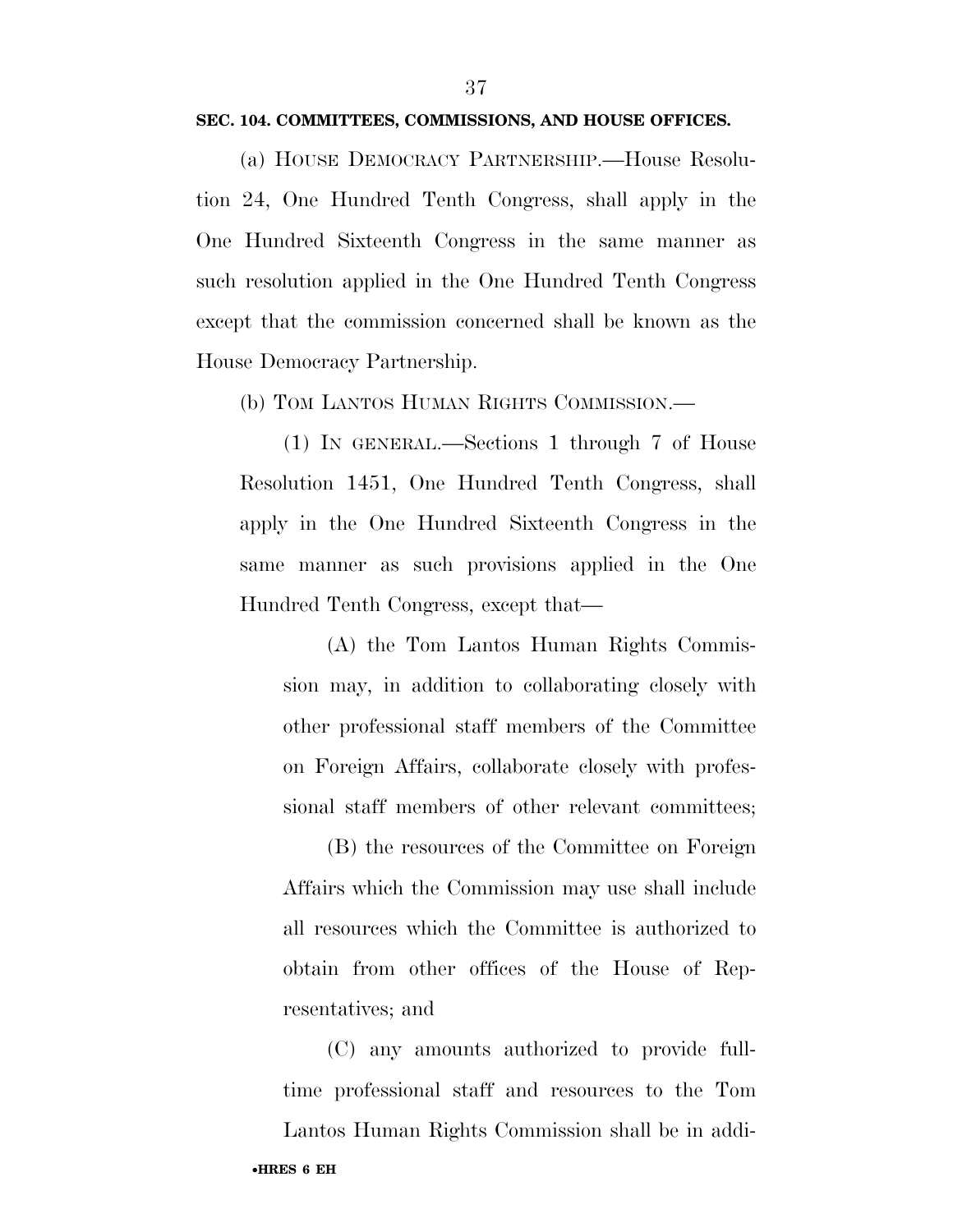**SEC. 104. COMMITTEES, COMMISSIONS, AND HOUSE OFFICES.**

(a) HOUSE DEMOCRACY PARTNERSHIP.—House Resolution 24, One Hundred Tenth Congress, shall apply in the One Hundred Sixteenth Congress in the same manner as such resolution applied in the One Hundred Tenth Congress except that the commission concerned shall be known as the House Democracy Partnership.

(b) TOM LANTOS HUMAN RIGHTS COMMISSION.—

(1) IN GENERAL.—Sections 1 through 7 of House Resolution 1451, One Hundred Tenth Congress, shall apply in the One Hundred Sixteenth Congress in the same manner as such provisions applied in the One Hundred Tenth Congress, except that—

(A) the Tom Lantos Human Rights Commission may, in addition to collaborating closely with other professional staff members of the Committee on Foreign Affairs, collaborate closely with professional staff members of other relevant committees;

(B) the resources of the Committee on Foreign Affairs which the Commission may use shall include all resources which the Committee is authorized to obtain from other offices of the House of Representatives; and

(C) any amounts authorized to provide full-time professional staff and resources to the Tom Lantos Human Rights Commission shall be in addi-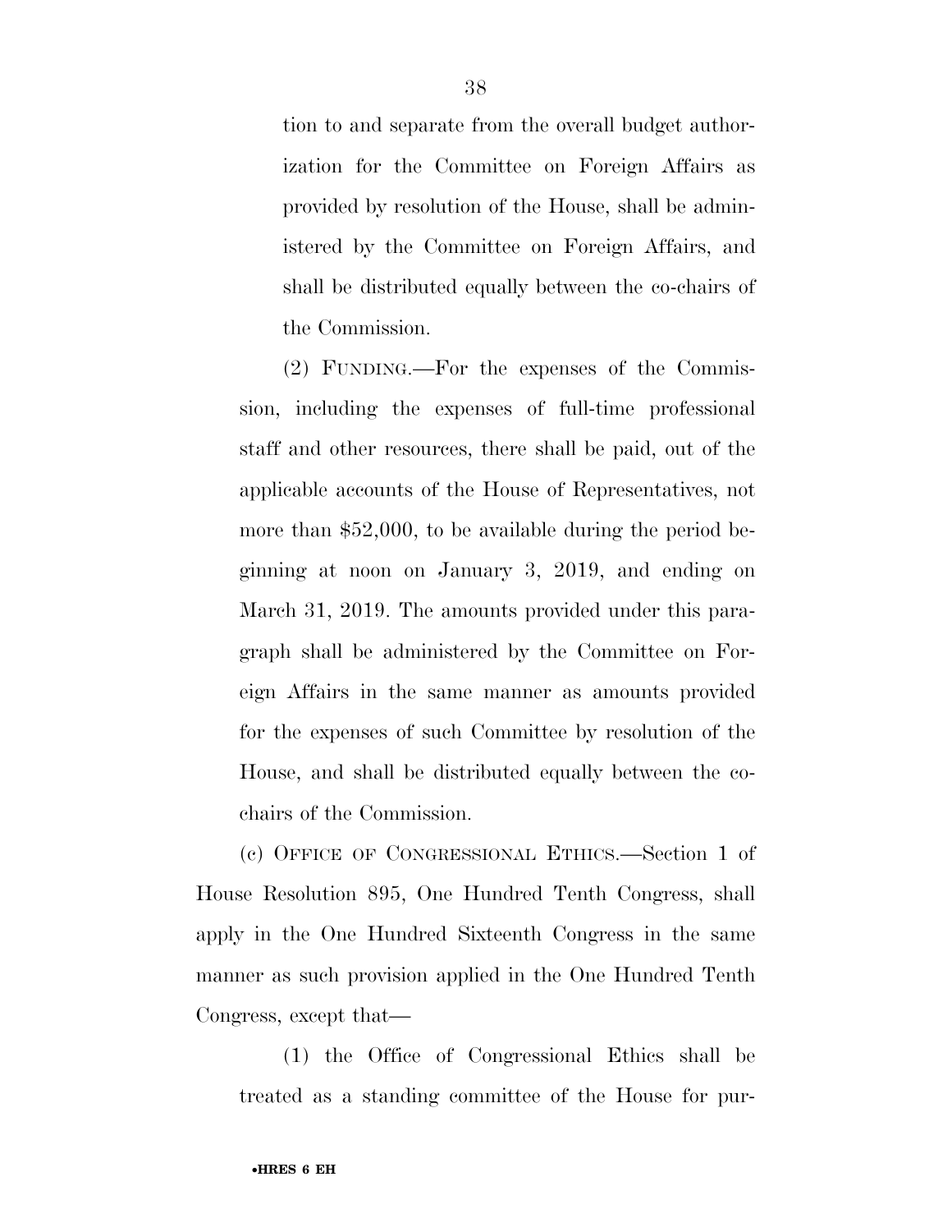tion to and separate from the overall budget authorization for the Committee on Foreign Affairs as provided by resolution of the House, shall be administered by the Committee on Foreign Affairs, and shall be distributed equally between the co-chairs of the Commission.

(2) FUNDING.—For the expenses of the Commission, including the expenses of full-time professional staff and other resources, there shall be paid, out of the applicable accounts of the House of Representatives, not more than $52,000, to be available during the period beginning at noon on January 3, 2019, and ending on March 31, 2019. The amounts provided under this paragraph shall be administered by the Committee on Foreign Affairs in the same manner as amounts provided for the expenses of such Committee by resolution of the House, and shall be distributed equally between the co-chairs of the Commission.

(c) OFFICE OF CONGRESSIONAL ETHICS.—Section 1 of House Resolution 895, One Hundred Tenth Congress, shall apply in the One Hundred Sixteenth Congress in the same manner as such provision applied in the One Hundred Tenth Congress, except that—

(1) the Office of Congressional Ethics shall be treated as a standing committee of the House for pur-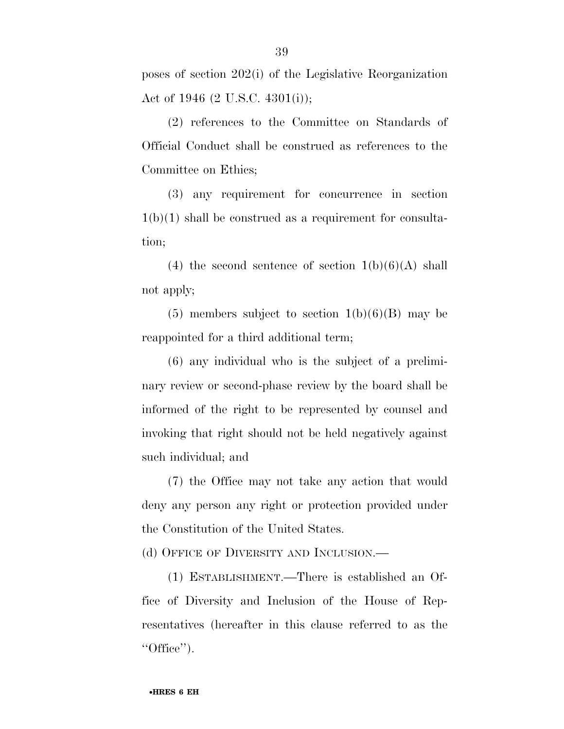poses of section 202(i) of the Legislative Reorganization Act of 1946 (2 U.S.C. 4301(i));

(2) references to the Committee on Standards of Official Conduct shall be construed as references to the Committee on Ethics;

(3) any requirement for concurrence in section 1(b)(1) shall be construed as a requirement for consultation;

(4) the second sentence of section 1(b)(6)(A) shall not apply;

(5) members subject to section 1(b)(6)(B) may be reappointed for a third additional term;

(6) any individual who is the subject of a preliminary review or second-phase review by the board shall be informed of the right to be represented by counsel and invoking that right should not be held negatively against such individual; and

(7) the Office may not take any action that would deny any person any right or protection provided under the Constitution of the United States.

(d) OFFICE OF DIVERSITY AND INCLUSION.—

(1) ESTABLISHMENT.—There is established an Office of Diversity and Inclusion of the House of Representatives (hereafter in this clause referred to as the "Office").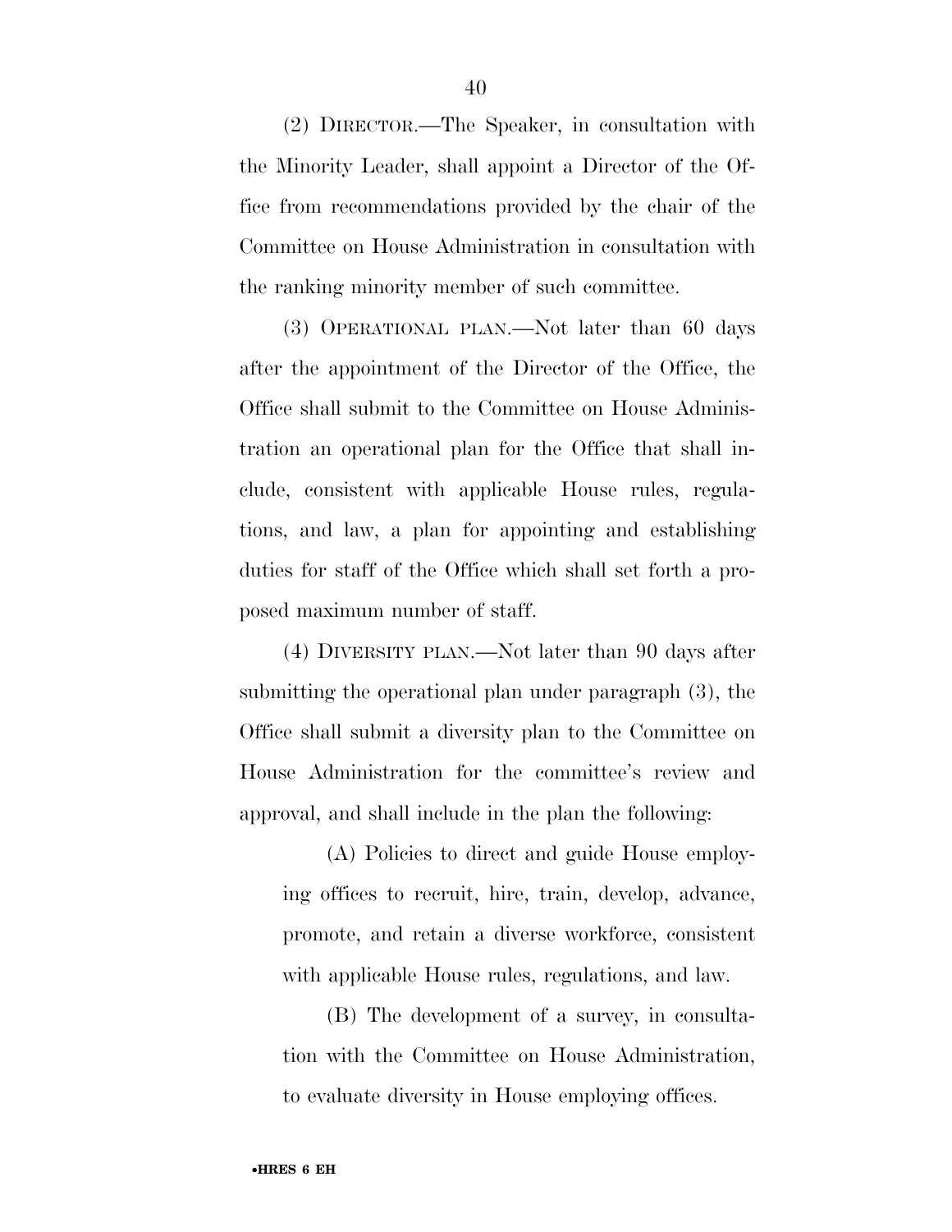(2) DIRECTOR.—The Speaker, in consultation with the Minority Leader, shall appoint a Director of the Office from recommendations provided by the chair of the Committee on House Administration in consultation with the ranking minority member of such committee.

(3) OPERATIONAL PLAN.—Not later than 60 days after the appointment of the Director of the Office, the Office shall submit to the Committee on House Administration an operational plan for the Office that shall include, consistent with applicable House rules, regulations, and law, a plan for appointing and establishing duties for staff of the Office which shall set forth a proposed maximum number of staff.

(4) DIVERSITY PLAN.—Not later than 90 days after submitting the operational plan under paragraph (3), the Office shall submit a diversity plan to the Committee on House Administration for the committee's review and approval, and shall include in the plan the following:

(A) Policies to direct and guide House employing offices to recruit, hire, train, develop, advance, promote, and retain a diverse workforce, consistent with applicable House rules, regulations, and law.

(B) The development of a survey, in consultation with the Committee on House Administration, to evaluate diversity in House employing offices.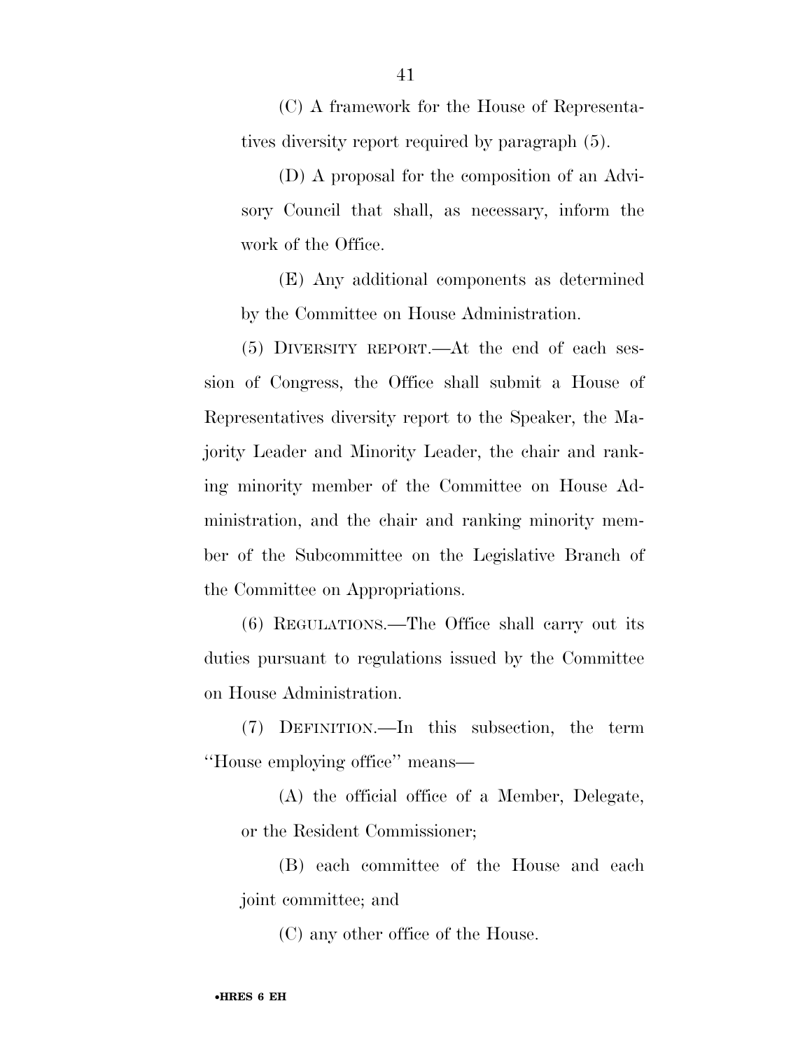(C) A framework for the House of Representatives diversity report required by paragraph (5).

(D) A proposal for the composition of an Advisory Council that shall, as necessary, inform the work of the Office.

(E) Any additional components as determined by the Committee on House Administration.

(5) DIVERSITY REPORT.—At the end of each session of Congress, the Office shall submit a House of Representatives diversity report to the Speaker, the Majority Leader and Minority Leader, the chair and ranking minority member of the Committee on House Administration, and the chair and ranking minority member of the Subcommittee on the Legislative Branch of the Committee on Appropriations.

(6) REGULATIONS.—The Office shall carry out its duties pursuant to regulations issued by the Committee on House Administration.

(7) DEFINITION.—In this subsection, the term ''House employing office'' means—

(A) the official office of a Member, Delegate, or the Resident Commissioner;

(B) each committee of the House and each joint committee; and

(C) any other office of the House.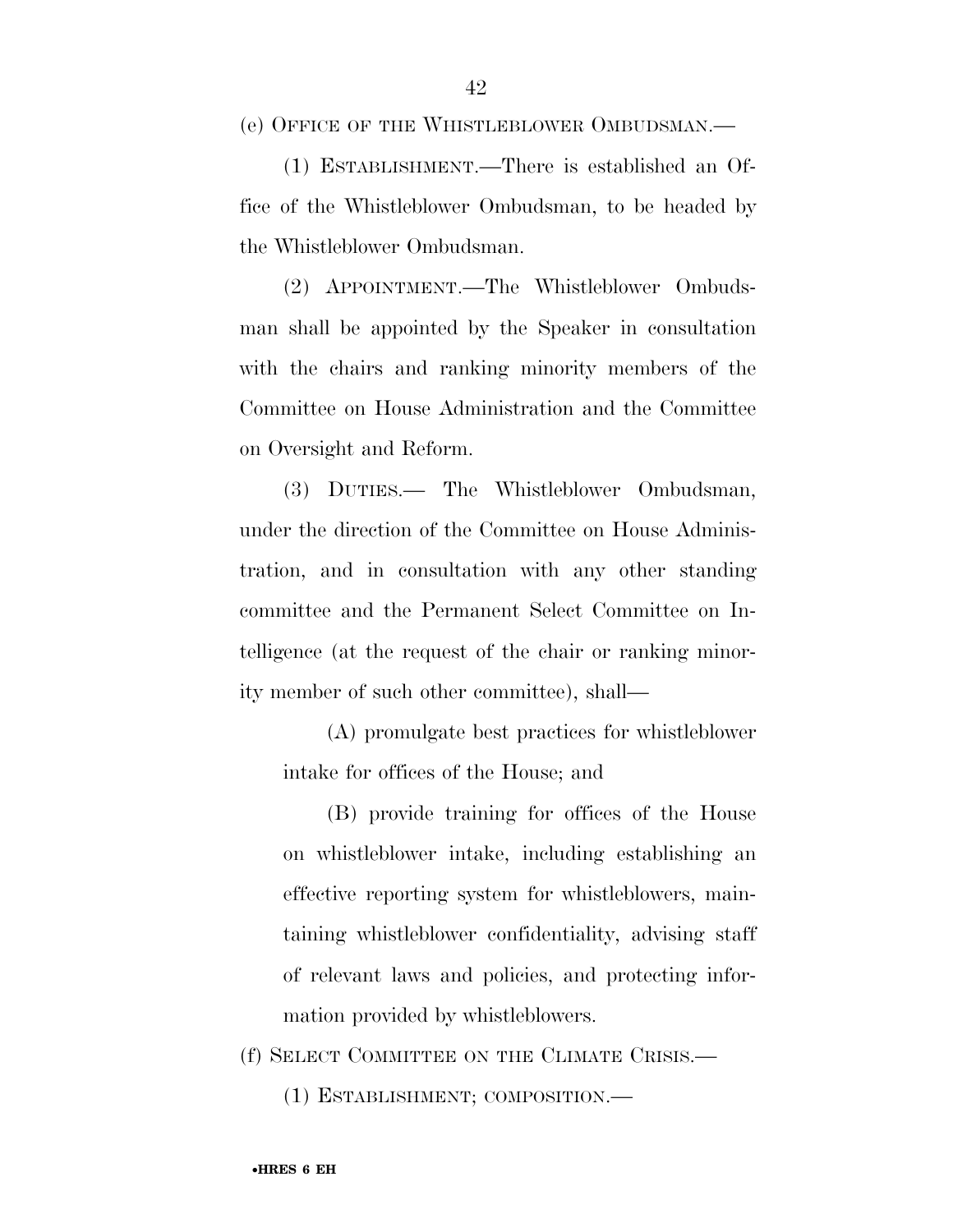(e) OFFICE OF THE WHISTLEBLOWER OMBUDSMAN.—

(1) ESTABLISHMENT.—There is established an Office of the Whistleblower Ombudsman, to be headed by the Whistleblower Ombudsman.

(2) APPOINTMENT.—The Whistleblower Ombudsman shall be appointed by the Speaker in consultation with the chairs and ranking minority members of the Committee on House Administration and the Committee on Oversight and Reform.

(3) DUTIES.— The Whistleblower Ombudsman, under the direction of the Committee on House Administration, and in consultation with any other standing committee and the Permanent Select Committee on Intelligence (at the request of the chair or ranking minority member of such other committee), shall—

(A) promulgate best practices for whistleblower intake for offices of the House; and

(B) provide training for offices of the House on whistleblower intake, including establishing an effective reporting system for whistleblowers, maintaining whistleblower confidentiality, advising staff of relevant laws and policies, and protecting information provided by whistleblowers.

(f) SELECT COMMITTEE ON THE CLIMATE CRISIS.—

(1) ESTABLISHMENT; COMPOSITION.—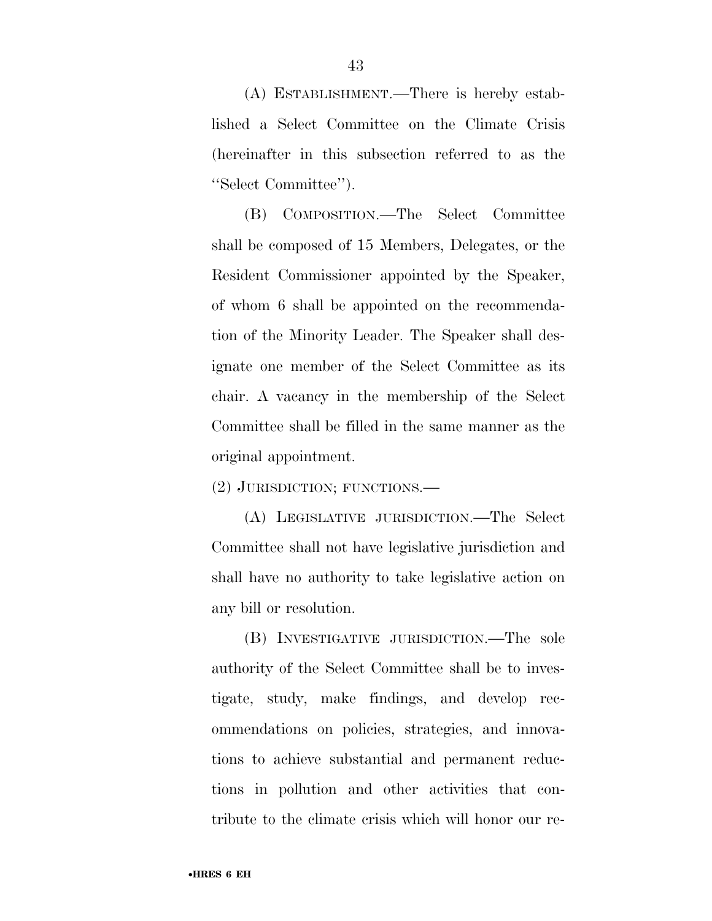(A) ESTABLISHMENT.—There is hereby established a Select Committee on the Climate Crisis (hereinafter in this subsection referred to as the ''Select Committee'').

(B) COMPOSITION.—The Select Committee shall be composed of 15 Members, Delegates, or the Resident Commissioner appointed by the Speaker, of whom 6 shall be appointed on the recommendation of the Minority Leader. The Speaker shall designate one member of the Select Committee as its chair. A vacancy in the membership of the Select Committee shall be filled in the same manner as the original appointment.

(2) JURISDICTION; FUNCTIONS.—

(A) LEGISLATIVE JURISDICTION.—The Select Committee shall not have legislative jurisdiction and shall have no authority to take legislative action on any bill or resolution.

(B) INVESTIGATIVE JURISDICTION.—The sole authority of the Select Committee shall be to investigate, study, make findings, and develop recommendations on policies, strategies, and innovations to achieve substantial and permanent reductions in pollution and other activities that contribute to the climate crisis which will honor our re-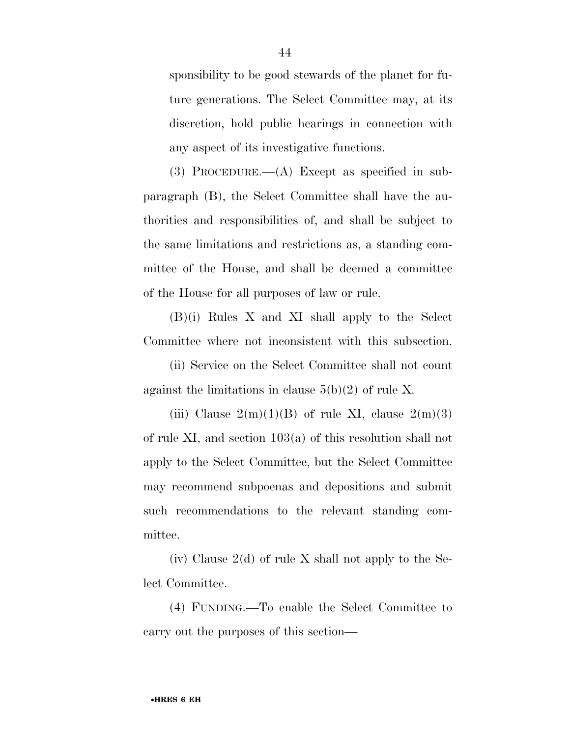sponsibility to be good stewards of the planet for future generations. The Select Committee may, at its discretion, hold public hearings in connection with any aspect of its investigative functions.

(3) PROCEDURE.—(A) Except as specified in subparagraph (B), the Select Committee shall have the authorities and responsibilities of, and shall be subject to the same limitations and restrictions as, a standing committee of the House, and shall be deemed a committee of the House for all purposes of law or rule.

(B)(i) Rules X and XI shall apply to the Select Committee where not inconsistent with this subsection.

(ii) Service on the Select Committee shall not count against the limitations in clause 5(b)(2) of rule X.

(iii) Clause 2(m)(1)(B) of rule XI, clause 2(m)(3) of rule XI, and section 103(a) of this resolution shall not apply to the Select Committee, but the Select Committee may recommend subpoenas and depositions and submit such recommendations to the relevant standing committee.

(iv) Clause 2(d) of rule X shall not apply to the Select Committee.

(4) FUNDING.—To enable the Select Committee to carry out the purposes of this section—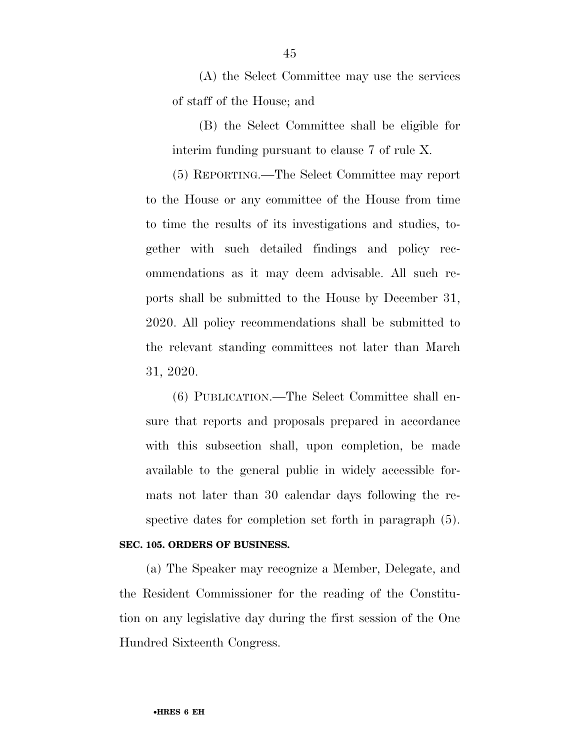(A) the Select Committee may use the services of staff of the House; and

(B) the Select Committee shall be eligible for interim funding pursuant to clause 7 of rule X.

(5) REPORTING.—The Select Committee may report to the House or any committee of the House from time to time the results of its investigations and studies, together with such detailed findings and policy recommendations as it may deem advisable. All such reports shall be submitted to the House by December 31, 2020. All policy recommendations shall be submitted to the relevant standing committees not later than March 31, 2020.

(6) PUBLICATION.—The Select Committee shall ensure that reports and proposals prepared in accordance with this subsection shall, upon completion, be made available to the general public in widely accessible formats not later than 30 calendar days following the respective dates for completion set forth in paragraph (5).

**SEC. 105. ORDERS OF BUSINESS.**

(a) The Speaker may recognize a Member, Delegate, and the Resident Commissioner for the reading of the Constitution on any legislative day during the first session of the One Hundred Sixteenth Congress.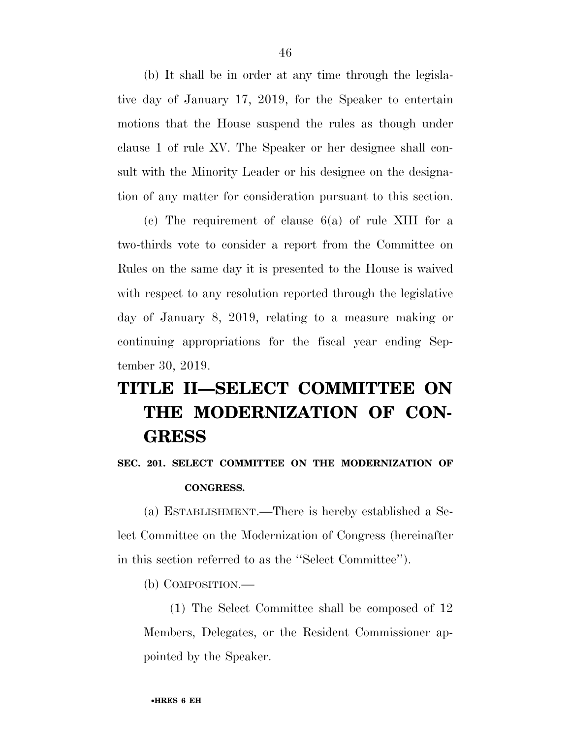(b) It shall be in order at any time through the legislative day of January 17, 2019, for the Speaker to entertain motions that the House suspend the rules as though under clause 1 of rule XV. The Speaker or her designee shall consult with the Minority Leader or his designee on the designation of any matter for consideration pursuant to this section.

(c) The requirement of clause 6(a) of rule XIII for a two-thirds vote to consider a report from the Committee on Rules on the same day it is presented to the House is waived with respect to any resolution reported through the legislative day of January 8, 2019, relating to a measure making or continuing appropriations for the fiscal year ending September 30, 2019.

# TITLE II—SELECT COMMITTEE ON THE MODERNIZATION OF CONGRESS

### SEC. 201. SELECT COMMITTEE ON THE MODERNIZATION OF CONGRESS.

(a) ESTABLISHMENT.—There is hereby established a Select Committee on the Modernization of Congress (hereinafter in this section referred to as the ''Select Committee'').

(b) COMPOSITION.—

(1) The Select Committee shall be composed of 12 Members, Delegates, or the Resident Commissioner appointed by the Speaker.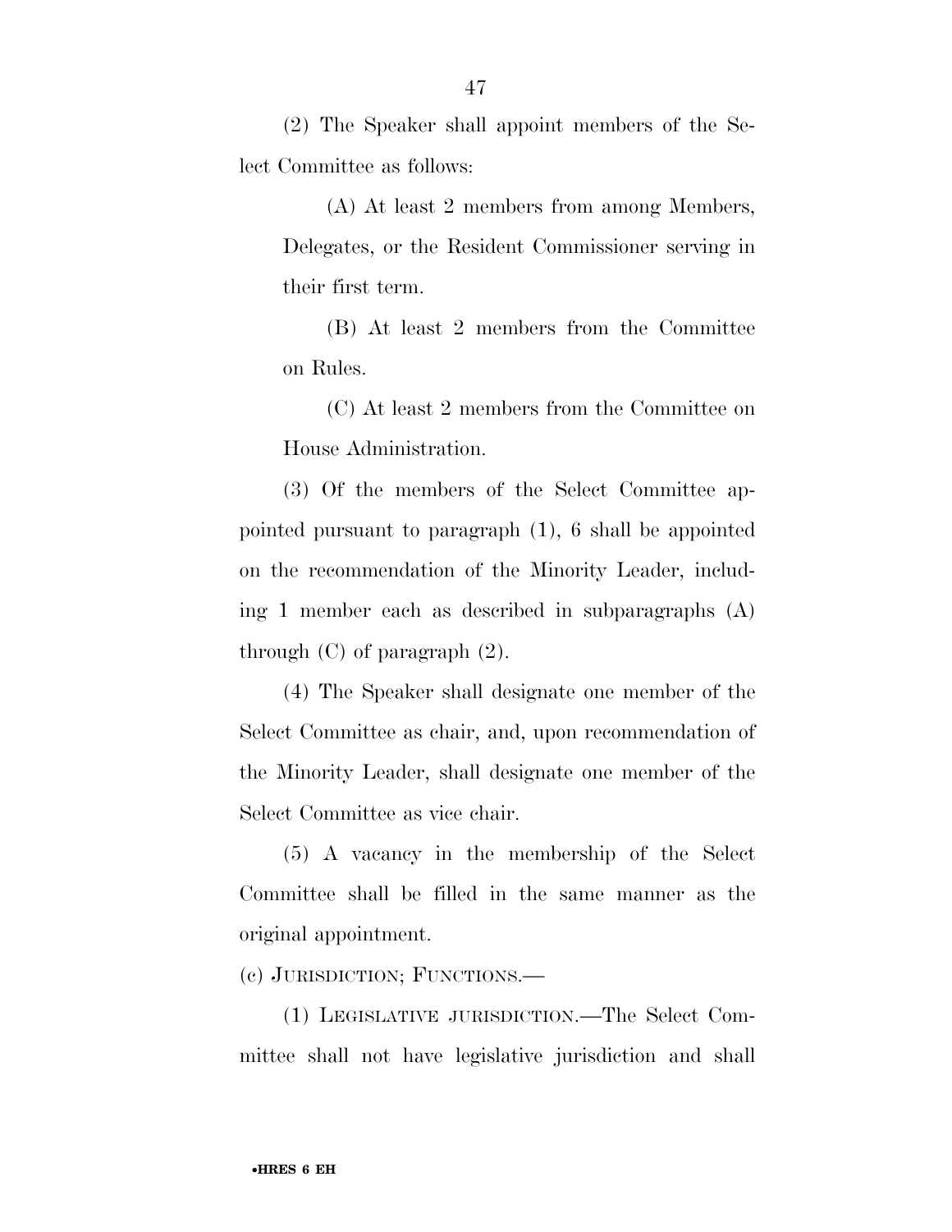(2) The Speaker shall appoint members of the Select Committee as follows:

(A) At least 2 members from among Members, Delegates, or the Resident Commissioner serving in their first term.

(B) At least 2 members from the Committee on Rules.

(C) At least 2 members from the Committee on House Administration.

(3) Of the members of the Select Committee appointed pursuant to paragraph (1), 6 shall be appointed on the recommendation of the Minority Leader, including 1 member each as described in subparagraphs (A) through (C) of paragraph (2).

(4) The Speaker shall designate one member of the Select Committee as chair, and, upon recommendation of the Minority Leader, shall designate one member of the Select Committee as vice chair.

(5) A vacancy in the membership of the Select Committee shall be filled in the same manner as the original appointment.

(c) JURISDICTION; FUNCTIONS.—

(1) LEGISLATIVE JURISDICTION.—The Select Committee shall not have legislative jurisdiction and shall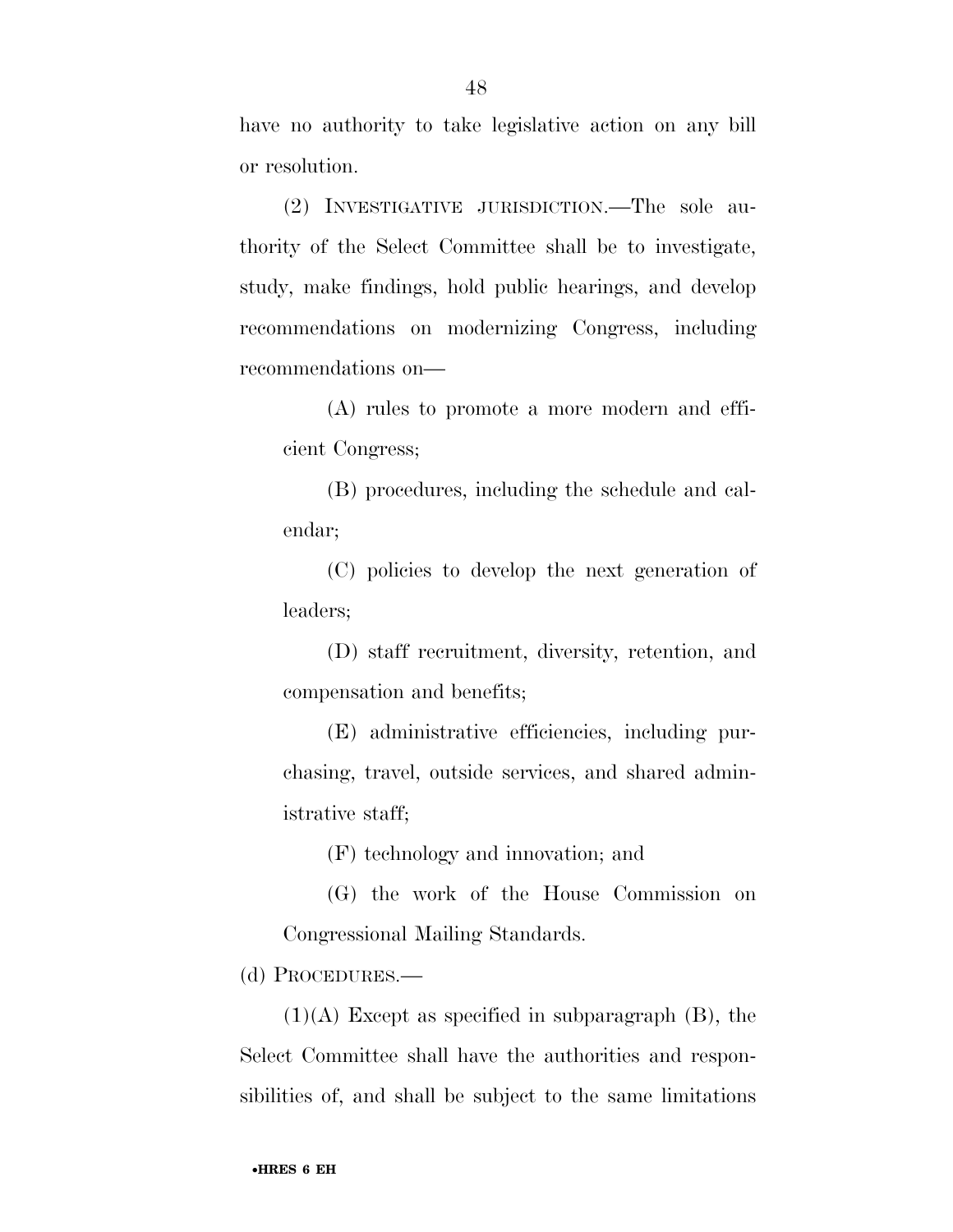have no authority to take legislative action on any bill or resolution.

(2) INVESTIGATIVE JURISDICTION.—The sole authority of the Select Committee shall be to investigate, study, make findings, hold public hearings, and develop recommendations on modernizing Congress, including recommendations on—

(A) rules to promote a more modern and efficient Congress;

(B) procedures, including the schedule and calendar;

(C) policies to develop the next generation of leaders;

(D) staff recruitment, diversity, retention, and compensation and benefits;

(E) administrative efficiencies, including purchasing, travel, outside services, and shared administrative staff;

(F) technology and innovation; and

(G) the work of the House Commission on Congressional Mailing Standards.

(d) PROCEDURES.—

(1)(A) Except as specified in subparagraph (B), the Select Committee shall have the authorities and responsibilities of, and shall be subject to the same limitations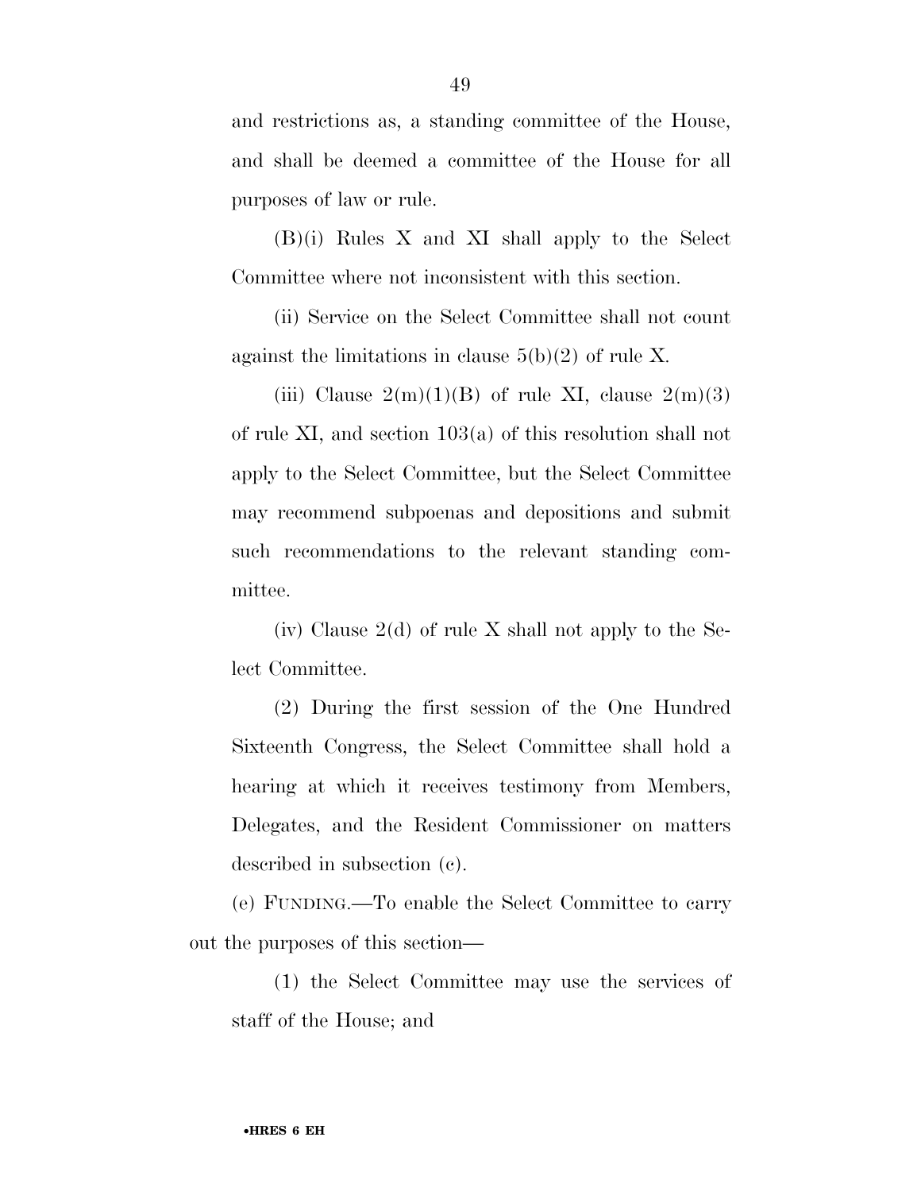and restrictions as, a standing committee of the House, and shall be deemed a committee of the House for all purposes of law or rule.

(B)(i) Rules X and XI shall apply to the Select Committee where not inconsistent with this section.

(ii) Service on the Select Committee shall not count against the limitations in clause 5(b)(2) of rule X.

(iii) Clause 2(m)(1)(B) of rule XI, clause 2(m)(3) of rule XI, and section 103(a) of this resolution shall not apply to the Select Committee, but the Select Committee may recommend subpoenas and depositions and submit such recommendations to the relevant standing committee.

(iv) Clause 2(d) of rule X shall not apply to the Select Committee.

(2) During the first session of the One Hundred Sixteenth Congress, the Select Committee shall hold a hearing at which it receives testimony from Members, Delegates, and the Resident Commissioner on matters described in subsection (c).

(e) FUNDING.—To enable the Select Committee to carry out the purposes of this section—

(1) the Select Committee may use the services of staff of the House; and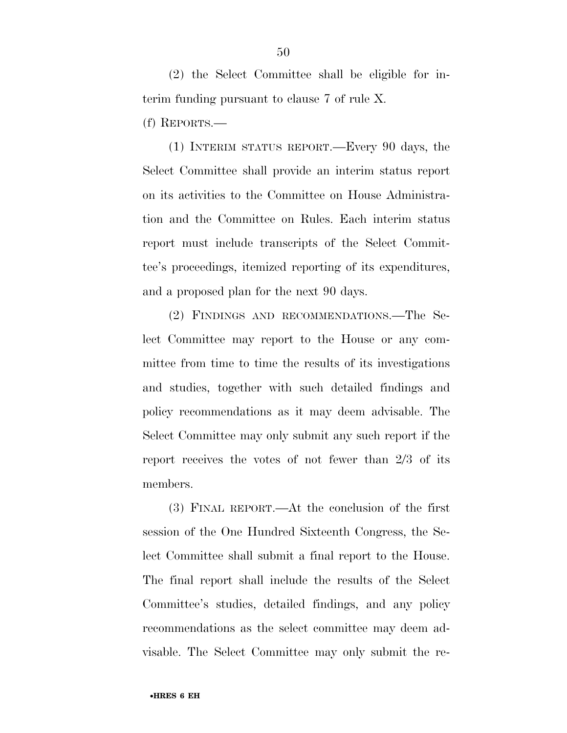(2) the Select Committee shall be eligible for interim funding pursuant to clause 7 of rule X.

(f) REPORTS.—

(1) INTERIM STATUS REPORT.—Every 90 days, the Select Committee shall provide an interim status report on its activities to the Committee on House Administration and the Committee on Rules. Each interim status report must include transcripts of the Select Committee's proceedings, itemized reporting of its expenditures, and a proposed plan for the next 90 days.

(2) FINDINGS AND RECOMMENDATIONS.—The Select Committee may report to the House or any committee from time to time the results of its investigations and studies, together with such detailed findings and policy recommendations as it may deem advisable. The Select Committee may only submit any such report if the report receives the votes of not fewer than 2/3 of its members.

(3) FINAL REPORT.—At the conclusion of the first session of the One Hundred Sixteenth Congress, the Select Committee shall submit a final report to the House. The final report shall include the results of the Select Committee's studies, detailed findings, and any policy recommendations as the select committee may deem advisable. The Select Committee may only submit the re-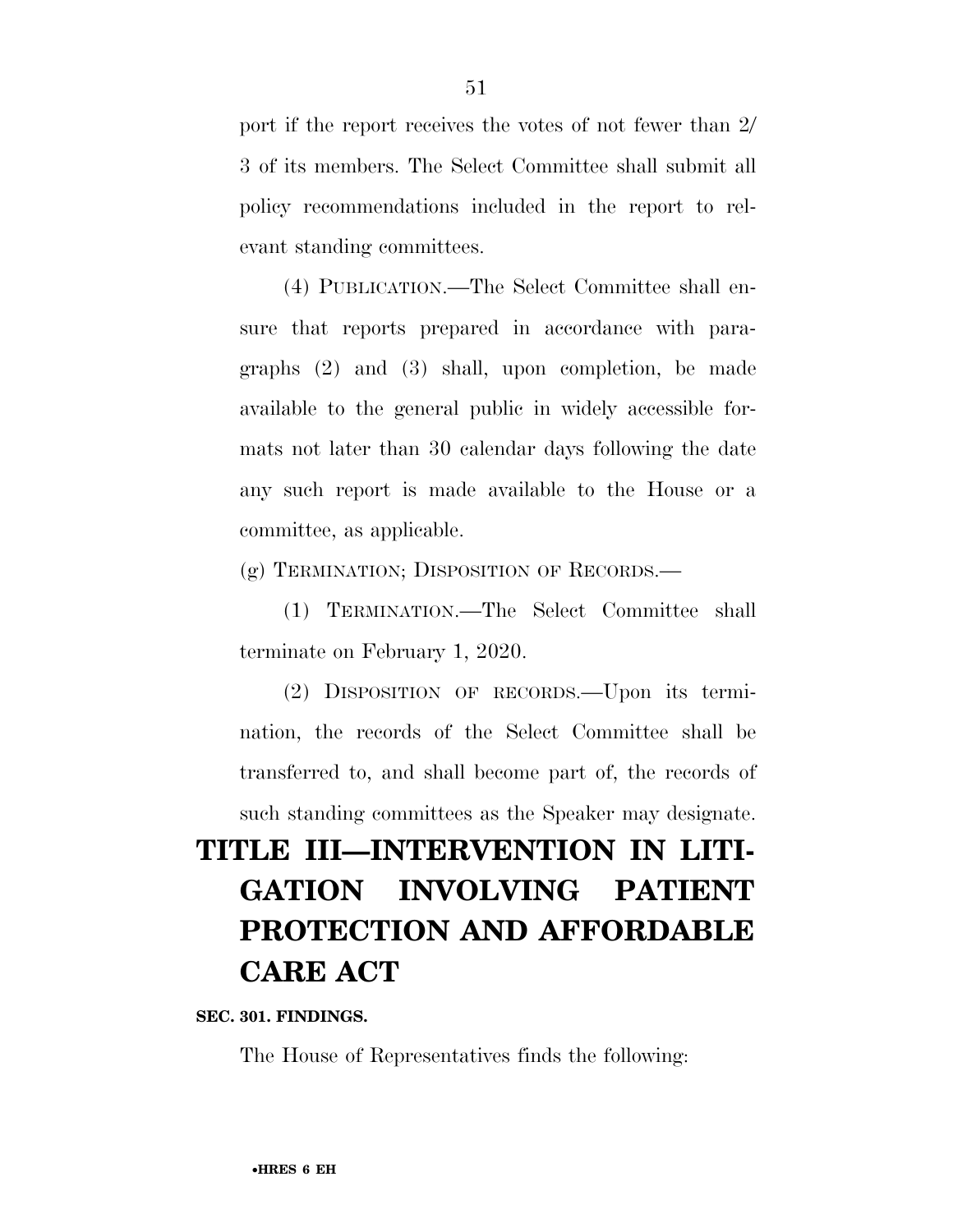port if the report receives the votes of not fewer than 2/3 of its members. The Select Committee shall submit all policy recommendations included in the report to relevant standing committees.

(4) PUBLICATION.—The Select Committee shall ensure that reports prepared in accordance with paragraphs (2) and (3) shall, upon completion, be made available to the general public in widely accessible formats not later than 30 calendar days following the date any such report is made available to the House or a committee, as applicable.

(g) TERMINATION; DISPOSITION OF RECORDS.—

(1) TERMINATION.—The Select Committee shall terminate on February 1, 2020.

(2) DISPOSITION OF RECORDS.—Upon its termination, the records of the Select Committee shall be transferred to, and shall become part of, the records of such standing committees as the Speaker may designate.

# TITLE III—INTERVENTION IN LITIGATION INVOLVING PATIENT PROTECTION AND AFFORDABLE CARE ACT

**SEC. 301. FINDINGS.**

The House of Representatives finds the following: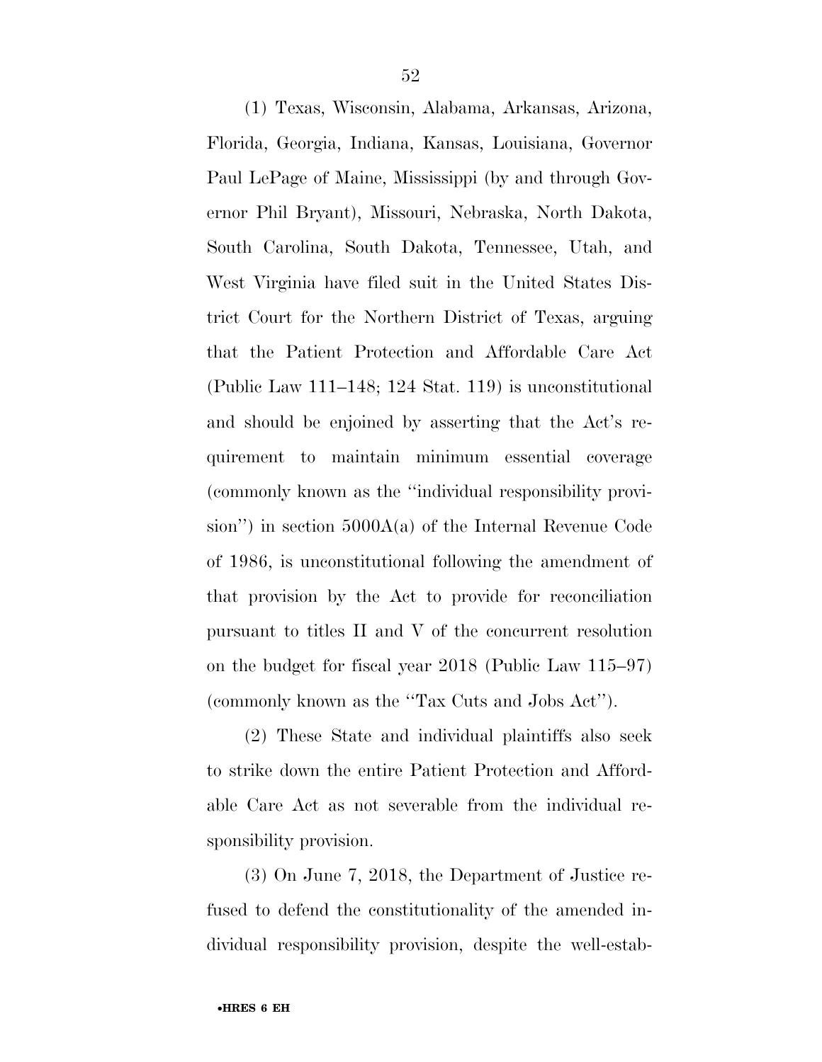(1) Texas, Wisconsin, Alabama, Arkansas, Arizona, Florida, Georgia, Indiana, Kansas, Louisiana, Governor Paul LePage of Maine, Mississippi (by and through Governor Phil Bryant), Missouri, Nebraska, North Dakota, South Carolina, South Dakota, Tennessee, Utah, and West Virginia have filed suit in the United States District Court for the Northern District of Texas, arguing that the Patient Protection and Affordable Care Act (Public Law 111–148; 124 Stat. 119) is unconstitutional and should be enjoined by asserting that the Act's requirement to maintain minimum essential coverage (commonly known as the ''individual responsibility provision'') in section 5000A(a) of the Internal Revenue Code of 1986, is unconstitutional following the amendment of that provision by the Act to provide for reconciliation pursuant to titles II and V of the concurrent resolution on the budget for fiscal year 2018 (Public Law 115–97) (commonly known as the ''Tax Cuts and Jobs Act'').

(2) These State and individual plaintiffs also seek to strike down the entire Patient Protection and Affordable Care Act as not severable from the individual responsibility provision.

(3) On June 7, 2018, the Department of Justice refused to defend the constitutionality of the amended individual responsibility provision, despite the well-estab-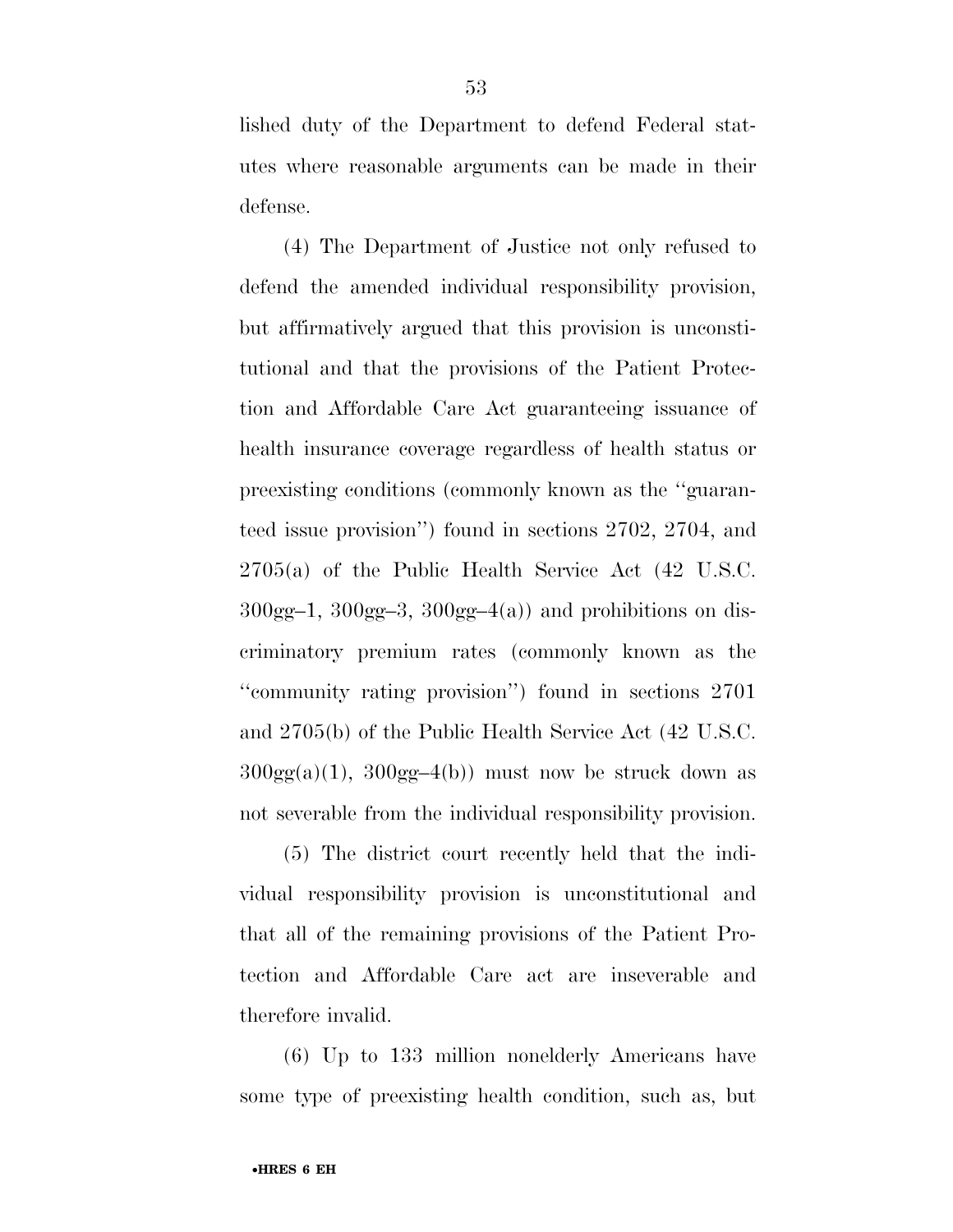lished duty of the Department to defend Federal statutes where reasonable arguments can be made in their defense.

(4) The Department of Justice not only refused to defend the amended individual responsibility provision, but affirmatively argued that this provision is unconstitutional and that the provisions of the Patient Protection and Affordable Care Act guaranteeing issuance of health insurance coverage regardless of health status or preexisting conditions (commonly known as the ''guaranteed issue provision'') found in sections 2702, 2704, and 2705(a) of the Public Health Service Act (42 U.S.C. 300gg–1, 300gg–3, 300gg–4(a)) and prohibitions on discriminatory premium rates (commonly known as the ''community rating provision'') found in sections 2701 and 2705(b) of the Public Health Service Act (42 U.S.C. 300gg(a)(1), 300gg–4(b)) must now be struck down as not severable from the individual responsibility provision.

(5) The district court recently held that the individual responsibility provision is unconstitutional and that all of the remaining provisions of the Patient Protection and Affordable Care act are inseverable and therefore invalid.

(6) Up to 133 million nonelderly Americans have some type of preexisting health condition, such as, but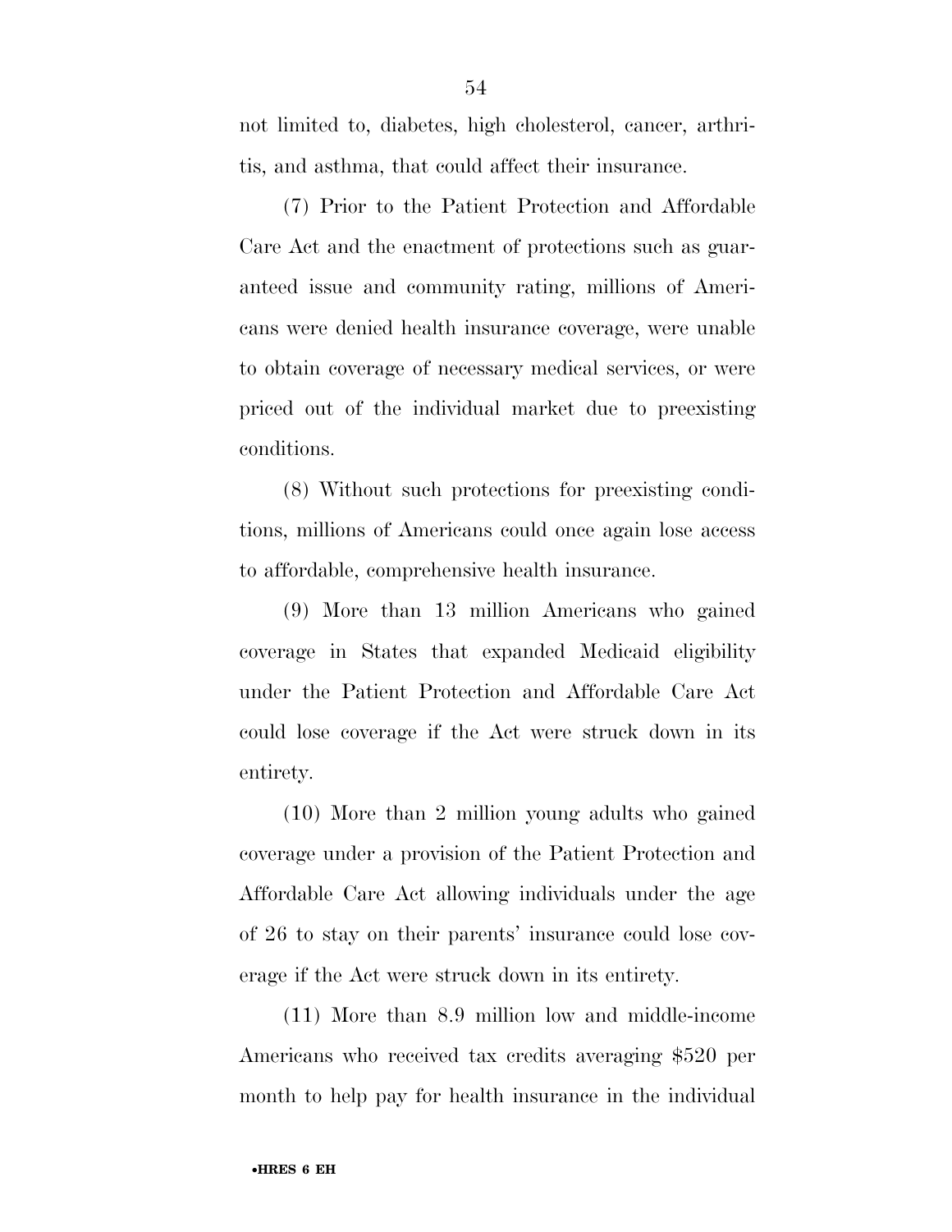not limited to, diabetes, high cholesterol, cancer, arthritis, and asthma, that could affect their insurance.

(7) Prior to the Patient Protection and Affordable Care Act and the enactment of protections such as guaranteed issue and community rating, millions of Americans were denied health insurance coverage, were unable to obtain coverage of necessary medical services, or were priced out of the individual market due to preexisting conditions.

(8) Without such protections for preexisting conditions, millions of Americans could once again lose access to affordable, comprehensive health insurance.

(9) More than 13 million Americans who gained coverage in States that expanded Medicaid eligibility under the Patient Protection and Affordable Care Act could lose coverage if the Act were struck down in its entirety.

(10) More than 2 million young adults who gained coverage under a provision of the Patient Protection and Affordable Care Act allowing individuals under the age of 26 to stay on their parents' insurance could lose coverage if the Act were struck down in its entirety.

(11) More than 8.9 million low and middle-income Americans who received tax credits averaging $520 per month to help pay for health insurance in the individual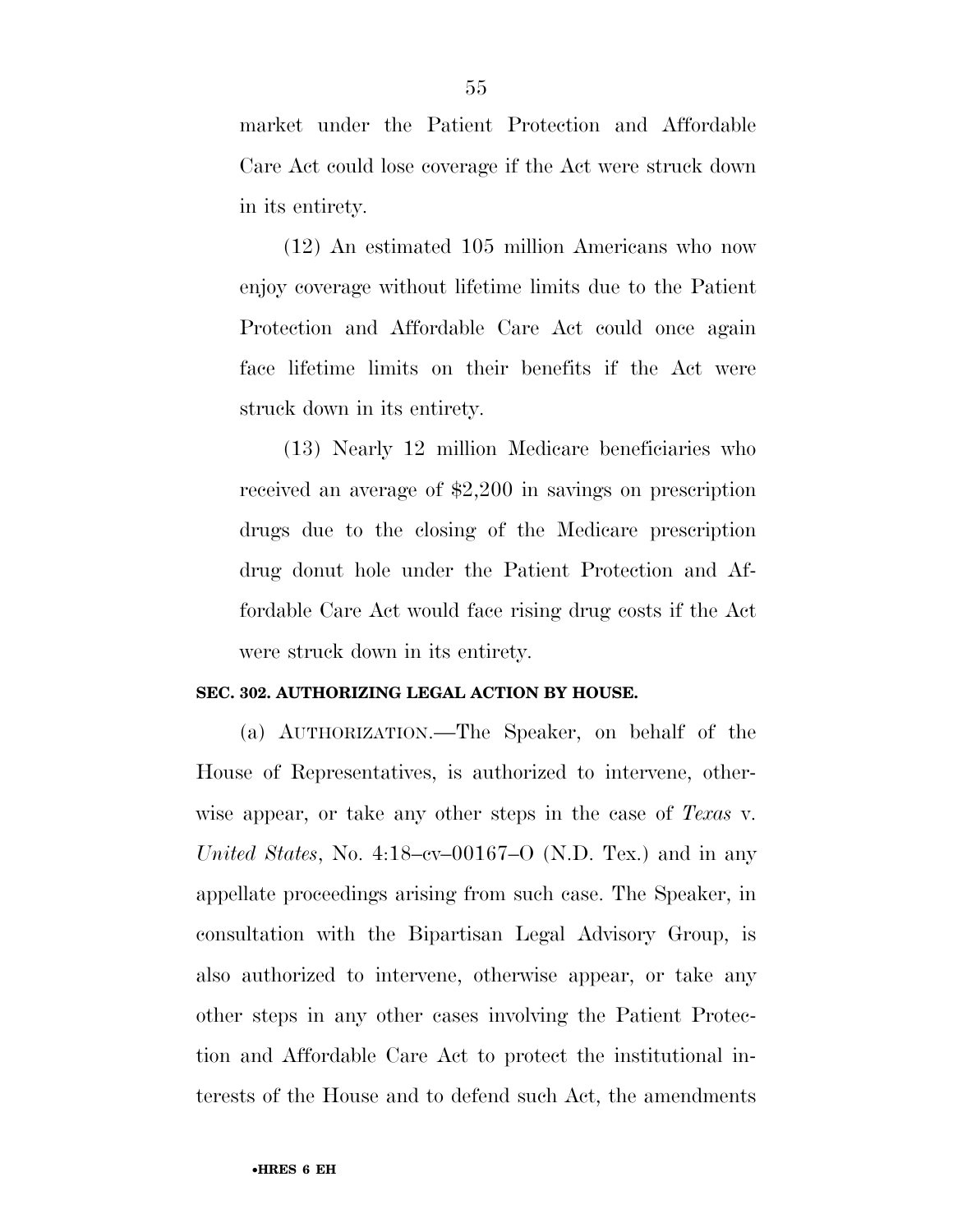market under the Patient Protection and Affordable Care Act could lose coverage if the Act were struck down in its entirety.

(12) An estimated 105 million Americans who now enjoy coverage without lifetime limits due to the Patient Protection and Affordable Care Act could once again face lifetime limits on their benefits if the Act were struck down in its entirety.

(13) Nearly 12 million Medicare beneficiaries who received an average of $2,200 in savings on prescription drugs due to the closing of the Medicare prescription drug donut hole under the Patient Protection and Affordable Care Act would face rising drug costs if the Act were struck down in its entirety.

**SEC. 302. AUTHORIZING LEGAL ACTION BY HOUSE.**

(a) AUTHORIZATION.—The Speaker, on behalf of the House of Representatives, is authorized to intervene, otherwise appear, or take any other steps in the case of *Texas* v. *United States*, No. 4:18–cv–00167–O (N.D. Tex.) and in any appellate proceedings arising from such case. The Speaker, in consultation with the Bipartisan Legal Advisory Group, is also authorized to intervene, otherwise appear, or take any other steps in any other cases involving the Patient Protection and Affordable Care Act to protect the institutional interests of the House and to defend such Act, the amendments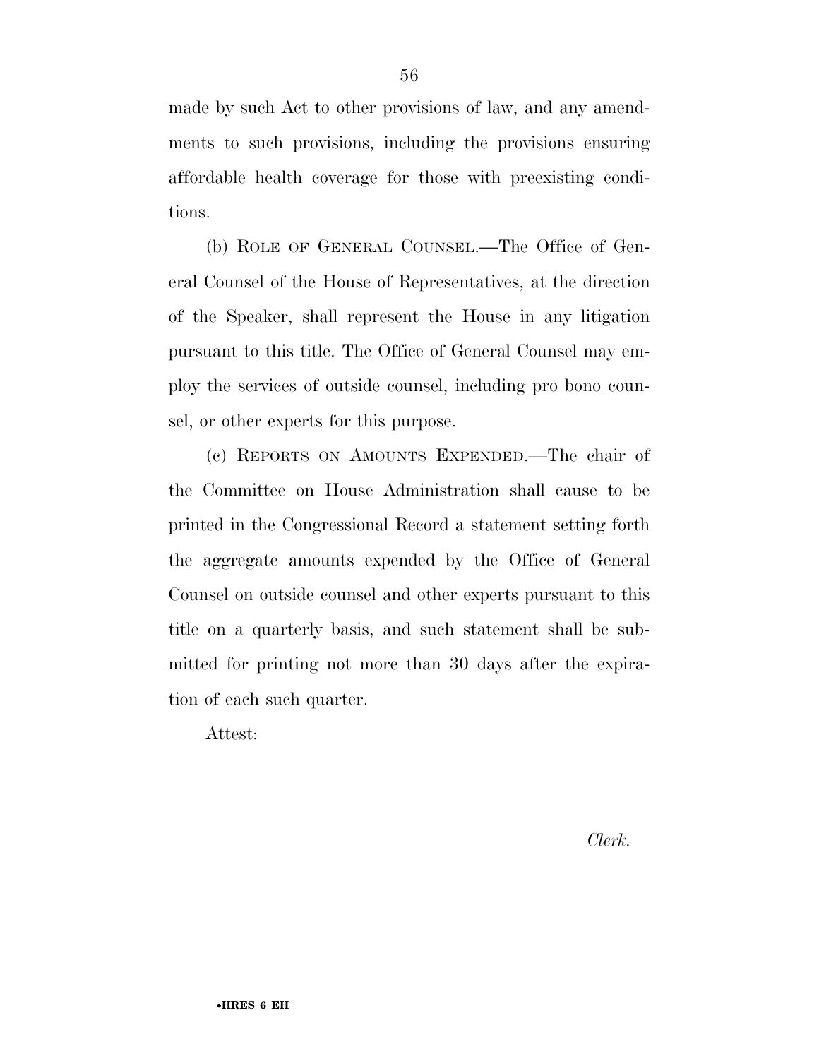made by such Act to other provisions of law, and any amendments to such provisions, including the provisions ensuring affordable health coverage for those with preexisting conditions.

(b) Role of General Counsel.—The Office of General Counsel of the House of Representatives, at the direction of the Speaker, shall represent the House in any litigation pursuant to this title. The Office of General Counsel may employ the services of outside counsel, including pro bono counsel, or other experts for this purpose.

(c) Reports on Amounts Expended.—The chair of the Committee on House Administration shall cause to be printed in the Congressional Record a statement setting forth the aggregate amounts expended by the Office of General Counsel on outside counsel and other experts pursuant to this title on a quarterly basis, and such statement shall be submitted for printing not more than 30 days after the expiration of each such quarter.

Attest:

*Clerk.*